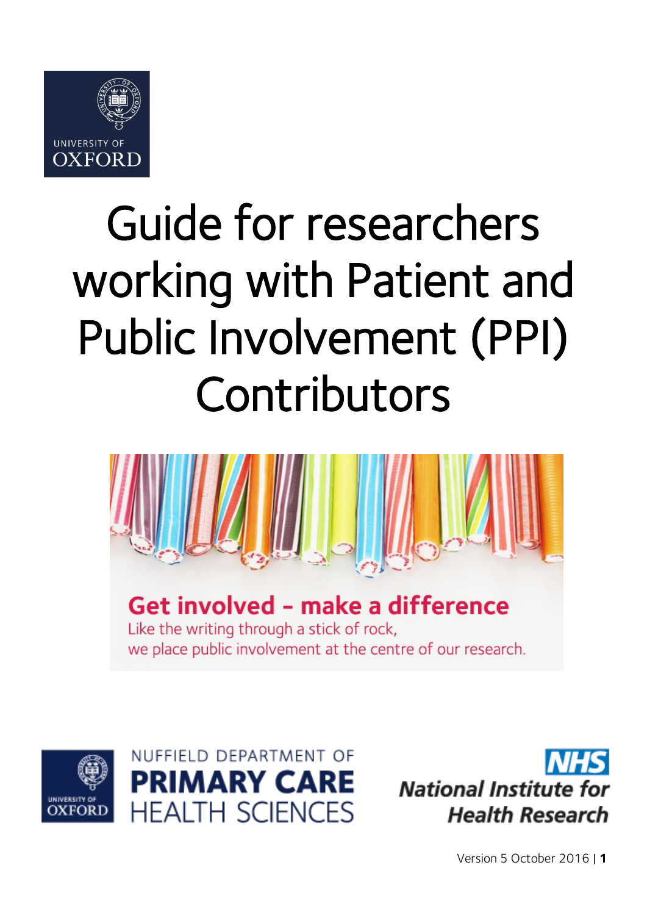UNIVERSITY OF OXFORD

# Guide for researchers working with Patient and Public Involvement (PPI) Contributors

**Get involved – make a difference**

Like the writing through a stick of rock, we place public involvement at the centre of our research.

UNIVERSITY OF OXFORD NUFFIELD DEPARTMENT OF PRIMARY CARE HEALTH SCIENCES

NHS National Institute for Health Research

Version 5 October 2016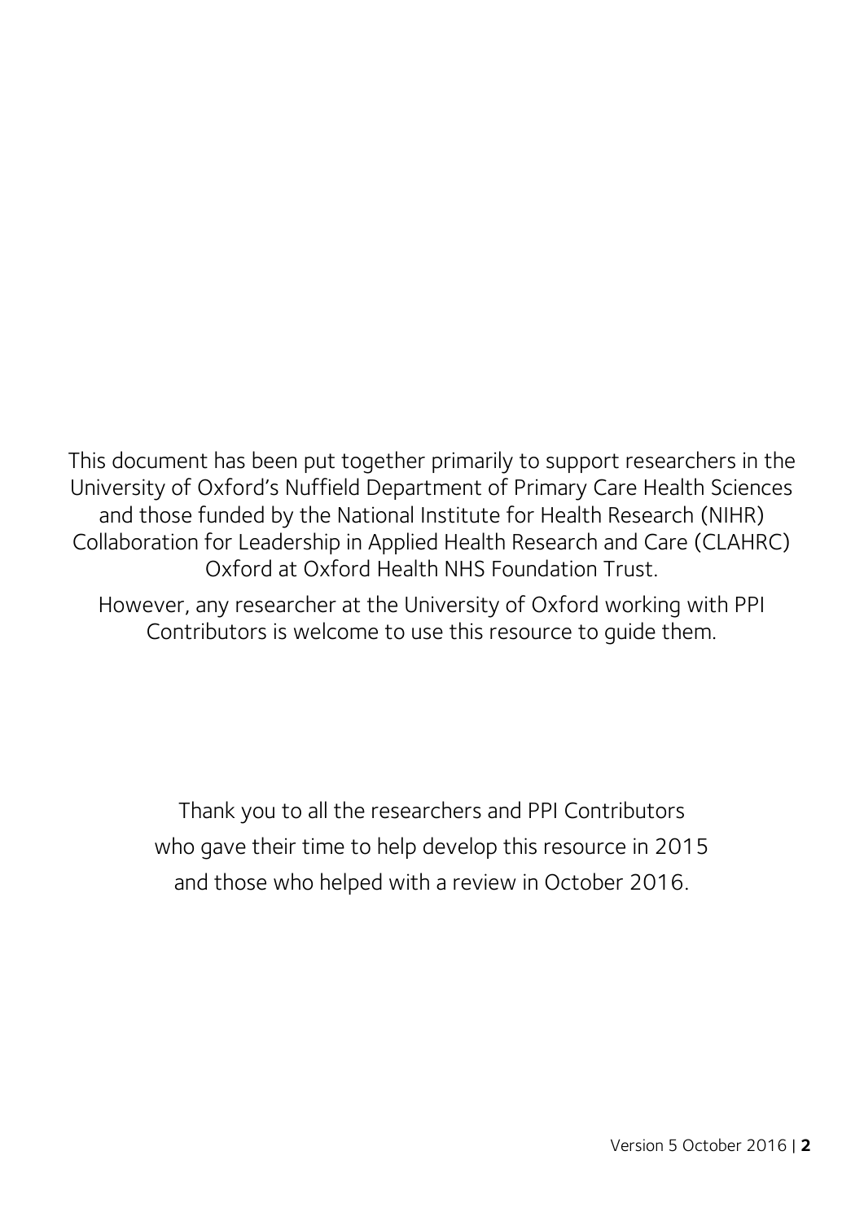This document has been put together primarily to support researchers in the University of Oxford's Nuffield Department of Primary Care Health Sciences and those funded by the National Institute for Health Research (NIHR) Collaboration for Leadership in Applied Health Research and Care (CLAHRC) Oxford at Oxford Health NHS Foundation Trust.

However, any researcher at the University of Oxford working with PPI Contributors is welcome to use this resource to guide them.

Thank you to all the researchers and PPI Contributors who gave their time to help develop this resource in 2015 and those who helped with a review in October 2016.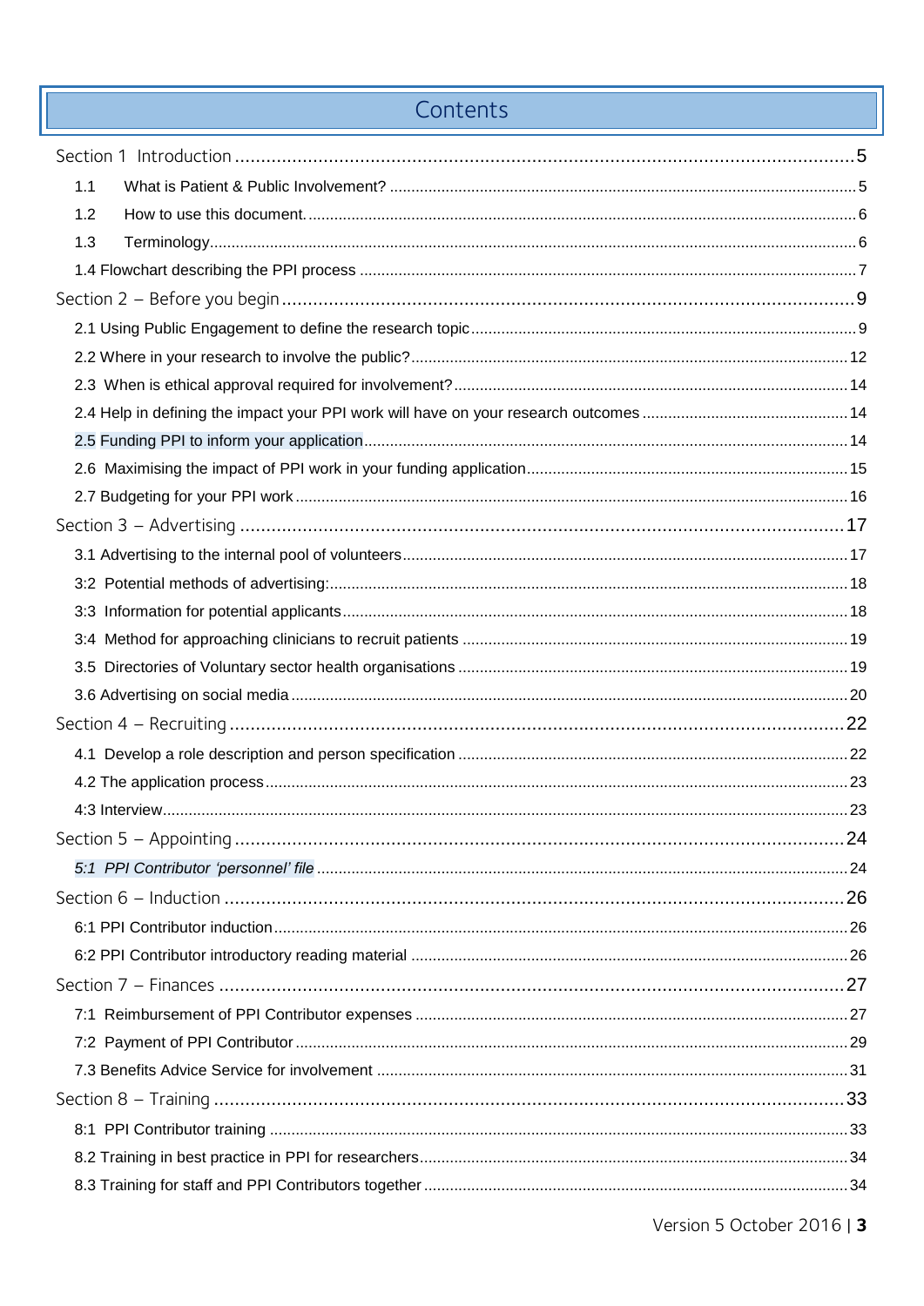# Contents

Section 1 Introduction ........ 5

- 1.1 What is Patient & Public Involvement? ........ 5
- 1.2 How to use this document. ........ 6
- 1.3 Terminology ........ 6
- 1.4 Flowchart describing the PPI process ........ 7

Section 2 – Before you begin ........ 9

- 2.1 Using Public Engagement to define the research topic ........ 9
- 2.2 Where in your research to involve the public? ........ 12
- 2.3 When is ethical approval required for involvement? ........ 14
- 2.4 Help in defining the impact your PPI work will have on your research outcomes ........ 14
- 2.5 Funding PPI to inform your application ........ 14
- 2.6 Maximising the impact of PPI work in your funding application ........ 15
- 2.7 Budgeting for your PPI work ........ 16

Section 3 – Advertising ........ 17

- 3.1 Advertising to the internal pool of volunteers ........ 17
- 3:2 Potential methods of advertising: ........ 18
- 3:3 Information for potential applicants ........ 18
- 3:4 Method for approaching clinicians to recruit patients ........ 19
- 3.5 Directories of Voluntary sector health organisations ........ 19
- 3.6 Advertising on social media ........ 20

Section 4 – Recruiting ........ 22

- 4.1 Develop a role description and person specification ........ 22
- 4.2 The application process ........ 23
- 4:3 Interview ........ 23

Section 5 – Appointing ........ 24

- *5:1 PPI Contributor 'personnel' file* ........ 24

Section 6 – Induction ........ 26

- 6:1 PPI Contributor induction ........ 26
- 6:2 PPI Contributor introductory reading material ........ 26

Section 7 – Finances ........ 27

- 7:1 Reimbursement of PPI Contributor expenses ........ 27
- 7:2 Payment of PPI Contributor ........ 29
- 7.3 Benefits Advice Service for involvement ........ 31

Section 8 – Training ........ 33

- 8:1 PPI Contributor training ........ 33
- 8.2 Training in best practice in PPI for researchers ........ 34
- 8.3 Training for staff and PPI Contributors together ........ 34

Version 5 October 2016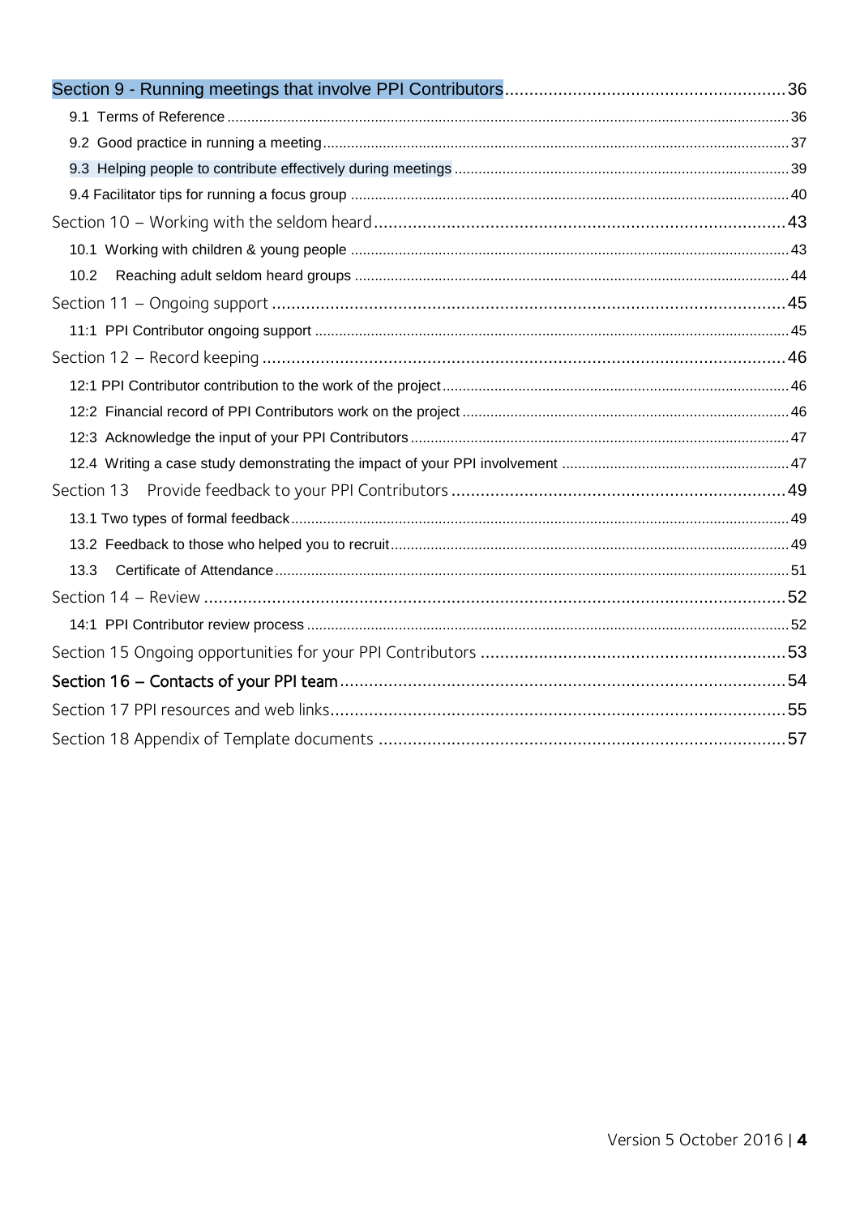Section 9 - Running meetings that involve PPI Contributors .......... 36

- 9.1 Terms of Reference .......... 36
- 9.2 Good practice in running a meeting .......... 37
- 9.3 Helping people to contribute effectively during meetings .......... 39
- 9.4 Facilitator tips for running a focus group .......... 40

Section 10 – Working with the seldom heard .......... 43

- 10.1 Working with children & young people .......... 43
- 10.2 Reaching adult seldom heard groups .......... 44

Section 11 – Ongoing support .......... 45

- 11:1 PPI Contributor ongoing support .......... 45

Section 12 – Record keeping .......... 46

- 12:1 PPI Contributor contribution to the work of the project .......... 46
- 12:2 Financial record of PPI Contributors work on the project .......... 46
- 12:3 Acknowledge the input of your PPI Contributors .......... 47
- 12.4 Writing a case study demonstrating the impact of your PPI involvement .......... 47

Section 13 Provide feedback to your PPI Contributors .......... 49

- 13.1 Two types of formal feedback .......... 49
- 13.2 Feedback to those who helped you to recruit .......... 49
- 13.3 Certificate of Attendance .......... 51

Section 14 – Review .......... 52

- 14:1 PPI Contributor review process .......... 52

Section 15 Ongoing opportunities for your PPI Contributors .......... 53

Section 16 – Contacts of your PPI team .......... 54

Section 17 PPI resources and web links .......... 55

Section 18 Appendix of Template documents .......... 57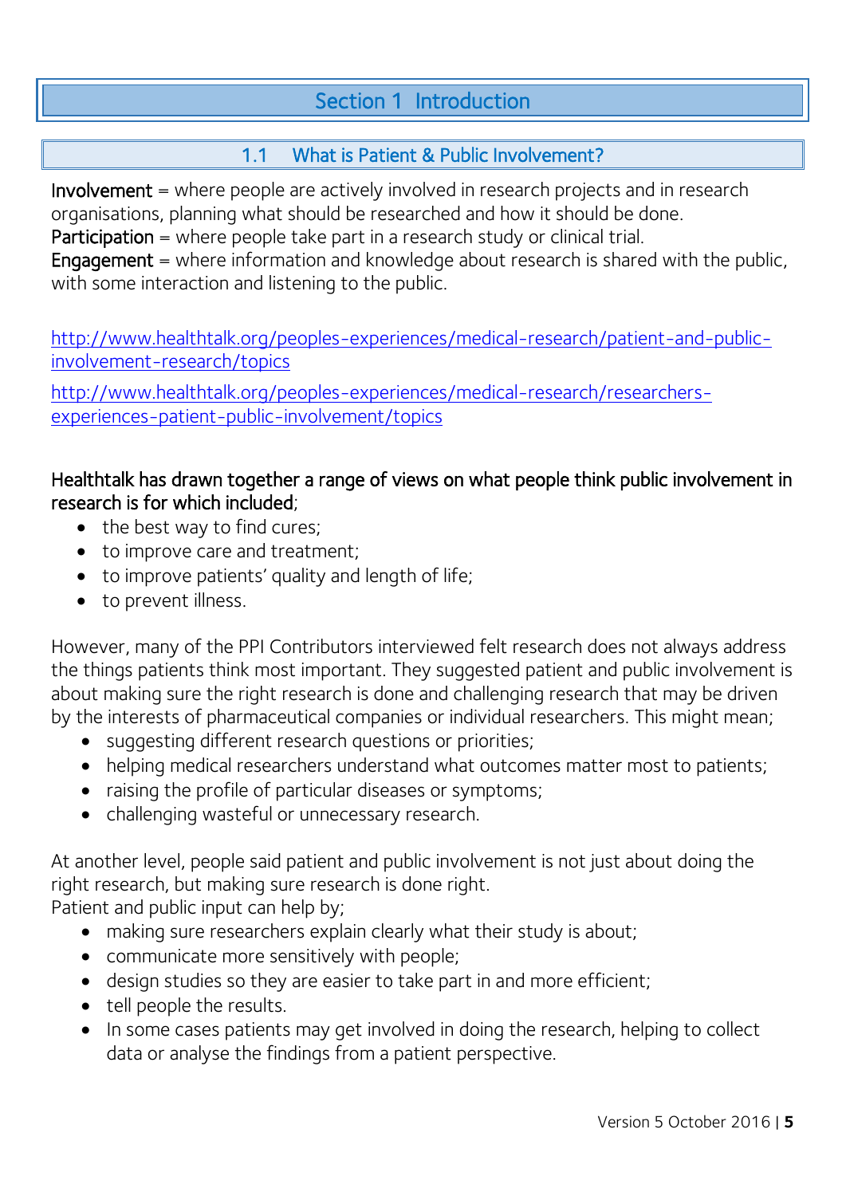# Section 1 Introduction

## 1.1 What is Patient & Public Involvement?

**Involvement** = where people are actively involved in research projects and in research organisations, planning what should be researched and how it should be done.
**Participation** = where people take part in a research study or clinical trial.
**Engagement** = where information and knowledge about research is shared with the public, with some interaction and listening to the public.

http://www.healthtalk.org/peoples-experiences/medical-research/patient-and-public-involvement-research/topics

http://www.healthtalk.org/peoples-experiences/medical-research/researchers-experiences-patient-public-involvement/topics

**Healthtalk has drawn together a range of views on what people think public involvement in research is for which included**;

- the best way to find cures;
- to improve care and treatment;
- to improve patients' quality and length of life;
- to prevent illness.

However, many of the PPI Contributors interviewed felt research does not always address the things patients think most important. They suggested patient and public involvement is about making sure the right research is done and challenging research that may be driven by the interests of pharmaceutical companies or individual researchers. This might mean;

- suggesting different research questions or priorities;
- helping medical researchers understand what outcomes matter most to patients;
- raising the profile of particular diseases or symptoms;
- challenging wasteful or unnecessary research.

At another level, people said patient and public involvement is not just about doing the right research, but making sure research is done right.
Patient and public input can help by;

- making sure researchers explain clearly what their study is about;
- communicate more sensitively with people;
- design studies so they are easier to take part in and more efficient;
- tell people the results.
- In some cases patients may get involved in doing the research, helping to collect data or analyse the findings from a patient perspective.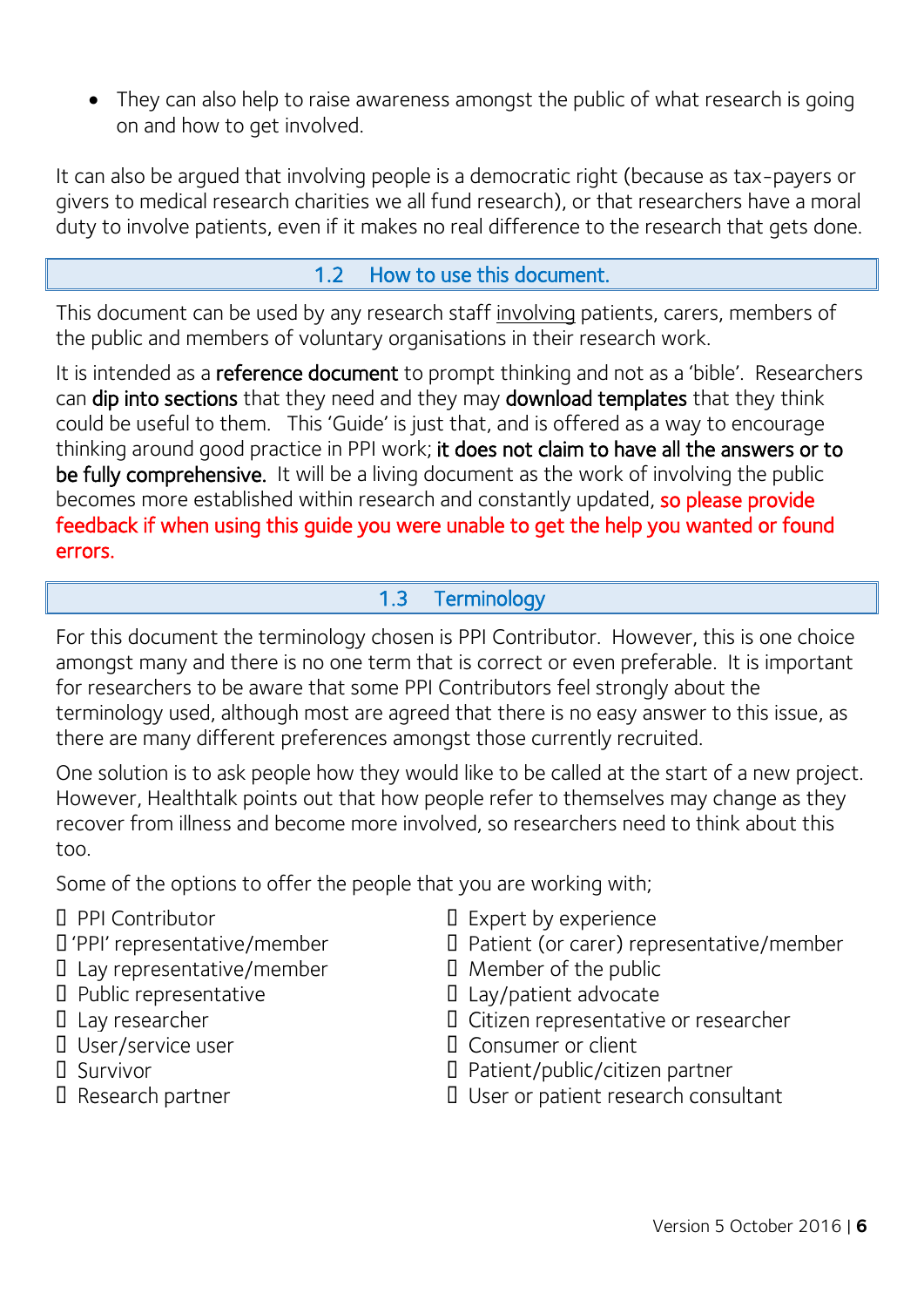- They can also help to raise awareness amongst the public of what research is going on and how to get involved.

It can also be argued that involving people is a democratic right (because as tax-payers or givers to medical research charities we all fund research), or that researchers have a moral duty to involve patients, even if it makes no real difference to the research that gets done.

## 1.2 How to use this document.

This document can be used by any research staff involving patients, carers, members of the public and members of voluntary organisations in their research work.

It is intended as a **reference document** to prompt thinking and not as a 'bible'. Researchers can **dip into sections** that they need and they may **download templates** that they think could be useful to them. This 'Guide' is just that, and is offered as a way to encourage thinking around good practice in PPI work; **it does not claim to have all the answers or to be fully comprehensive.** It will be a living document as the work of involving the public becomes more established within research and constantly updated, **so please provide feedback if when using this guide you were unable to get the help you wanted or found errors.**

## 1.3 Terminology

For this document the terminology chosen is PPI Contributor. However, this is one choice amongst many and there is no one term that is correct or even preferable. It is important for researchers to be aware that some PPI Contributors feel strongly about the terminology used, although most are agreed that there is no easy answer to this issue, as there are many different preferences amongst those currently recruited.

One solution is to ask people how they would like to be called at the start of a new project. However, Healthtalk points out that how people refer to themselves may change as they recover from illness and become more involved, so researchers need to think about this too.

Some of the options to offer the people that you are working with;

- PPI Contributor
- 'PPI' representative/member
- Lay representative/member
- Public representative
- Lay researcher
- User/service user
- Survivor
- Research partner
- Expert by experience
- Patient (or carer) representative/member
- Member of the public
- Lay/patient advocate
- Citizen representative or researcher
- Consumer or client
- Patient/public/citizen partner
- User or patient research consultant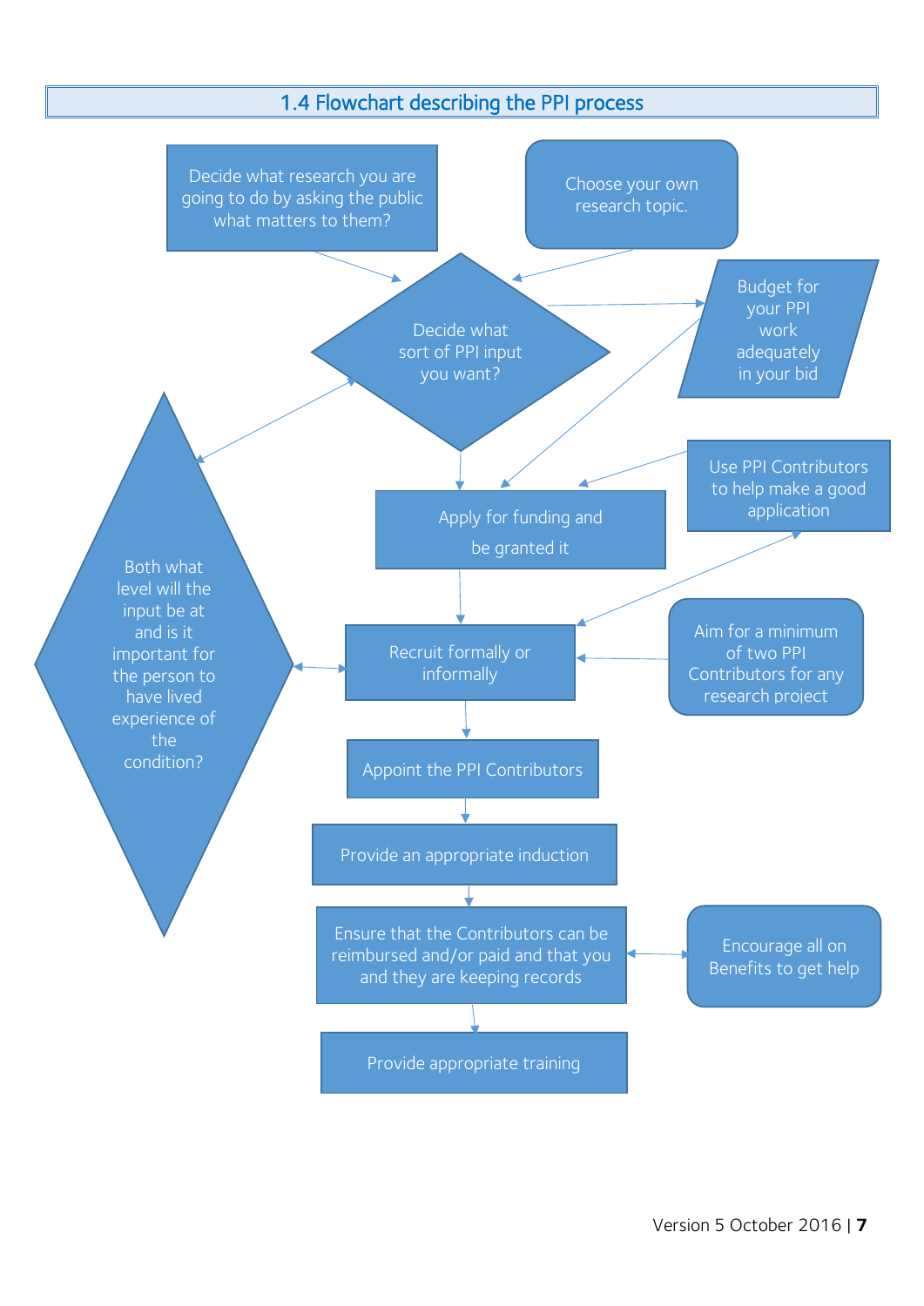## 1.4 Flowchart describing the PPI process

Decide what research you are going to do by asking the public what matters to them?

Choose your own research topic.

Decide what sort of PPI input you want?

Budget for your PPI work adequately in your bid

Both what level will the input be at and is it important for the person to have lived experience of the condition?

Use PPI Contributors to help make a good application

Apply for funding and be granted it

Recruit formally or informally

Aim for a minimum of two PPI Contributors for any research project

Appoint the PPI Contributors

Provide an appropriate induction

Ensure that the Contributors can be reimbursed and/or paid and that you and they are keeping records

Encourage all on Benefits to get help

Provide appropriate training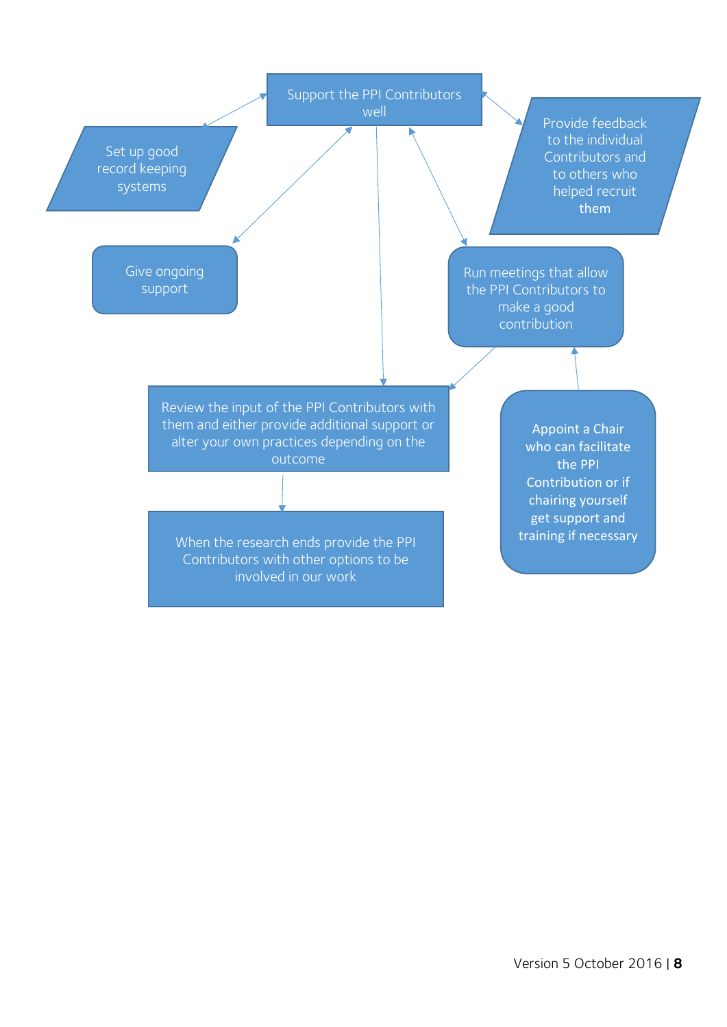Support the PPI Contributors well

Set up good record keeping systems

Provide feedback to the individual Contributors and to others who helped recruit them

Give ongoing support

Run meetings that allow the PPI Contributors to make a good contribution

Review the input of the PPI Contributors with them and either provide additional support or alter your own practices depending on the outcome

Appoint a Chair who can facilitate the PPI Contribution or if chairing yourself get support and training if necessary

When the research ends provide the PPI Contributors with other options to be involved in our work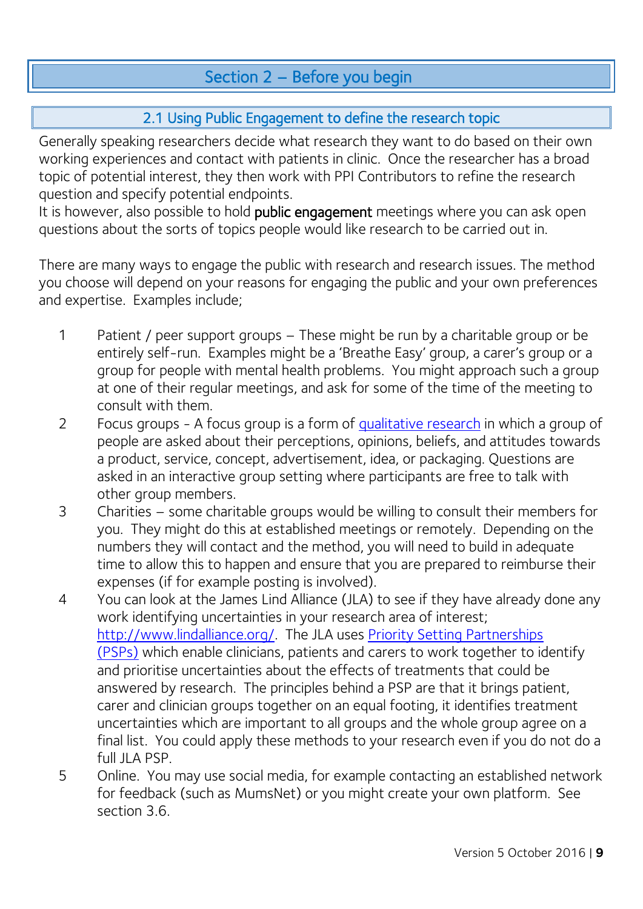## Section 2 – Before you begin

### 2.1 Using Public Engagement to define the research topic

Generally speaking researchers decide what research they want to do based on their own working experiences and contact with patients in clinic. Once the researcher has a broad topic of potential interest, they then work with PPI Contributors to refine the research question and specify potential endpoints.
It is however, also possible to hold **public engagement** meetings where you can ask open questions about the sorts of topics people would like research to be carried out in.

There are many ways to engage the public with research and research issues. The method you choose will depend on your reasons for engaging the public and your own preferences and expertise. Examples include;

1. Patient / peer support groups – These might be run by a charitable group or be entirely self-run. Examples might be a 'Breathe Easy' group, a carer's group or a group for people with mental health problems. You might approach such a group at one of their regular meetings, and ask for some of the time of the meeting to consult with them.
2. Focus groups - A focus group is a form of [qualitative research](#) in which a group of people are asked about their perceptions, opinions, beliefs, and attitudes towards a product, service, concept, advertisement, idea, or packaging. Questions are asked in an interactive group setting where participants are free to talk with other group members.
3. Charities – some charitable groups would be willing to consult their members for you. They might do this at established meetings or remotely. Depending on the numbers they will contact and the method, you will need to build in adequate time to allow this to happen and ensure that you are prepared to reimburse their expenses (if for example posting is involved).
4. You can look at the James Lind Alliance (JLA) to see if they have already done any work identifying uncertainties in your research area of interest; [http://www.lindalliance.org/](http://www.lindalliance.org/). The JLA uses [Priority Setting Partnerships (PSPs)](#) which enable clinicians, patients and carers to work together to identify and prioritise uncertainties about the effects of treatments that could be answered by research. The principles behind a PSP are that it brings patient, carer and clinician groups together on an equal footing, it identifies treatment uncertainties which are important to all groups and the whole group agree on a final list. You could apply these methods to your research even if you do not do a full JLA PSP.
5. Online. You may use social media, for example contacting an established network for feedback (such as MumsNet) or you might create your own platform. See section 3.6.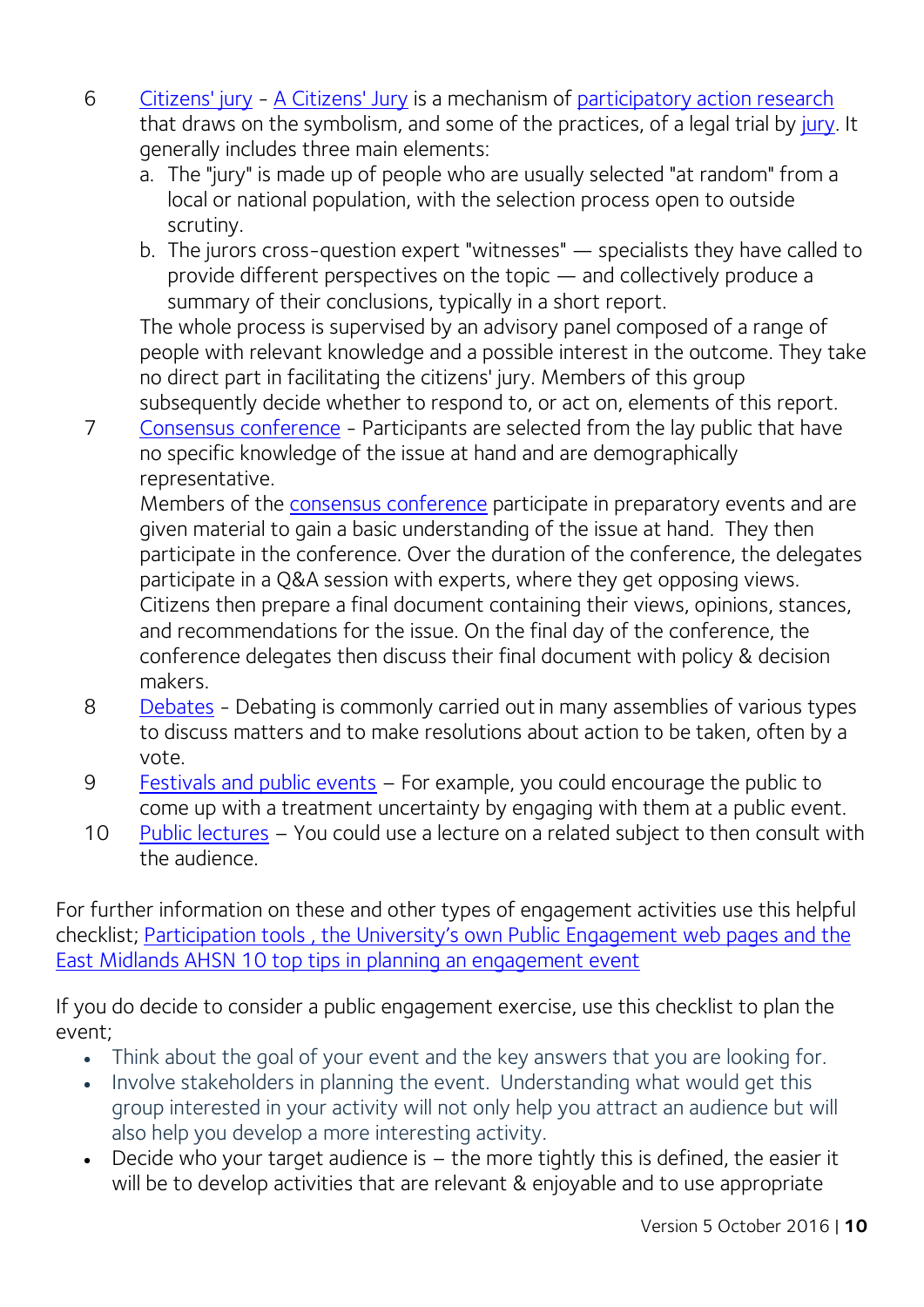6. Citizens' jury - A Citizens' Jury is a mechanism of participatory action research that draws on the symbolism, and some of the practices, of a legal trial by jury. It generally includes three main elements:
   a. The "jury" is made up of people who are usually selected "at random" from a local or national population, with the selection process open to outside scrutiny.
   b. The jurors cross-question expert "witnesses" — specialists they have called to provide different perspectives on the topic — and collectively produce a summary of their conclusions, typically in a short report.

   The whole process is supervised by an advisory panel composed of a range of people with relevant knowledge and a possible interest in the outcome. They take no direct part in facilitating the citizens' jury. Members of this group subsequently decide whether to respond to, or act on, elements of this report.
7. Consensus conference - Participants are selected from the lay public that have no specific knowledge of the issue at hand and are demographically representative.
   Members of the consensus conference participate in preparatory events and are given material to gain a basic understanding of the issue at hand. They then participate in the conference. Over the duration of the conference, the delegates participate in a Q&A session with experts, where they get opposing views. Citizens then prepare a final document containing their views, opinions, stances, and recommendations for the issue. On the final day of the conference, the conference delegates then discuss their final document with policy & decision makers.
8. Debates - Debating is commonly carried out in many assemblies of various types to discuss matters and to make resolutions about action to be taken, often by a vote.
9. Festivals and public events – For example, you could encourage the public to come up with a treatment uncertainty by engaging with them at a public event.
10. Public lectures – You could use a lecture on a related subject to then consult with the audience.

For further information on these and other types of engagement activities use this helpful checklist; Participation tools , the University's own Public Engagement web pages and the East Midlands AHSN 10 top tips in planning an engagement event

If you do decide to consider a public engagement exercise, use this checklist to plan the event;

- Think about the goal of your event and the key answers that you are looking for.
- Involve stakeholders in planning the event. Understanding what would get this group interested in your activity will not only help you attract an audience but will also help you develop a more interesting activity.
- Decide who your target audience is – the more tightly this is defined, the easier it will be to develop activities that are relevant & enjoyable and to use appropriate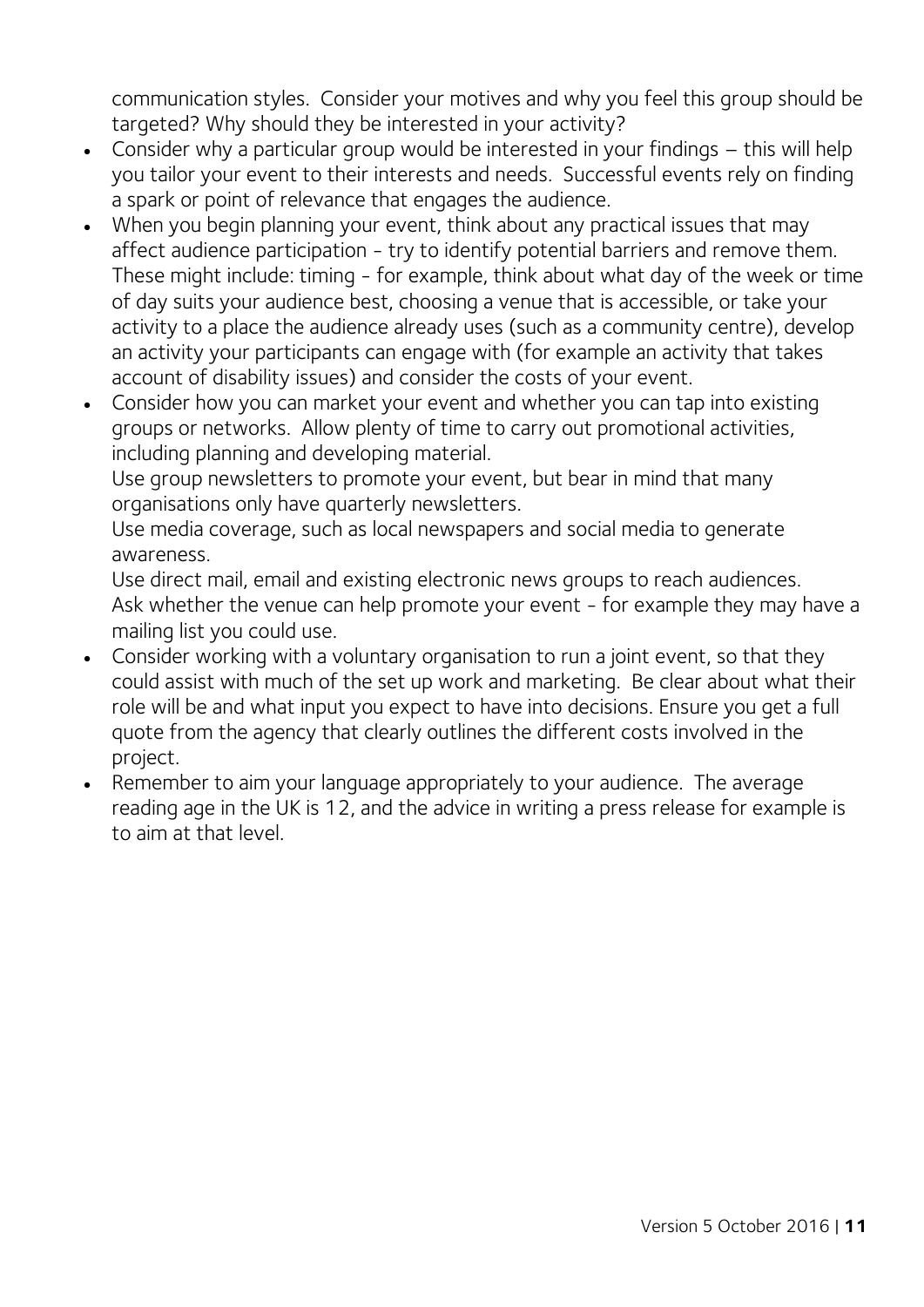communication styles. Consider your motives and why you feel this group should be targeted? Why should they be interested in your activity?

- Consider why a particular group would be interested in your findings – this will help you tailor your event to their interests and needs. Successful events rely on finding a spark or point of relevance that engages the audience.
- When you begin planning your event, think about any practical issues that may affect audience participation - try to identify potential barriers and remove them. These might include: timing - for example, think about what day of the week or time of day suits your audience best, choosing a venue that is accessible, or take your activity to a place the audience already uses (such as a community centre), develop an activity your participants can engage with (for example an activity that takes account of disability issues) and consider the costs of your event.
- Consider how you can market your event and whether you can tap into existing groups or networks. Allow plenty of time to carry out promotional activities, including planning and developing material.
  Use group newsletters to promote your event, but bear in mind that many organisations only have quarterly newsletters.
  Use media coverage, such as local newspapers and social media to generate awareness.
  Use direct mail, email and existing electronic news groups to reach audiences.
  Ask whether the venue can help promote your event - for example they may have a mailing list you could use.
- Consider working with a voluntary organisation to run a joint event, so that they could assist with much of the set up work and marketing. Be clear about what their role will be and what input you expect to have into decisions. Ensure you get a full quote from the agency that clearly outlines the different costs involved in the project.
- Remember to aim your language appropriately to your audience. The average reading age in the UK is 12, and the advice in writing a press release for example is to aim at that level.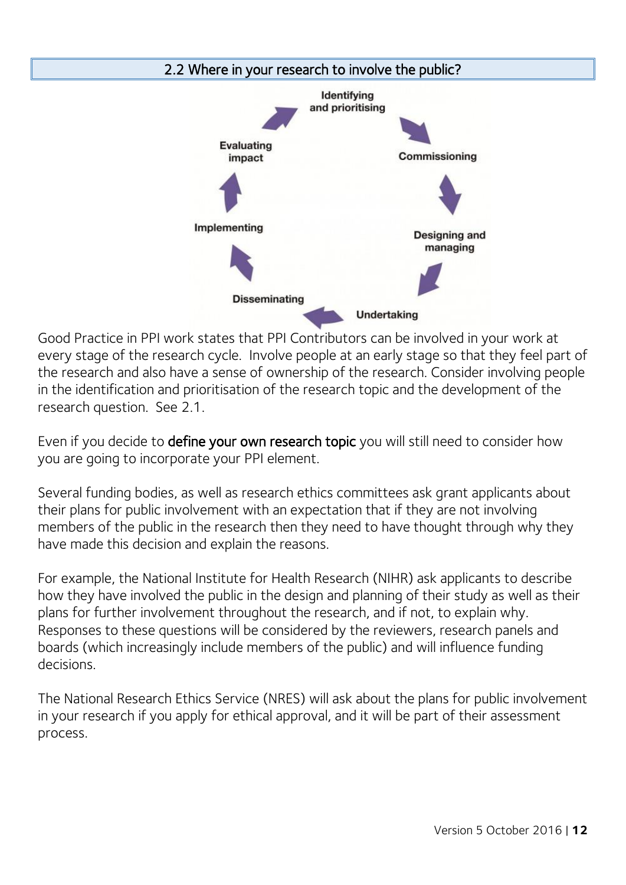## 2.2 Where in your research to involve the public?

Identifying and prioritising

Commissioning

Designing and managing

Undertaking

Disseminating

Implementing

Evaluating impact

Good Practice in PPI work states that PPI Contributors can be involved in your work at every stage of the research cycle. Involve people at an early stage so that they feel part of the research and also have a sense of ownership of the research. Consider involving people in the identification and prioritisation of the research topic and the development of the research question. See 2.1.

Even if you decide to **define your own research topic** you will still need to consider how you are going to incorporate your PPI element.

Several funding bodies, as well as research ethics committees ask grant applicants about their plans for public involvement with an expectation that if they are not involving members of the public in the research then they need to have thought through why they have made this decision and explain the reasons.

For example, the National Institute for Health Research (NIHR) ask applicants to describe how they have involved the public in the design and planning of their study as well as their plans for further involvement throughout the research, and if not, to explain why. Responses to these questions will be considered by the reviewers, research panels and boards (which increasingly include members of the public) and will influence funding decisions.

The National Research Ethics Service (NRES) will ask about the plans for public involvement in your research if you apply for ethical approval, and it will be part of their assessment process.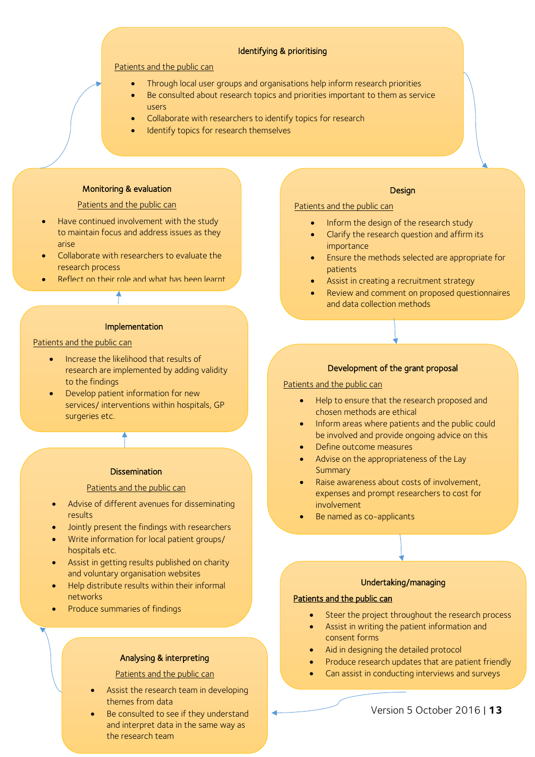### Identifying & prioritising

Patients and the public can

- Through local user groups and organisations help inform research priorities
- Be consulted about research topics and priorities important to them as service users
- Collaborate with researchers to identify topics for research
- Identify topics for research themselves

### Design

Patients and the public can

- Inform the design of the research study
- Clarify the research question and affirm its importance
- Ensure the methods selected are appropriate for patients
- Assist in creating a recruitment strategy
- Review and comment on proposed questionnaires and data collection methods

### Development of the grant proposal

Patients and the public can

- Help to ensure that the research proposed and chosen methods are ethical
- Inform areas where patients and the public could be involved and provide ongoing advice on this
- Define outcome measures
- Advise on the appropriateness of the Lay Summary
- Raise awareness about costs of involvement, expenses and prompt researchers to cost for involvement
- Be named as co-applicants

### Undertaking/managing

Patients and the public can

- Steer the project throughout the research process
- Assist in writing the patient information and consent forms
- Aid in designing the detailed protocol
- Produce research updates that are patient friendly
- Can assist in conducting interviews and surveys

### Analysing & interpreting

Patients and the public can

- Assist the research team in developing themes from data
- Be consulted to see if they understand and interpret data in the same way as the research team

### Dissemination

Patients and the public can

- Advise of different avenues for disseminating results
- Jointly present the findings with researchers
- Write information for local patient groups/ hospitals etc.
- Assist in getting results published on charity and voluntary organisation websites
- Help distribute results within their informal networks
- Produce summaries of findings

### Implementation

Patients and the public can

- Increase the likelihood that results of research are implemented by adding validity to the findings
- Develop patient information for new services/ interventions within hospitals, GP surgeries etc.

### Monitoring & evaluation

Patients and the public can

- Have continued involvement with the study to maintain focus and address issues as they arise
- Collaborate with researchers to evaluate the research process
- Reflect on their role and what has been learnt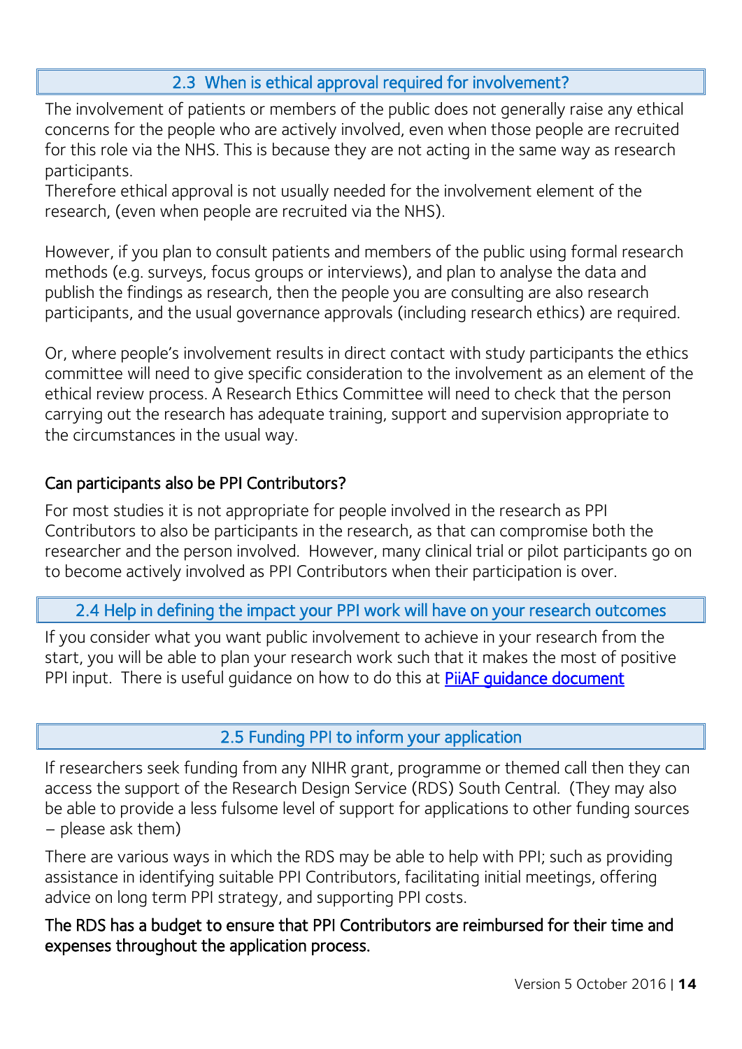## 2.3 When is ethical approval required for involvement?

The involvement of patients or members of the public does not generally raise any ethical concerns for the people who are actively involved, even when those people are recruited for this role via the NHS. This is because they are not acting in the same way as research participants.
Therefore ethical approval is not usually needed for the involvement element of the research, (even when people are recruited via the NHS).

However, if you plan to consult patients and members of the public using formal research methods (e.g. surveys, focus groups or interviews), and plan to analyse the data and publish the findings as research, then the people you are consulting are also research participants, and the usual governance approvals (including research ethics) are required.

Or, where people's involvement results in direct contact with study participants the ethics committee will need to give specific consideration to the involvement as an element of the ethical review process. A Research Ethics Committee will need to check that the person carrying out the research has adequate training, support and supervision appropriate to the circumstances in the usual way.

### Can participants also be PPI Contributors?

For most studies it is not appropriate for people involved in the research as PPI Contributors to also be participants in the research, as that can compromise both the researcher and the person involved. However, many clinical trial or pilot participants go on to become actively involved as PPI Contributors when their participation is over.

## 2.4 Help in defining the impact your PPI work will have on your research outcomes

If you consider what you want public involvement to achieve in your research from the start, you will be able to plan your research work such that it makes the most of positive PPI input. There is useful guidance on how to do this at PiiAF guidance document

## 2.5 Funding PPI to inform your application

If researchers seek funding from any NIHR grant, programme or themed call then they can access the support of the Research Design Service (RDS) South Central. (They may also be able to provide a less fulsome level of support for applications to other funding sources – please ask them)

There are various ways in which the RDS may be able to help with PPI; such as providing assistance in identifying suitable PPI Contributors, facilitating initial meetings, offering advice on long term PPI strategy, and supporting PPI costs.

The RDS has a budget to ensure that PPI Contributors are reimbursed for their time and expenses throughout the application process.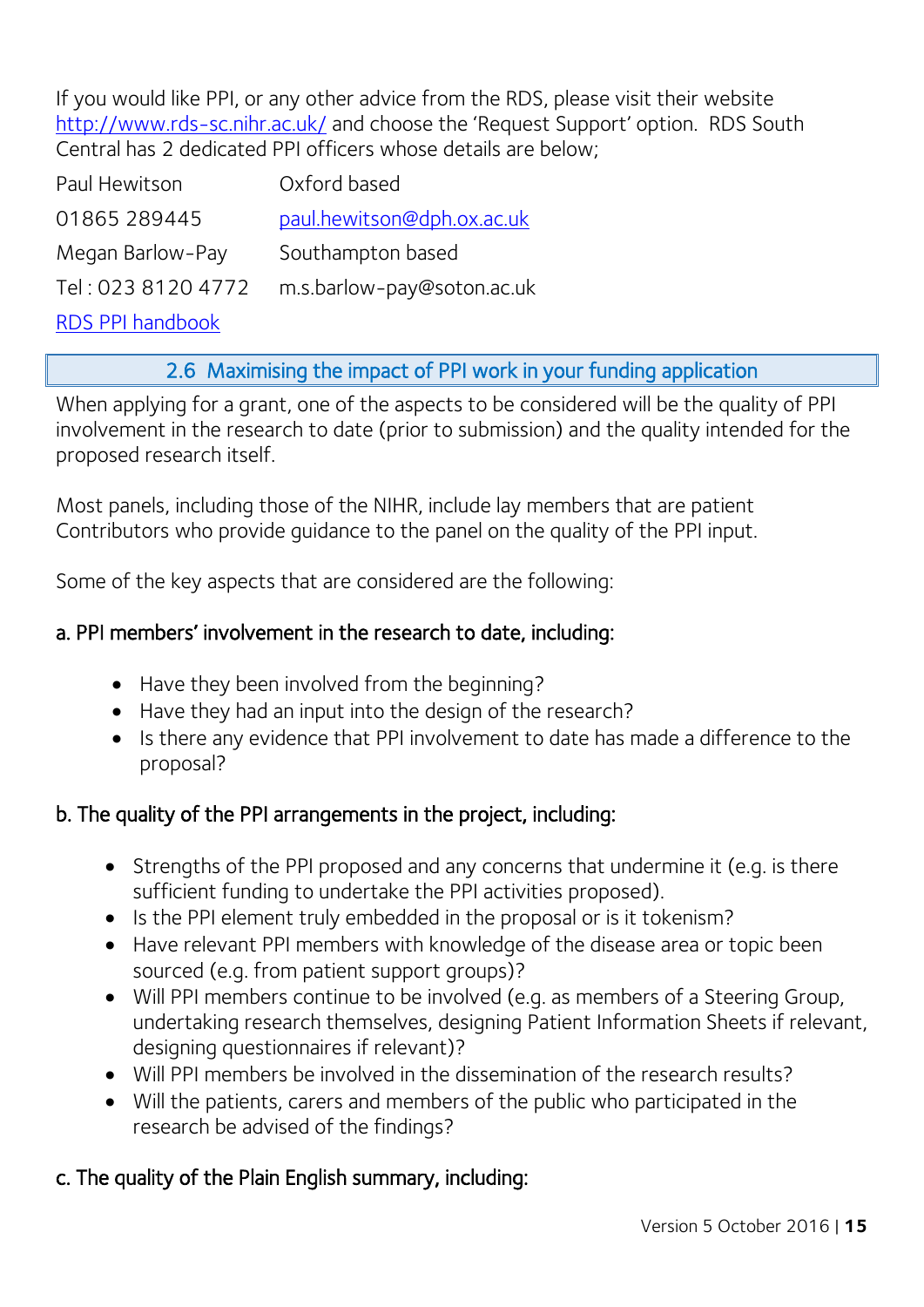If you would like PPI, or any other advice from the RDS, please visit their website http://www.rds-sc.nihr.ac.uk/ and choose the 'Request Support' option. RDS South Central has 2 dedicated PPI officers whose details are below;

| | |
|---|---|
| Paul Hewitson | Oxford based |
| 01865 289445 | paul.hewitson@dph.ox.ac.uk |
| Megan Barlow-Pay | Southampton based |
| Tel : 023 8120 4772 | m.s.barlow-pay@soton.ac.uk |

RDS PPI handbook

## 2.6 Maximising the impact of PPI work in your funding application

When applying for a grant, one of the aspects to be considered will be the quality of PPI involvement in the research to date (prior to submission) and the quality intended for the proposed research itself.

Most panels, including those of the NIHR, include lay members that are patient Contributors who provide guidance to the panel on the quality of the PPI input.

Some of the key aspects that are considered are the following:

### a. PPI members' involvement in the research to date, including:

- Have they been involved from the beginning?
- Have they had an input into the design of the research?
- Is there any evidence that PPI involvement to date has made a difference to the proposal?

### b. The quality of the PPI arrangements in the project, including:

- Strengths of the PPI proposed and any concerns that undermine it (e.g. is there sufficient funding to undertake the PPI activities proposed).
- Is the PPI element truly embedded in the proposal or is it tokenism?
- Have relevant PPI members with knowledge of the disease area or topic been sourced (e.g. from patient support groups)?
- Will PPI members continue to be involved (e.g. as members of a Steering Group, undertaking research themselves, designing Patient Information Sheets if relevant, designing questionnaires if relevant)?
- Will PPI members be involved in the dissemination of the research results?
- Will the patients, carers and members of the public who participated in the research be advised of the findings?

### c. The quality of the Plain English summary, including: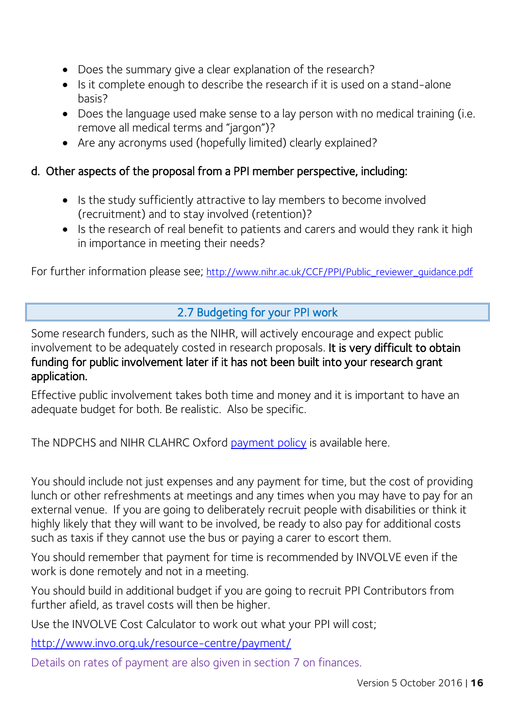- Does the summary give a clear explanation of the research?
- Is it complete enough to describe the research if it is used on a stand-alone basis?
- Does the language used make sense to a lay person with no medical training (i.e. remove all medical terms and "jargon")?
- Are any acronyms used (hopefully limited) clearly explained?

### d. Other aspects of the proposal from a PPI member perspective, including:

- Is the study sufficiently attractive to lay members to become involved (recruitment) and to stay involved (retention)?
- Is the research of real benefit to patients and carers and would they rank it high in importance in meeting their needs?

For further information please see; http://www.nihr.ac.uk/CCF/PPI/Public_reviewer_guidance.pdf

## 2.7 Budgeting for your PPI work

Some research funders, such as the NIHR, will actively encourage and expect public involvement to be adequately costed in research proposals. **It is very difficult to obtain funding for public involvement later if it has not been built into your research grant application.**

Effective public involvement takes both time and money and it is important to have an adequate budget for both. Be realistic. Also be specific.

The NDPCHS and NIHR CLAHRC Oxford payment policy is available here.

You should include not just expenses and any payment for time, but the cost of providing lunch or other refreshments at meetings and any times when you may have to pay for an external venue. If you are going to deliberately recruit people with disabilities or think it highly likely that they will want to be involved, be ready to also pay for additional costs such as taxis if they cannot use the bus or paying a carer to escort them.

You should remember that payment for time is recommended by INVOLVE even if the work is done remotely and not in a meeting.

You should build in additional budget if you are going to recruit PPI Contributors from further afield, as travel costs will then be higher.

Use the INVOLVE Cost Calculator to work out what your PPI will cost;

http://www.invo.org.uk/resource-centre/payment/

Details on rates of payment are also given in section 7 on finances.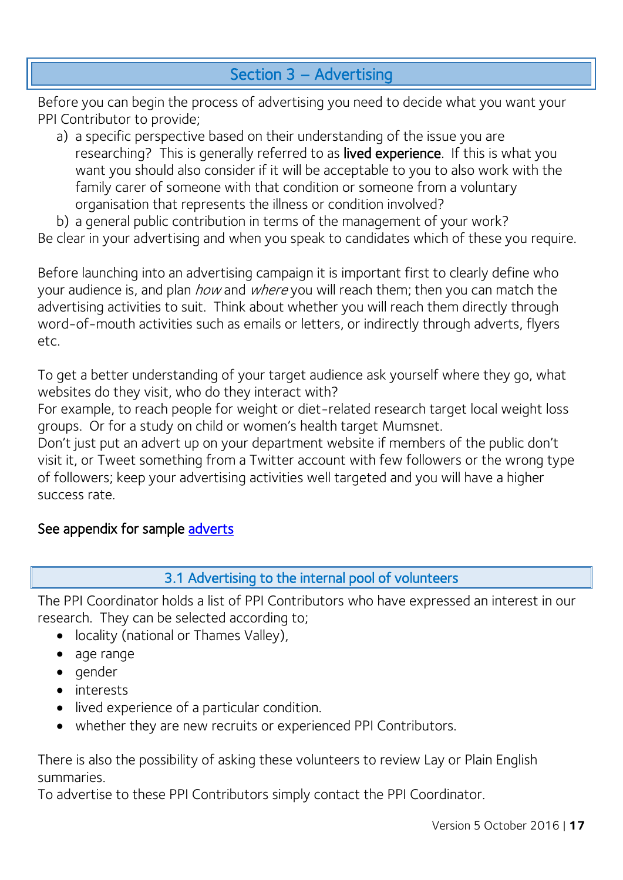## Section 3 – Advertising

Before you can begin the process of advertising you need to decide what you want your PPI Contributor to provide;

a) a specific perspective based on their understanding of the issue you are researching? This is generally referred to as lived experience. If this is what you want you should also consider if it will be acceptable to you to also work with the family carer of someone with that condition or someone from a voluntary organisation that represents the illness or condition involved?
b) a general public contribution in terms of the management of your work?

Be clear in your advertising and when you speak to candidates which of these you require.

Before launching into an advertising campaign it is important first to clearly define who your audience is, and plan *how* and *where* you will reach them; then you can match the advertising activities to suit. Think about whether you will reach them directly through word-of-mouth activities such as emails or letters, or indirectly through adverts, flyers etc.

To get a better understanding of your target audience ask yourself where they go, what websites do they visit, who do they interact with?
For example, to reach people for weight or diet-related research target local weight loss groups. Or for a study on child or women's health target Mumsnet.
Don't just put an advert up on your department website if members of the public don't visit it, or Tweet something from a Twitter account with few followers or the wrong type of followers; keep your advertising activities well targeted and you will have a higher success rate.

See appendix for sample adverts

### 3.1 Advertising to the internal pool of volunteers

The PPI Coordinator holds a list of PPI Contributors who have expressed an interest in our research. They can be selected according to;

- locality (national or Thames Valley),
- age range
- gender
- interests
- lived experience of a particular condition.
- whether they are new recruits or experienced PPI Contributors.

There is also the possibility of asking these volunteers to review Lay or Plain English summaries.
To advertise to these PPI Contributors simply contact the PPI Coordinator.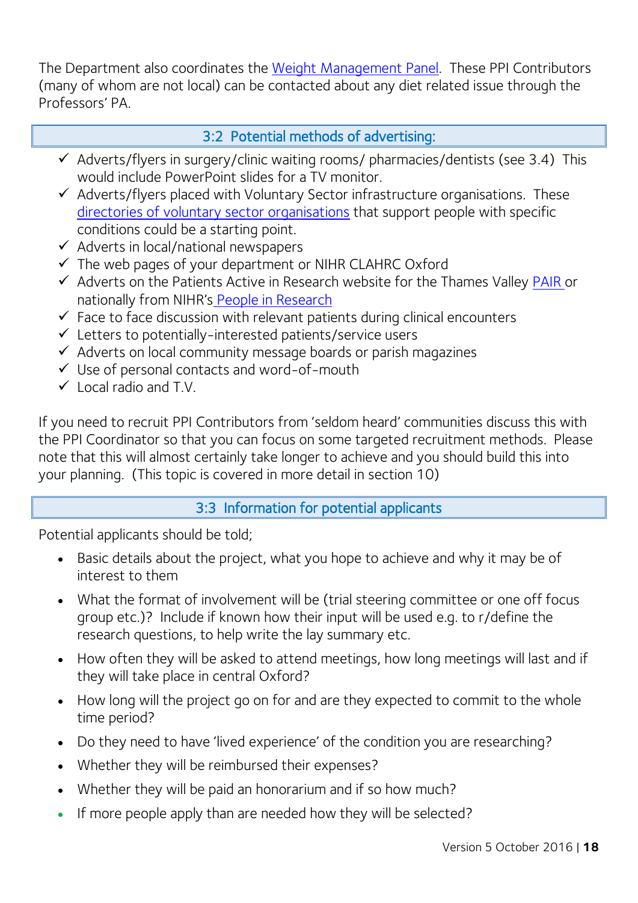The Department also coordinates the Weight Management Panel. These PPI Contributors (many of whom are not local) can be contacted about any diet related issue through the Professors' PA.

## 3:2 Potential methods of advertising:

- ✓ Adverts/flyers in surgery/clinic waiting rooms/ pharmacies/dentists (see 3.4) This would include PowerPoint slides for a TV monitor.
- ✓ Adverts/flyers placed with Voluntary Sector infrastructure organisations. These directories of voluntary sector organisations that support people with specific conditions could be a starting point.
- ✓ Adverts in local/national newspapers
- ✓ The web pages of your department or NIHR CLAHRC Oxford
- ✓ Adverts on the Patients Active in Research website for the Thames Valley PAIR or nationally from NIHR's People in Research
- ✓ Face to face discussion with relevant patients during clinical encounters
- ✓ Letters to potentially-interested patients/service users
- ✓ Adverts on local community message boards or parish magazines
- ✓ Use of personal contacts and word-of-mouth
- ✓ Local radio and T.V.

If you need to recruit PPI Contributors from 'seldom heard' communities discuss this with the PPI Coordinator so that you can focus on some targeted recruitment methods. Please note that this will almost certainly take longer to achieve and you should build this into your planning. (This topic is covered in more detail in section 10)

## 3:3 Information for potential applicants

Potential applicants should be told;

- Basic details about the project, what you hope to achieve and why it may be of interest to them
- What the format of involvement will be (trial steering committee or one off focus group etc.)? Include if known how their input will be used e.g. to r/define the research questions, to help write the lay summary etc.
- How often they will be asked to attend meetings, how long meetings will last and if they will take place in central Oxford?
- How long will the project go on for and are they expected to commit to the whole time period?
- Do they need to have 'lived experience' of the condition you are researching?
- Whether they will be reimbursed their expenses?
- Whether they will be paid an honorarium and if so how much?
- If more people apply than are needed how they will be selected?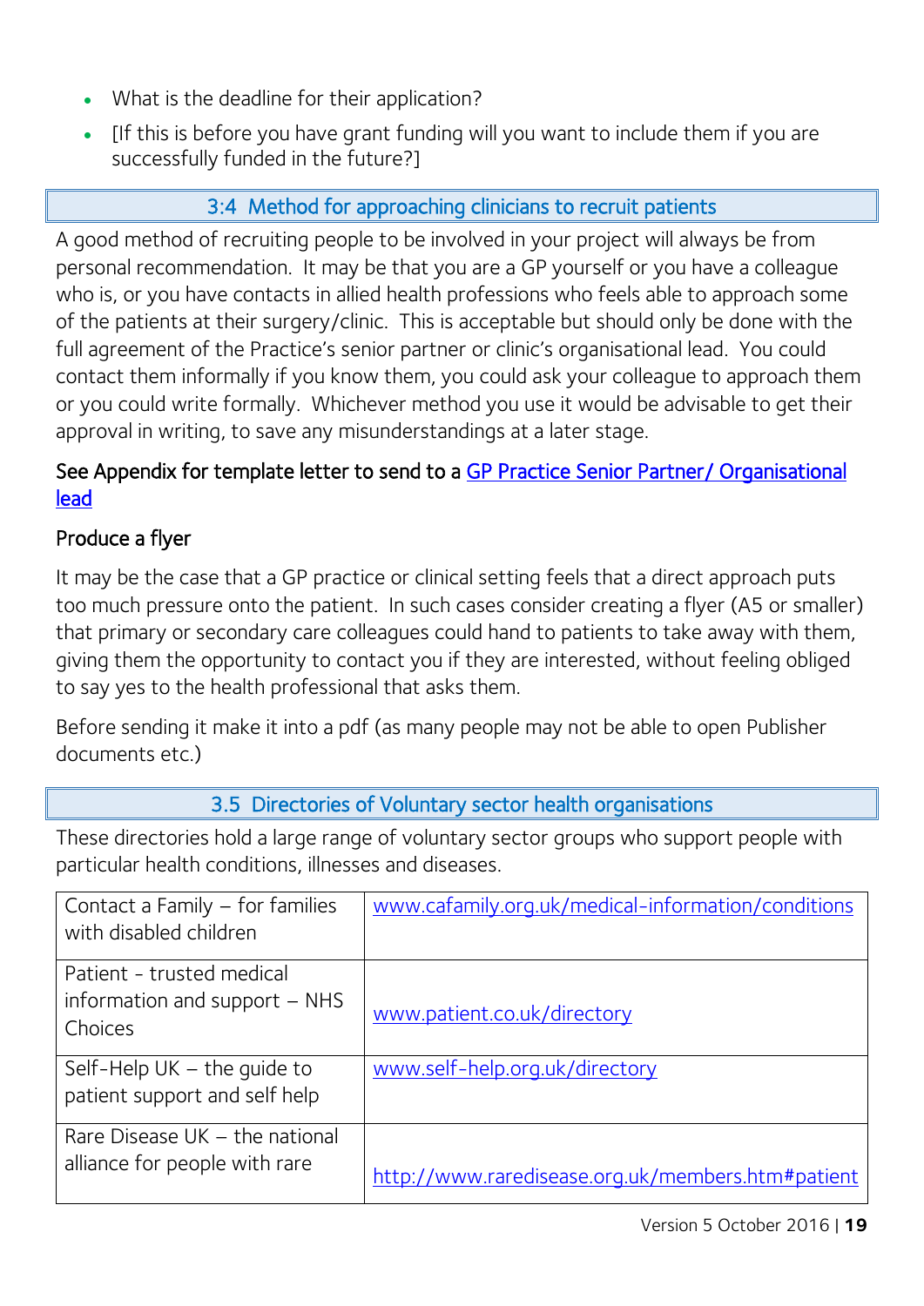- What is the deadline for their application?
- [If this is before you have grant funding will you want to include them if you are successfully funded in the future?]

## 3:4 Method for approaching clinicians to recruit patients

A good method of recruiting people to be involved in your project will always be from personal recommendation. It may be that you are a GP yourself or you have a colleague who is, or you have contacts in allied health professions who feels able to approach some of the patients at their surgery/clinic. This is acceptable but should only be done with the full agreement of the Practice's senior partner or clinic's organisational lead. You could contact them informally if you know them, you could ask your colleague to approach them or you could write formally. Whichever method you use it would be advisable to get their approval in writing, to save any misunderstandings at a later stage.

See Appendix for template letter to send to a GP Practice Senior Partner/ Organisational lead

### Produce a flyer

It may be the case that a GP practice or clinical setting feels that a direct approach puts too much pressure onto the patient. In such cases consider creating a flyer (A5 or smaller) that primary or secondary care colleagues could hand to patients to take away with them, giving them the opportunity to contact you if they are interested, without feeling obliged to say yes to the health professional that asks them.

Before sending it make it into a pdf (as many people may not be able to open Publisher documents etc.)

## 3.5 Directories of Voluntary sector health organisations

These directories hold a large range of voluntary sector groups who support people with particular health conditions, illnesses and diseases.

| | |
|---|---|
| Contact a Family – for families with disabled children | www.cafamily.org.uk/medical-information/conditions |
| Patient - trusted medical information and support – NHS Choices | www.patient.co.uk/directory |
| Self-Help UK – the guide to patient support and self help | www.self-help.org.uk/directory |
| Rare Disease UK – the national alliance for people with rare | http://www.raredisease.org.uk/members.htm#patient |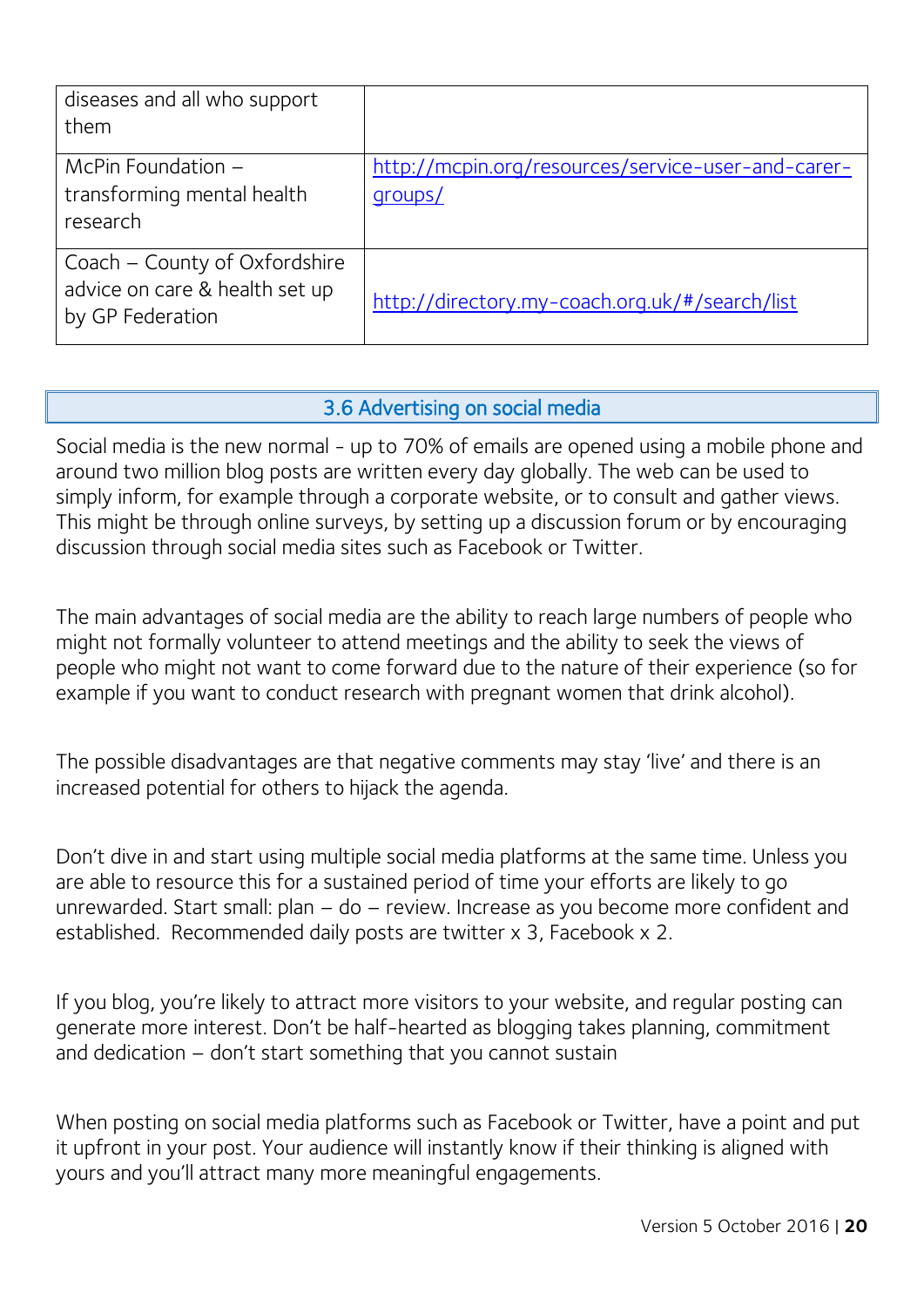| | |
|---|---|
| diseases and all who support them | |
| McPin Foundation – transforming mental health research | http://mcpin.org/resources/service-user-and-carer-groups/ |
| Coach – County of Oxfordshire advice on care & health set up by GP Federation | http://directory.my-coach.org.uk/#/search/list |

## 3.6 Advertising on social media

Social media is the new normal - up to 70% of emails are opened using a mobile phone and around two million blog posts are written every day globally. The web can be used to simply inform, for example through a corporate website, or to consult and gather views. This might be through online surveys, by setting up a discussion forum or by encouraging discussion through social media sites such as Facebook or Twitter.

The main advantages of social media are the ability to reach large numbers of people who might not formally volunteer to attend meetings and the ability to seek the views of people who might not want to come forward due to the nature of their experience (so for example if you want to conduct research with pregnant women that drink alcohol).

The possible disadvantages are that negative comments may stay 'live' and there is an increased potential for others to hijack the agenda.

Don't dive in and start using multiple social media platforms at the same time. Unless you are able to resource this for a sustained period of time your efforts are likely to go unrewarded. Start small: plan – do – review. Increase as you become more confident and established. Recommended daily posts are twitter x 3, Facebook x 2.

If you blog, you're likely to attract more visitors to your website, and regular posting can generate more interest. Don't be half-hearted as blogging takes planning, commitment and dedication – don't start something that you cannot sustain

When posting on social media platforms such as Facebook or Twitter, have a point and put it upfront in your post. Your audience will instantly know if their thinking is aligned with yours and you'll attract many more meaningful engagements.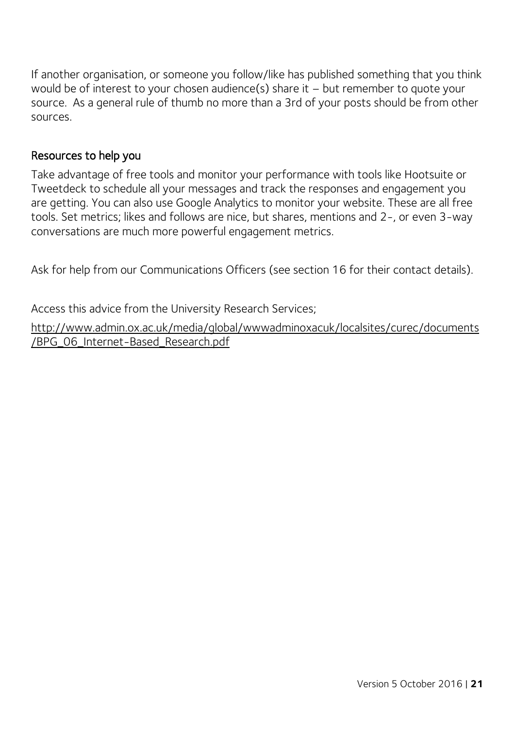If another organisation, or someone you follow/like has published something that you think would be of interest to your chosen audience(s) share it – but remember to quote your source. As a general rule of thumb no more than a 3rd of your posts should be from other sources.

## Resources to help you

Take advantage of free tools and monitor your performance with tools like Hootsuite or Tweetdeck to schedule all your messages and track the responses and engagement you are getting. You can also use Google Analytics to monitor your website. These are all free tools. Set metrics; likes and follows are nice, but shares, mentions and 2-, or even 3-way conversations are much more powerful engagement metrics.

Ask for help from our Communications Officers (see section 16 for their contact details).

Access this advice from the University Research Services;

http://www.admin.ox.ac.uk/media/global/wwwadminoxacuk/localsites/curec/documents/BPG_06_Internet-Based_Research.pdf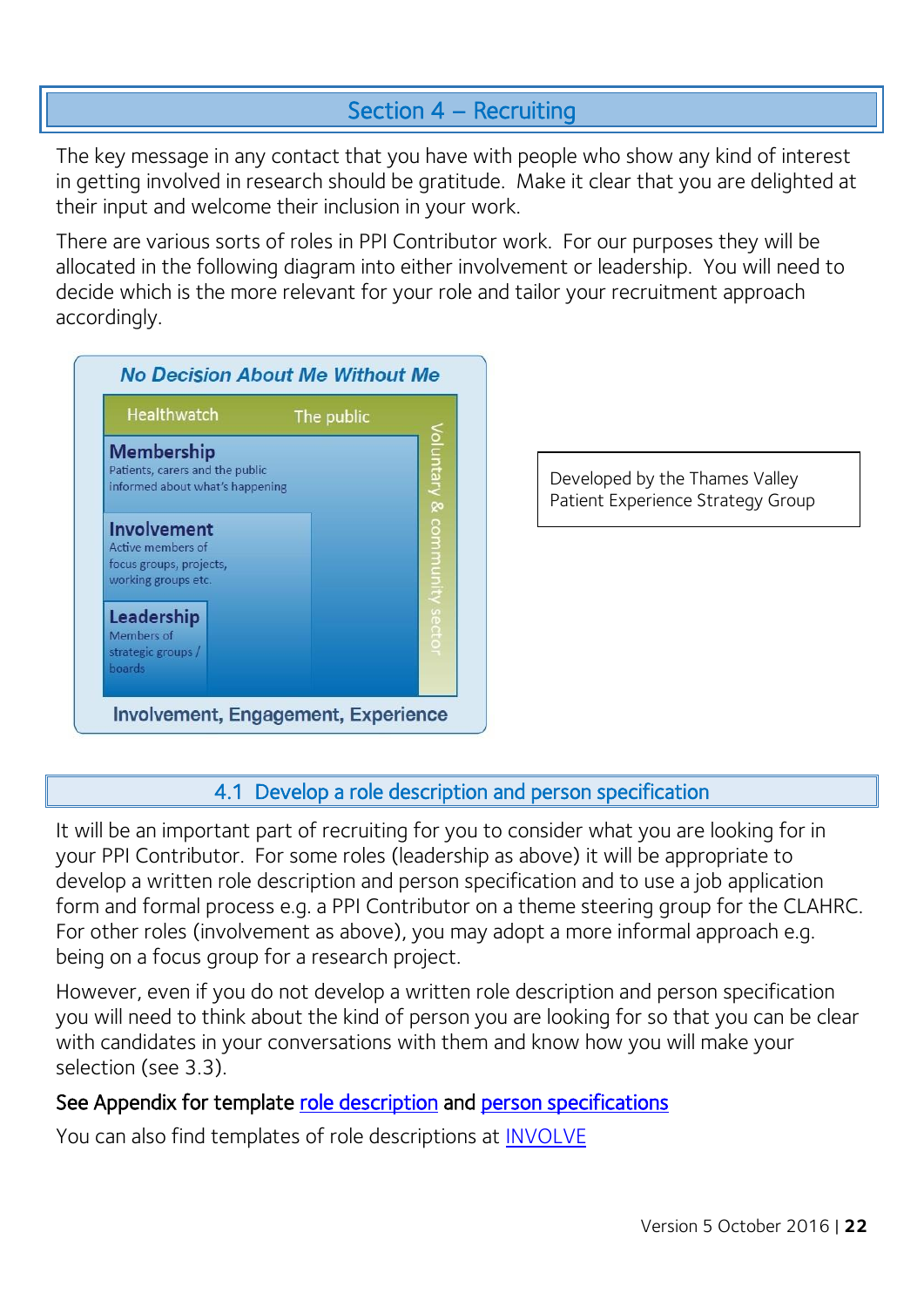## Section 4 – Recruiting

The key message in any contact that you have with people who show any kind of interest in getting involved in research should be gratitude. Make it clear that you are delighted at their input and welcome their inclusion in your work.

There are various sorts of roles in PPI Contributor work. For our purposes they will be allocated in the following diagram into either involvement or leadership. You will need to decide which is the more relevant for your role and tailor your recruitment approach accordingly.

*No Decision About Me Without Me*

Healthwatch

The public

Voluntary & community sector

**Membership**
Patients, carers and the public informed about what's happening

**Involvement**
Active members of focus groups, projects, working groups etc.

**Leadership**
Members of strategic groups / boards

Involvement, Engagement, Experience

Developed by the Thames Valley Patient Experience Strategy Group

### 4.1 Develop a role description and person specification

It will be an important part of recruiting for you to consider what you are looking for in your PPI Contributor. For some roles (leadership as above) it will be appropriate to develop a written role description and person specification and to use a job application form and formal process e.g. a PPI Contributor on a theme steering group for the CLAHRC. For other roles (involvement as above), you may adopt a more informal approach e.g. being on a focus group for a research project.

However, even if you do not develop a written role description and person specification you will need to think about the kind of person you are looking for so that you can be clear with candidates in your conversations with them and know how you will make your selection (see 3.3).

See Appendix for template role description and person specifications

You can also find templates of role descriptions at INVOLVE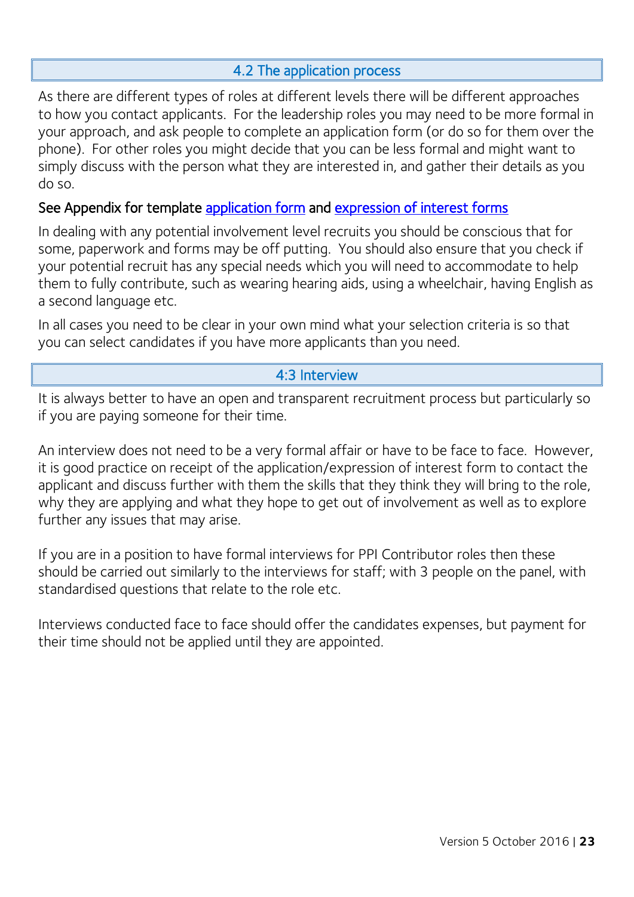## 4.2 The application process

As there are different types of roles at different levels there will be different approaches to how you contact applicants. For the leadership roles you may need to be more formal in your approach, and ask people to complete an application form (or do so for them over the phone). For other roles you might decide that you can be less formal and might want to simply discuss with the person what they are interested in, and gather their details as you do so.

See Appendix for template application form and expression of interest forms

In dealing with any potential involvement level recruits you should be conscious that for some, paperwork and forms may be off putting. You should also ensure that you check if your potential recruit has any special needs which you will need to accommodate to help them to fully contribute, such as wearing hearing aids, using a wheelchair, having English as a second language etc.

In all cases you need to be clear in your own mind what your selection criteria is so that you can select candidates if you have more applicants than you need.

## 4:3 Interview

It is always better to have an open and transparent recruitment process but particularly so if you are paying someone for their time.

An interview does not need to be a very formal affair or have to be face to face. However, it is good practice on receipt of the application/expression of interest form to contact the applicant and discuss further with them the skills that they think they will bring to the role, why they are applying and what they hope to get out of involvement as well as to explore further any issues that may arise.

If you are in a position to have formal interviews for PPI Contributor roles then these should be carried out similarly to the interviews for staff; with 3 people on the panel, with standardised questions that relate to the role etc.

Interviews conducted face to face should offer the candidates expenses, but payment for their time should not be applied until they are appointed.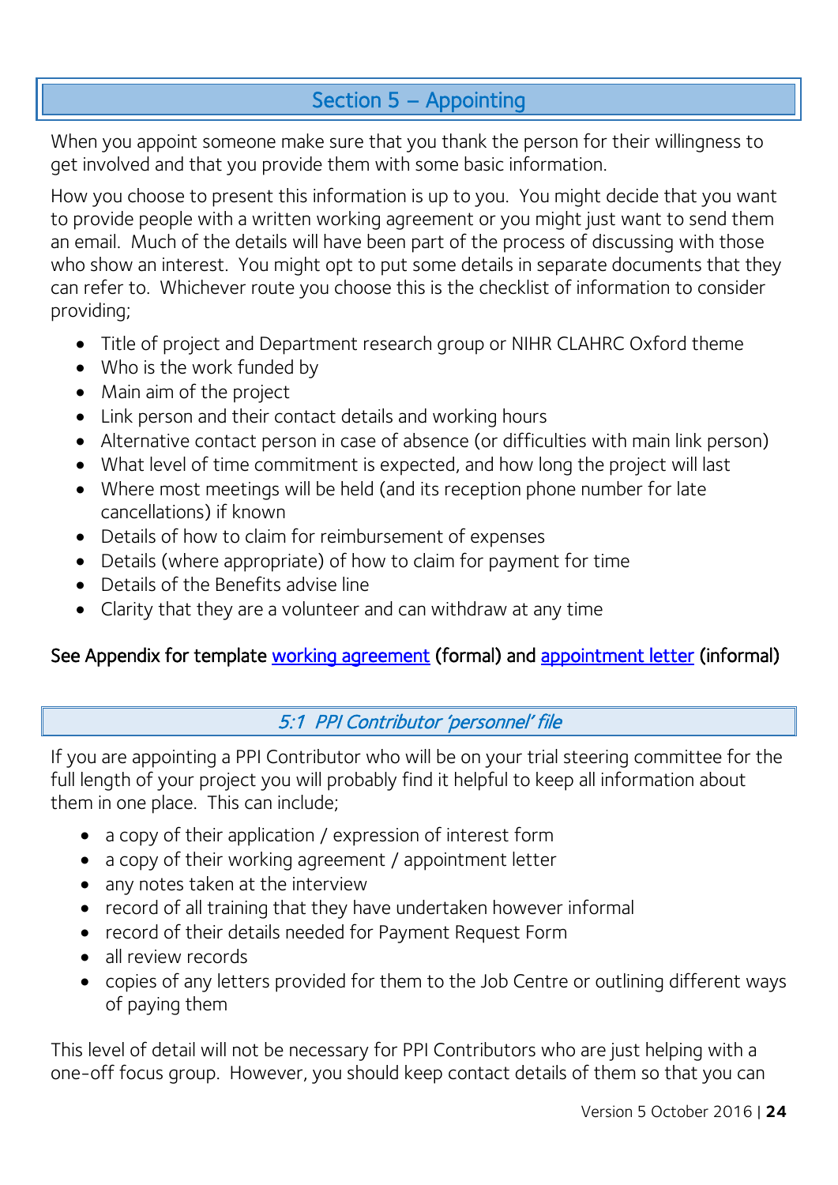## Section 5 – Appointing

When you appoint someone make sure that you thank the person for their willingness to get involved and that you provide them with some basic information.

How you choose to present this information is up to you. You might decide that you want to provide people with a written working agreement or you might just want to send them an email. Much of the details will have been part of the process of discussing with those who show an interest. You might opt to put some details in separate documents that they can refer to. Whichever route you choose this is the checklist of information to consider providing;

- Title of project and Department research group or NIHR CLAHRC Oxford theme
- Who is the work funded by
- Main aim of the project
- Link person and their contact details and working hours
- Alternative contact person in case of absence (or difficulties with main link person)
- What level of time commitment is expected, and how long the project will last
- Where most meetings will be held (and its reception phone number for late cancellations) if known
- Details of how to claim for reimbursement of expenses
- Details (where appropriate) of how to claim for payment for time
- Details of the Benefits advise line
- Clarity that they are a volunteer and can withdraw at any time

See Appendix for template working agreement (formal) and appointment letter (informal)

### *5:1 PPI Contributor 'personnel' file*

If you are appointing a PPI Contributor who will be on your trial steering committee for the full length of your project you will probably find it helpful to keep all information about them in one place. This can include;

- a copy of their application / expression of interest form
- a copy of their working agreement / appointment letter
- any notes taken at the interview
- record of all training that they have undertaken however informal
- record of their details needed for Payment Request Form
- all review records
- copies of any letters provided for them to the Job Centre or outlining different ways of paying them

This level of detail will not be necessary for PPI Contributors who are just helping with a one-off focus group. However, you should keep contact details of them so that you can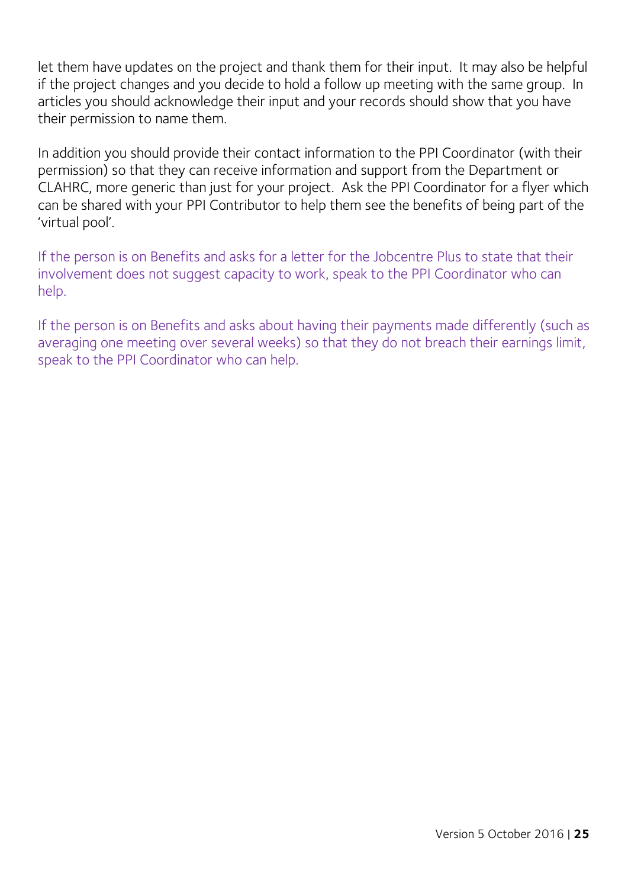let them have updates on the project and thank them for their input. It may also be helpful if the project changes and you decide to hold a follow up meeting with the same group. In articles you should acknowledge their input and your records should show that you have their permission to name them.

In addition you should provide their contact information to the PPI Coordinator (with their permission) so that they can receive information and support from the Department or CLAHRC, more generic than just for your project. Ask the PPI Coordinator for a flyer which can be shared with your PPI Contributor to help them see the benefits of being part of the 'virtual pool'.

If the person is on Benefits and asks for a letter for the Jobcentre Plus to state that their involvement does not suggest capacity to work, speak to the PPI Coordinator who can help.

If the person is on Benefits and asks about having their payments made differently (such as averaging one meeting over several weeks) so that they do not breach their earnings limit, speak to the PPI Coordinator who can help.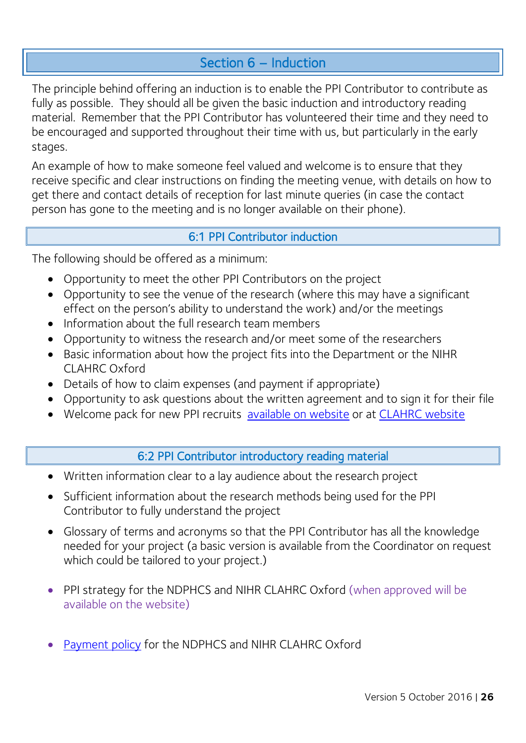## Section 6 – Induction

The principle behind offering an induction is to enable the PPI Contributor to contribute as fully as possible. They should all be given the basic induction and introductory reading material. Remember that the PPI Contributor has volunteered their time and they need to be encouraged and supported throughout their time with us, but particularly in the early stages.

An example of how to make someone feel valued and welcome is to ensure that they receive specific and clear instructions on finding the meeting venue, with details on how to get there and contact details of reception for last minute queries (in case the contact person has gone to the meeting and is no longer available on their phone).

### 6:1 PPI Contributor induction

The following should be offered as a minimum:

- Opportunity to meet the other PPI Contributors on the project
- Opportunity to see the venue of the research (where this may have a significant effect on the person's ability to understand the work) and/or the meetings
- Information about the full research team members
- Opportunity to witness the research and/or meet some of the researchers
- Basic information about how the project fits into the Department or the NIHR CLAHRC Oxford
- Details of how to claim expenses (and payment if appropriate)
- Opportunity to ask questions about the written agreement and to sign it for their file
- Welcome pack for new PPI recruits available on website or at CLAHRC website

### 6:2 PPI Contributor introductory reading material

- Written information clear to a lay audience about the research project
- Sufficient information about the research methods being used for the PPI Contributor to fully understand the project
- Glossary of terms and acronyms so that the PPI Contributor has all the knowledge needed for your project (a basic version is available from the Coordinator on request which could be tailored to your project.)
- PPI strategy for the NDPHCS and NIHR CLAHRC Oxford (when approved will be available on the website)
- Payment policy for the NDPHCS and NIHR CLAHRC Oxford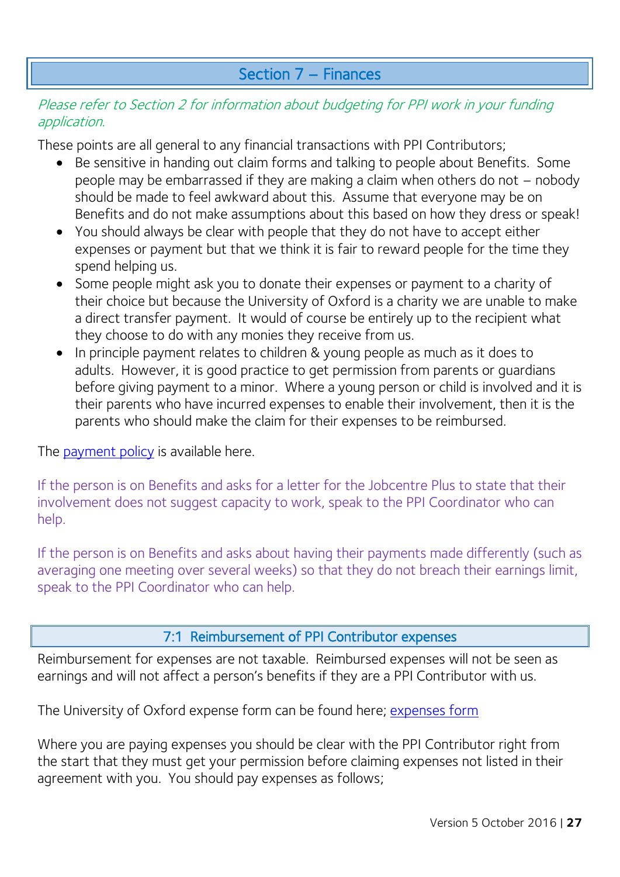# Section 7 – Finances

*Please refer to Section 2 for information about budgeting for PPI work in your funding application.*

These points are all general to any financial transactions with PPI Contributors;

- Be sensitive in handing out claim forms and talking to people about Benefits. Some people may be embarrassed if they are making a claim when others do not – nobody should be made to feel awkward about this. Assume that everyone may be on Benefits and do not make assumptions about this based on how they dress or speak!
- You should always be clear with people that they do not have to accept either expenses or payment but that we think it is fair to reward people for the time they spend helping us.
- Some people might ask you to donate their expenses or payment to a charity of their choice but because the University of Oxford is a charity we are unable to make a direct transfer payment. It would of course be entirely up to the recipient what they choose to do with any monies they receive from us.
- In principle payment relates to children & young people as much as it does to adults. However, it is good practice to get permission from parents or guardians before giving payment to a minor. Where a young person or child is involved and it is their parents who have incurred expenses to enable their involvement, then it is the parents who should make the claim for their expenses to be reimbursed.

The payment policy is available here.

If the person is on Benefits and asks for a letter for the Jobcentre Plus to state that their involvement does not suggest capacity to work, speak to the PPI Coordinator who can help.

If the person is on Benefits and asks about having their payments made differently (such as averaging one meeting over several weeks) so that they do not breach their earnings limit, speak to the PPI Coordinator who can help.

## 7:1 Reimbursement of PPI Contributor expenses

Reimbursement for expenses are not taxable. Reimbursed expenses will not be seen as earnings and will not affect a person's benefits if they are a PPI Contributor with us.

The University of Oxford expense form can be found here; expenses form

Where you are paying expenses you should be clear with the PPI Contributor right from the start that they must get your permission before claiming expenses not listed in their agreement with you. You should pay expenses as follows;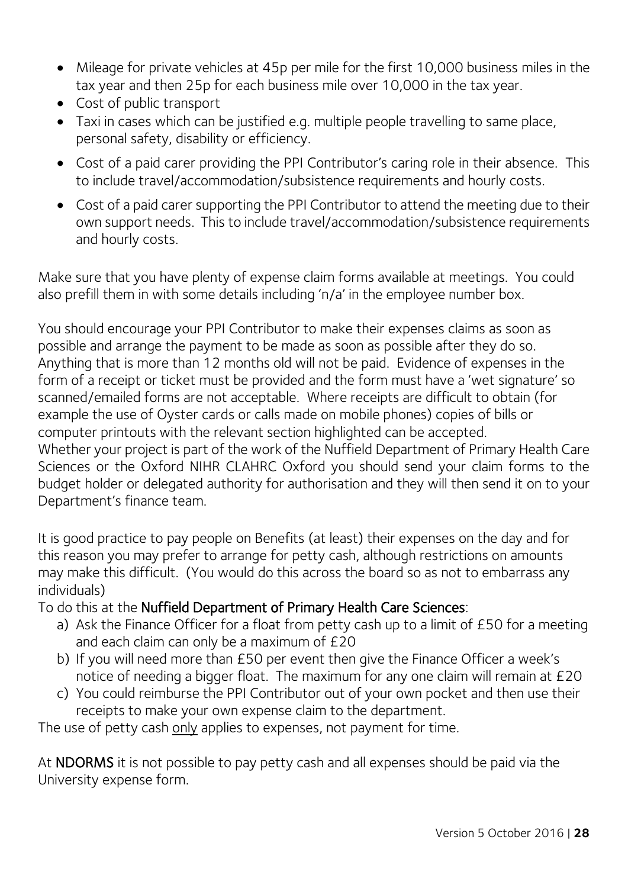- Mileage for private vehicles at 45p per mile for the first 10,000 business miles in the tax year and then 25p for each business mile over 10,000 in the tax year.
- Cost of public transport
- Taxi in cases which can be justified e.g. multiple people travelling to same place, personal safety, disability or efficiency.
- Cost of a paid carer providing the PPI Contributor's caring role in their absence. This to include travel/accommodation/subsistence requirements and hourly costs.
- Cost of a paid carer supporting the PPI Contributor to attend the meeting due to their own support needs. This to include travel/accommodation/subsistence requirements and hourly costs.

Make sure that you have plenty of expense claim forms available at meetings. You could also prefill them in with some details including 'n/a' in the employee number box.

You should encourage your PPI Contributor to make their expenses claims as soon as possible and arrange the payment to be made as soon as possible after they do so. Anything that is more than 12 months old will not be paid. Evidence of expenses in the form of a receipt or ticket must be provided and the form must have a 'wet signature' so scanned/emailed forms are not acceptable. Where receipts are difficult to obtain (for example the use of Oyster cards or calls made on mobile phones) copies of bills or computer printouts with the relevant section highlighted can be accepted.
Whether your project is part of the work of the Nuffield Department of Primary Health Care Sciences or the Oxford NIHR CLAHRC Oxford you should send your claim forms to the budget holder or delegated authority for authorisation and they will then send it on to your Department's finance team.

It is good practice to pay people on Benefits (at least) their expenses on the day and for this reason you may prefer to arrange for petty cash, although restrictions on amounts may make this difficult. (You would do this across the board so as not to embarrass any individuals)
To do this at the **Nuffield Department of Primary Health Care Sciences**:

a) Ask the Finance Officer for a float from petty cash up to a limit of £50 for a meeting and each claim can only be a maximum of £20
b) If you will need more than £50 per event then give the Finance Officer a week's notice of needing a bigger float. The maximum for any one claim will remain at £20
c) You could reimburse the PPI Contributor out of your own pocket and then use their receipts to make your own expense claim to the department.

The use of petty cash <u>only</u> applies to expenses, not payment for time.

At **NDORMS** it is not possible to pay petty cash and all expenses should be paid via the University expense form.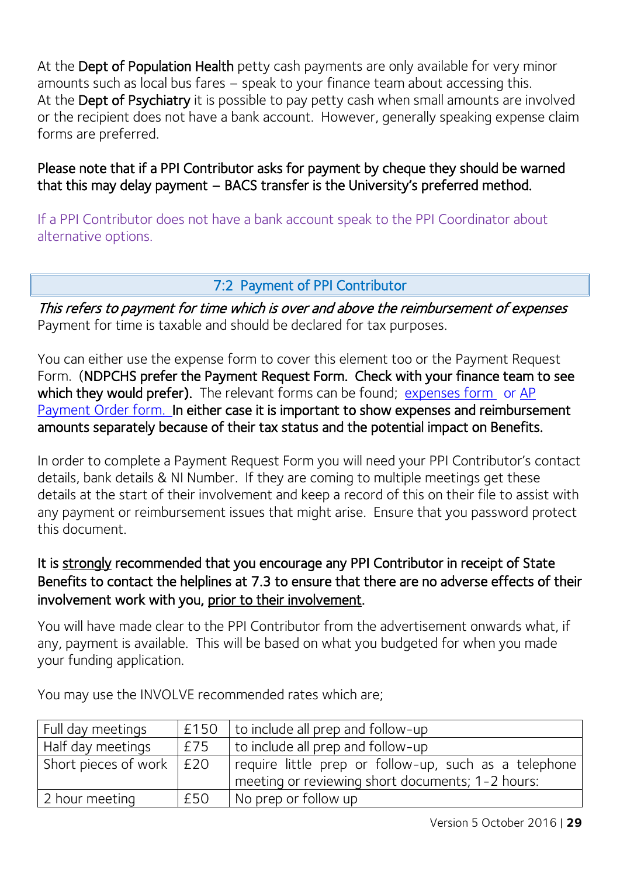At the **Dept of Population Health** petty cash payments are only available for very minor amounts such as local bus fares – speak to your finance team about accessing this.
At the **Dept of Psychiatry** it is possible to pay petty cash when small amounts are involved or the recipient does not have a bank account. However, generally speaking expense claim forms are preferred.

**Please note that if a PPI Contributor asks for payment by cheque they should be warned that this may delay payment – BACS transfer is the University's preferred method.**

If a PPI Contributor does not have a bank account speak to the PPI Coordinator about alternative options.

## 7:2 Payment of PPI Contributor

*This refers to payment for time which is over and above the reimbursement of expenses*
Payment for time is taxable and should be declared for tax purposes.

You can either use the expense form to cover this element too or the Payment Request Form. (**NDPCHS prefer the Payment Request Form. Check with your finance team to see which they would prefer).** The relevant forms can be found; expenses form or AP Payment Order form. **In either case it is important to show expenses and reimbursement amounts separately because of their tax status and the potential impact on Benefits.**

In order to complete a Payment Request Form you will need your PPI Contributor's contact details, bank details & NI Number. If they are coming to multiple meetings get these details at the start of their involvement and keep a record of this on their file to assist with any payment or reimbursement issues that might arise. Ensure that you password protect this document.

**It is strongly recommended that you encourage any PPI Contributor in receipt of State Benefits to contact the helplines at 7.3 to ensure that there are no adverse effects of their involvement work with you, prior to their involvement.**

You will have made clear to the PPI Contributor from the advertisement onwards what, if any, payment is available. This will be based on what you budgeted for when you made your funding application.

You may use the INVOLVE recommended rates which are;

| | | |
|---|---|---|
| Full day meetings | £150 | to include all prep and follow-up |
| Half day meetings | £75 | to include all prep and follow-up |
| Short pieces of work | £20 | require little prep or follow-up, such as a telephone meeting or reviewing short documents; 1-2 hours: |
| 2 hour meeting | £50 | No prep or follow up |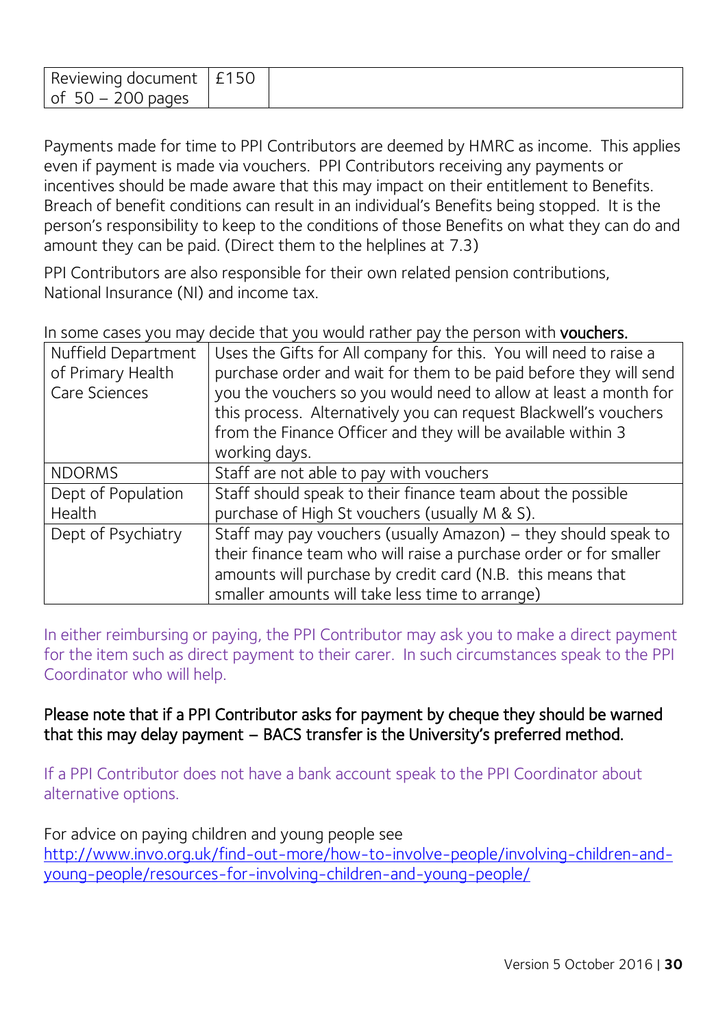| Reviewing document of 50 – 200 pages | £150 | |
|---|---|---|

Payments made for time to PPI Contributors are deemed by HMRC as income. This applies even if payment is made via vouchers. PPI Contributors receiving any payments or incentives should be made aware that this may impact on their entitlement to Benefits. Breach of benefit conditions can result in an individual's Benefits being stopped. It is the person's responsibility to keep to the conditions of those Benefits on what they can do and amount they can be paid. (Direct them to the helplines at 7.3)

PPI Contributors are also responsible for their own related pension contributions, National Insurance (NI) and income tax.

In some cases you may decide that you would rather pay the person with **vouchers.**

| Nuffield Department of Primary Health Care Sciences | Uses the Gifts for All company for this. You will need to raise a purchase order and wait for them to be paid before they will send you the vouchers so you would need to allow at least a month for this process. Alternatively you can request Blackwell's vouchers from the Finance Officer and they will be available within 3 working days. |
|---|---|
| NDORMS | Staff are not able to pay with vouchers |
| Dept of Population Health | Staff should speak to their finance team about the possible purchase of High St vouchers (usually M & S). |
| Dept of Psychiatry | Staff may pay vouchers (usually Amazon) – they should speak to their finance team who will raise a purchase order or for smaller amounts will purchase by credit card (N.B. this means that smaller amounts will take less time to arrange) |

In either reimbursing or paying, the PPI Contributor may ask you to make a direct payment for the item such as direct payment to their carer. In such circumstances speak to the PPI Coordinator who will help.

**Please note that if a PPI Contributor asks for payment by cheque they should be warned that this may delay payment – BACS transfer is the University's preferred method.**

If a PPI Contributor does not have a bank account speak to the PPI Coordinator about alternative options.

For advice on paying children and young people see
http://www.invo.org.uk/find-out-more/how-to-involve-people/involving-children-and-young-people/resources-for-involving-children-and-young-people/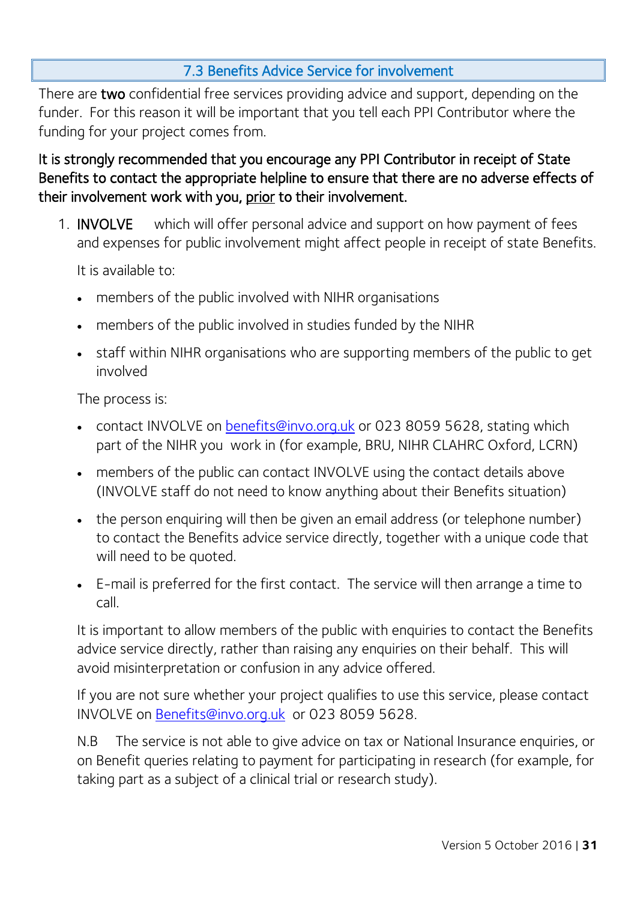## 7.3 Benefits Advice Service for involvement

There are **two** confidential free services providing advice and support, depending on the funder. For this reason it will be important that you tell each PPI Contributor where the funding for your project comes from.

**It is strongly recommended that you encourage any PPI Contributor in receipt of State Benefits to contact the appropriate helpline to ensure that there are no adverse effects of their involvement work with you, prior to their involvement.**

1. **INVOLVE** which will offer personal advice and support on how payment of fees and expenses for public involvement might affect people in receipt of state Benefits.

   It is available to:

   - members of the public involved with NIHR organisations
   - members of the public involved in studies funded by the NIHR
   - staff within NIHR organisations who are supporting members of the public to get involved

   The process is:

   - contact INVOLVE on benefits@invo.org.uk or 023 8059 5628, stating which part of the NIHR you work in (for example, BRU, NIHR CLAHRC Oxford, LCRN)
   - members of the public can contact INVOLVE using the contact details above (INVOLVE staff do not need to know anything about their Benefits situation)
   - the person enquiring will then be given an email address (or telephone number) to contact the Benefits advice service directly, together with a unique code that will need to be quoted.
   - E-mail is preferred for the first contact. The service will then arrange a time to call.

   It is important to allow members of the public with enquiries to contact the Benefits advice service directly, rather than raising any enquiries on their behalf. This will avoid misinterpretation or confusion in any advice offered.

   If you are not sure whether your project qualifies to use this service, please contact INVOLVE on Benefits@invo.org.uk or 023 8059 5628.

   N.B The service is not able to give advice on tax or National Insurance enquiries, or on Benefit queries relating to payment for participating in research (for example, for taking part as a subject of a clinical trial or research study).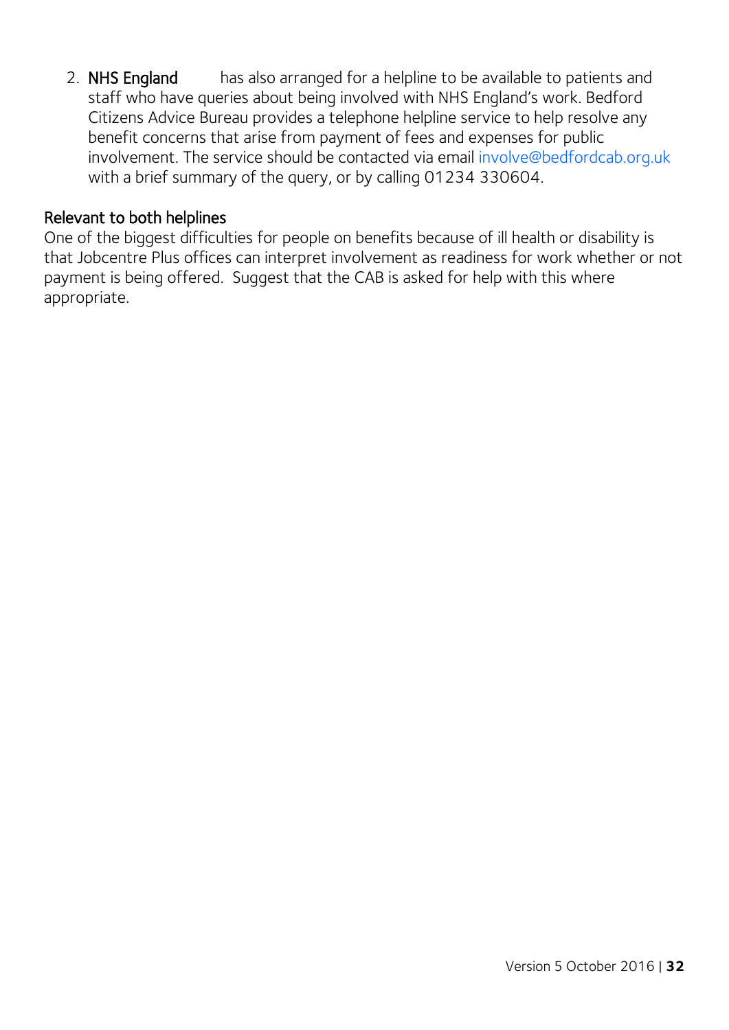2. **NHS England** has also arranged for a helpline to be available to patients and staff who have queries about being involved with NHS England's work. Bedford Citizens Advice Bureau provides a telephone helpline service to help resolve any benefit concerns that arise from payment of fees and expenses for public involvement. The service should be contacted via email involve@bedfordcab.org.uk with a brief summary of the query, or by calling 01234 330604.

**Relevant to both helplines**

One of the biggest difficulties for people on benefits because of ill health or disability is that Jobcentre Plus offices can interpret involvement as readiness for work whether or not payment is being offered. Suggest that the CAB is asked for help with this where appropriate.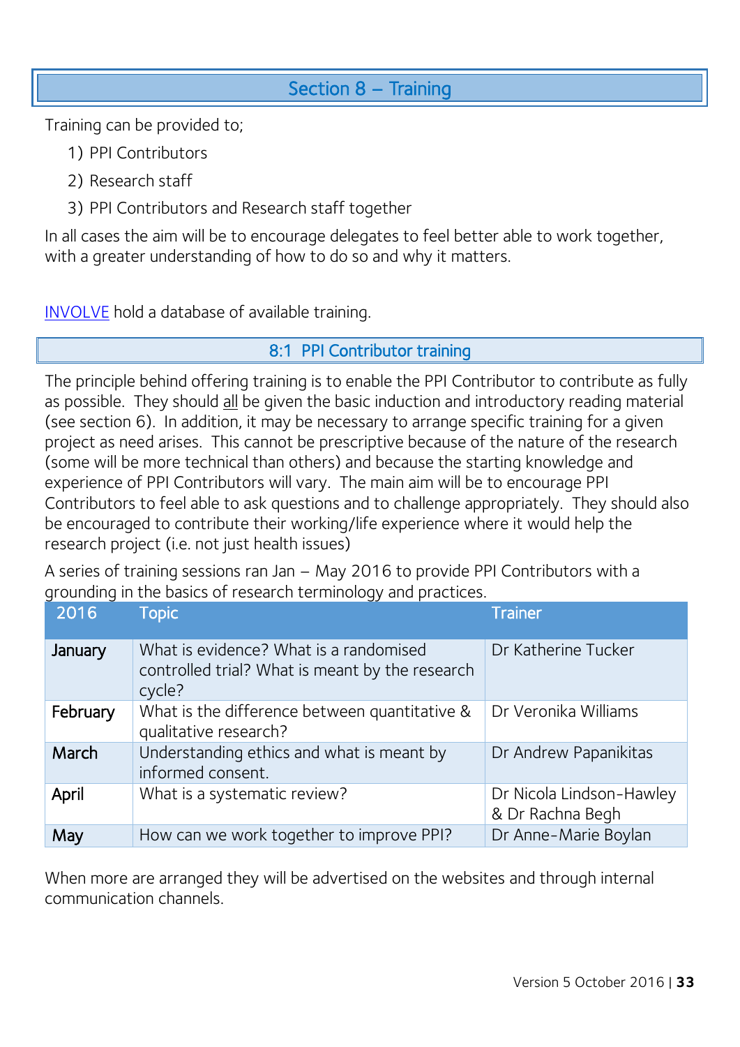## Section 8 – Training

Training can be provided to;

1) PPI Contributors
2) Research staff
3) PPI Contributors and Research staff together

In all cases the aim will be to encourage delegates to feel better able to work together, with a greater understanding of how to do so and why it matters.

INVOLVE hold a database of available training.

### 8:1 PPI Contributor training

The principle behind offering training is to enable the PPI Contributor to contribute as fully as possible. They should all be given the basic induction and introductory reading material (see section 6). In addition, it may be necessary to arrange specific training for a given project as need arises. This cannot be prescriptive because of the nature of the research (some will be more technical than others) and because the starting knowledge and experience of PPI Contributors will vary. The main aim will be to encourage PPI Contributors to feel able to ask questions and to challenge appropriately. They should also be encouraged to contribute their working/life experience where it would help the research project (i.e. not just health issues)

A series of training sessions ran Jan – May 2016 to provide PPI Contributors with a grounding in the basics of research terminology and practices.

| 2016 | Topic | Trainer |
|---|---|---|
| **January** | What is evidence? What is a randomised controlled trial? What is meant by the research cycle? | Dr Katherine Tucker |
| **February** | What is the difference between quantitative & qualitative research? | Dr Veronika Williams |
| **March** | Understanding ethics and what is meant by informed consent. | Dr Andrew Papanikitas |
| **April** | What is a systematic review? | Dr Nicola Lindson-Hawley & Dr Rachna Begh |
| **May** | How can we work together to improve PPI? | Dr Anne-Marie Boylan |

When more are arranged they will be advertised on the websites and through internal communication channels.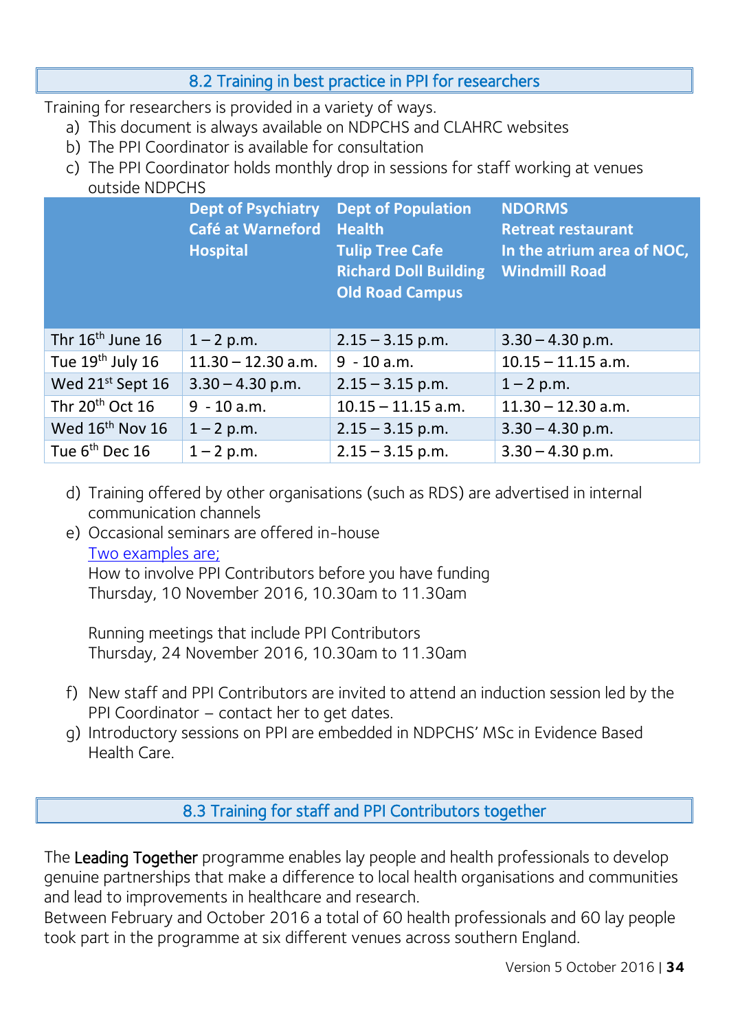## 8.2 Training in best practice in PPI for researchers

Training for researchers is provided in a variety of ways.

a) This document is always available on NDPCHS and CLAHRC websites
b) The PPI Coordinator is available for consultation
c) The PPI Coordinator holds monthly drop in sessions for staff working at venues outside NDPCHS

| | **Dept of Psychiatry Café at Warneford Hospital** | **Dept of Population Health Tulip Tree Cafe Richard Doll Building Old Road Campus** | **NDORMS Retreat restaurant In the atrium area of NOC, Windmill Road** |
|---|---|---|---|
| Thr 16th June 16 | 1 – 2 p.m. | 2.15 – 3.15 p.m. | 3.30 – 4.30 p.m. |
| Tue 19th July 16 | 11.30 – 12.30 a.m. | 9 - 10 a.m. | 10.15 – 11.15 a.m. |
| Wed 21st Sept 16 | 3.30 – 4.30 p.m. | 2.15 – 3.15 p.m. | 1 – 2 p.m. |
| Thr 20th Oct 16 | 9 - 10 a.m. | 10.15 – 11.15 a.m. | 11.30 – 12.30 a.m. |
| Wed 16th Nov 16 | 1 – 2 p.m. | 2.15 – 3.15 p.m. | 3.30 – 4.30 p.m. |
| Tue 6th Dec 16 | 1 – 2 p.m. | 2.15 – 3.15 p.m. | 3.30 – 4.30 p.m. |

d) Training offered by other organisations (such as RDS) are advertised in internal communication channels
e) Occasional seminars are offered in-house
   Two examples are;
   How to involve PPI Contributors before you have funding
   Thursday, 10 November 2016, 10.30am to 11.30am

   Running meetings that include PPI Contributors
   Thursday, 24 November 2016, 10.30am to 11.30am

f) New staff and PPI Contributors are invited to attend an induction session led by the PPI Coordinator – contact her to get dates.
g) Introductory sessions on PPI are embedded in NDPCHS' MSc in Evidence Based Health Care.

## 8.3 Training for staff and PPI Contributors together

The **Leading Together** programme enables lay people and health professionals to develop genuine partnerships that make a difference to local health organisations and communities and lead to improvements in healthcare and research.
Between February and October 2016 a total of 60 health professionals and 60 lay people took part in the programme at six different venues across southern England.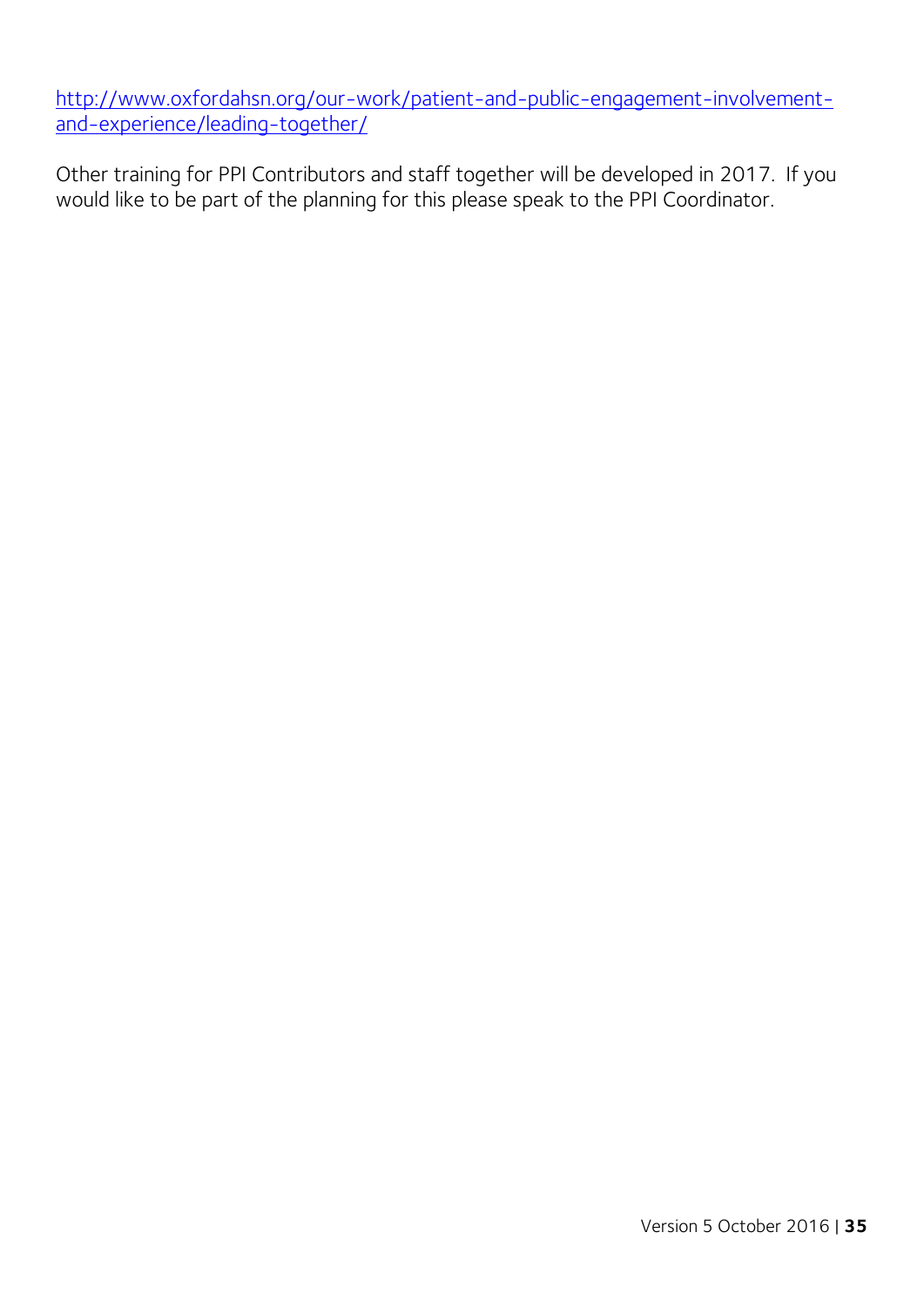[http://www.oxfordahsn.org/our-work/patient-and-public-engagement-involvement-and-experience/leading-together/](http://www.oxfordahsn.org/our-work/patient-and-public-engagement-involvement-and-experience/leading-together/)

Other training for PPI Contributors and staff together will be developed in 2017. If you would like to be part of the planning for this please speak to the PPI Coordinator.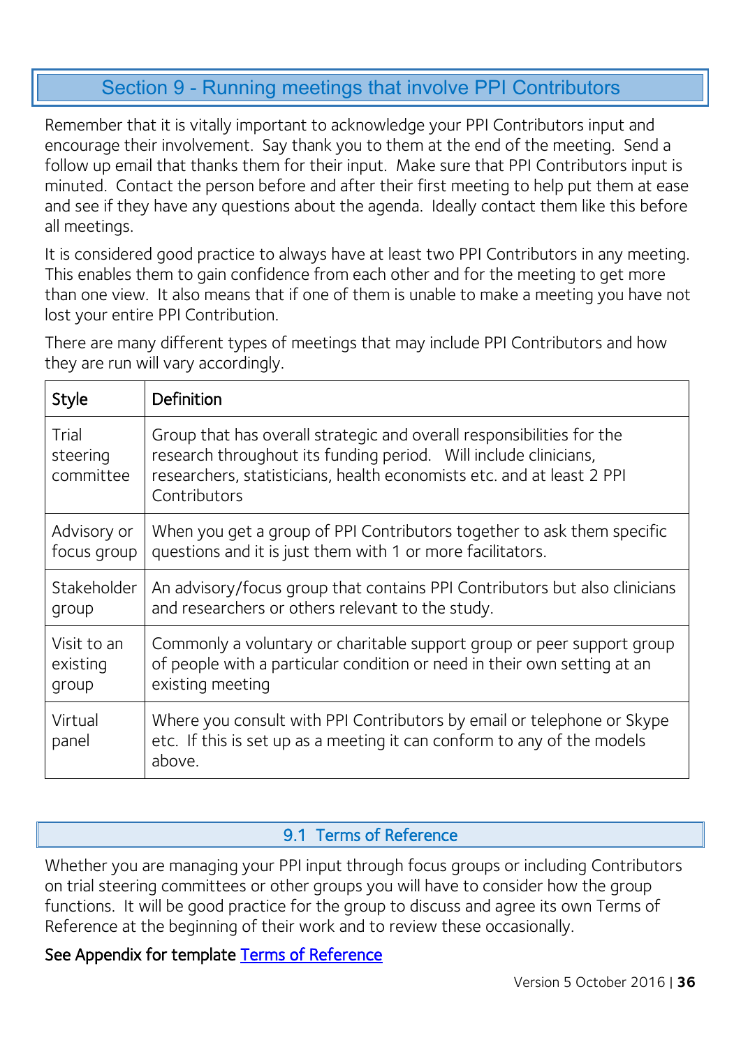## Section 9 - Running meetings that involve PPI Contributors

Remember that it is vitally important to acknowledge your PPI Contributors input and encourage their involvement. Say thank you to them at the end of the meeting. Send a follow up email that thanks them for their input. Make sure that PPI Contributors input is minuted. Contact the person before and after their first meeting to help put them at ease and see if they have any questions about the agenda. Ideally contact them like this before all meetings.

It is considered good practice to always have at least two PPI Contributors in any meeting. This enables them to gain confidence from each other and for the meeting to get more than one view. It also means that if one of them is unable to make a meeting you have not lost your entire PPI Contribution.

There are many different types of meetings that may include PPI Contributors and how they are run will vary accordingly.

| Style | Definition |
|---|---|
| Trial steering committee | Group that has overall strategic and overall responsibilities for the research throughout its funding period. Will include clinicians, researchers, statisticians, health economists etc. and at least 2 PPI Contributors |
| Advisory or focus group | When you get a group of PPI Contributors together to ask them specific questions and it is just them with 1 or more facilitators. |
| Stakeholder group | An advisory/focus group that contains PPI Contributors but also clinicians and researchers or others relevant to the study. |
| Visit to an existing group | Commonly a voluntary or charitable support group or peer support group of people with a particular condition or need in their own setting at an existing meeting |
| Virtual panel | Where you consult with PPI Contributors by email or telephone or Skype etc. If this is set up as a meeting it can conform to any of the models above. |

### 9.1 Terms of Reference

Whether you are managing your PPI input through focus groups or including Contributors on trial steering committees or other groups you will have to consider how the group functions. It will be good practice for the group to discuss and agree its own Terms of Reference at the beginning of their work and to review these occasionally.

See Appendix for template Terms of Reference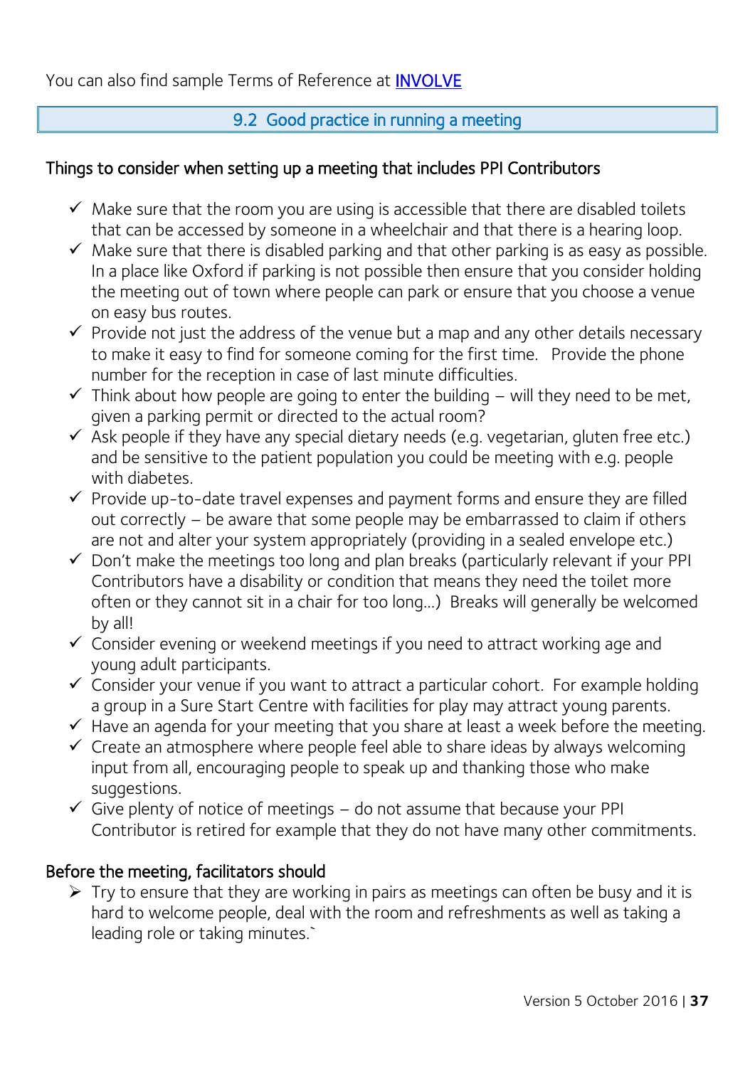You can also find sample Terms of Reference at [INVOLVE]()

## 9.2 Good practice in running a meeting

### Things to consider when setting up a meeting that includes PPI Contributors

- ✓ Make sure that the room you are using is accessible that there are disabled toilets that can be accessed by someone in a wheelchair and that there is a hearing loop.
- ✓ Make sure that there is disabled parking and that other parking is as easy as possible. In a place like Oxford if parking is not possible then ensure that you consider holding the meeting out of town where people can park or ensure that you choose a venue on easy bus routes.
- ✓ Provide not just the address of the venue but a map and any other details necessary to make it easy to find for someone coming for the first time. Provide the phone number for the reception in case of last minute difficulties.
- ✓ Think about how people are going to enter the building – will they need to be met, given a parking permit or directed to the actual room?
- ✓ Ask people if they have any special dietary needs (e.g. vegetarian, gluten free etc.) and be sensitive to the patient population you could be meeting with e.g. people with diabetes.
- ✓ Provide up-to-date travel expenses and payment forms and ensure they are filled out correctly – be aware that some people may be embarrassed to claim if others are not and alter your system appropriately (providing in a sealed envelope etc.)
- ✓ Don't make the meetings too long and plan breaks (particularly relevant if your PPI Contributors have a disability or condition that means they need the toilet more often or they cannot sit in a chair for too long…) Breaks will generally be welcomed by all!
- ✓ Consider evening or weekend meetings if you need to attract working age and young adult participants.
- ✓ Consider your venue if you want to attract a particular cohort. For example holding a group in a Sure Start Centre with facilities for play may attract young parents.
- ✓ Have an agenda for your meeting that you share at least a week before the meeting.
- ✓ Create an atmosphere where people feel able to share ideas by always welcoming input from all, encouraging people to speak up and thanking those who make suggestions.
- ✓ Give plenty of notice of meetings – do not assume that because your PPI Contributor is retired for example that they do not have many other commitments.

### Before the meeting, facilitators should

- ➢ Try to ensure that they are working in pairs as meetings can often be busy and it is hard to welcome people, deal with the room and refreshments as well as taking a leading role or taking minutes.`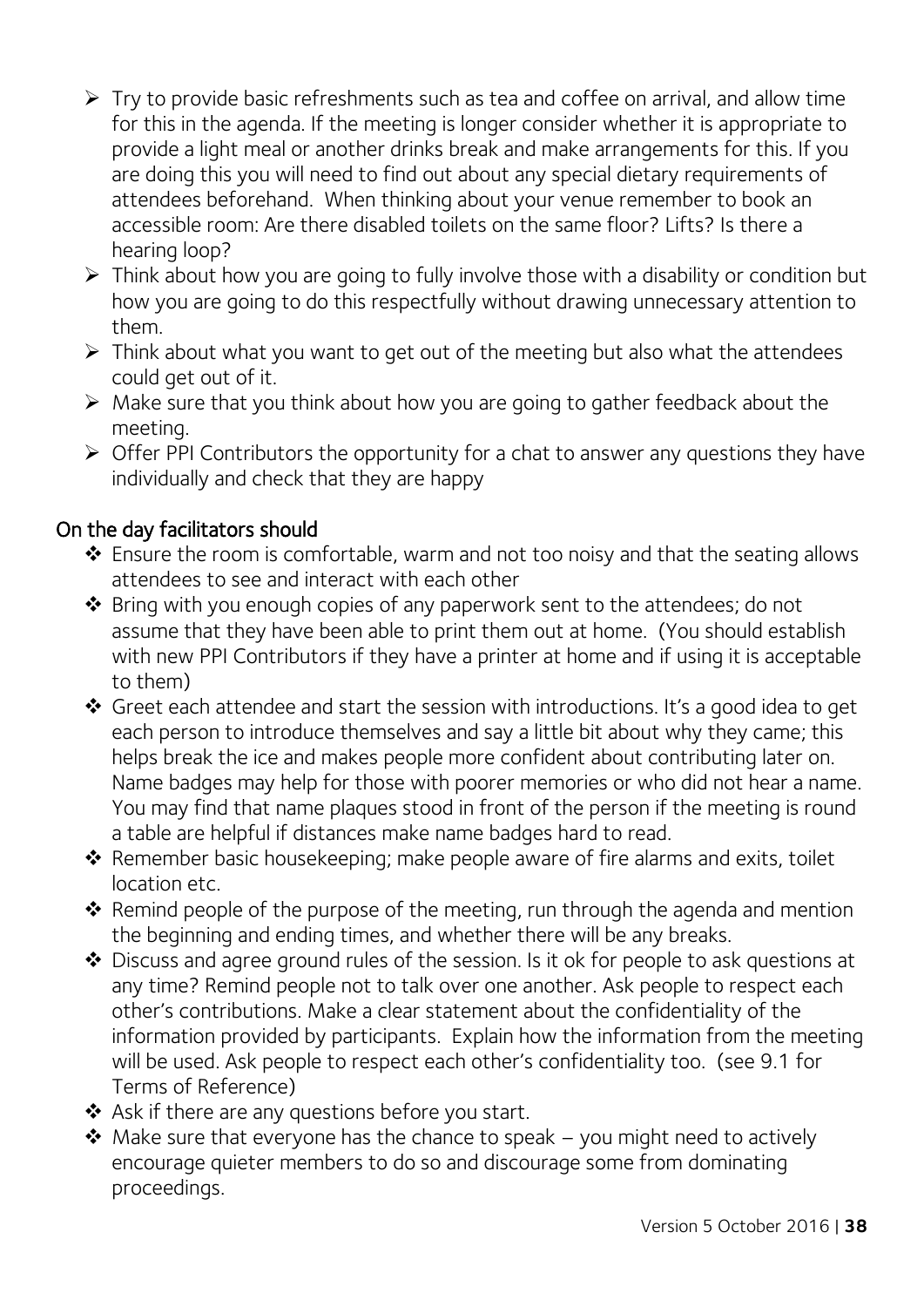- Try to provide basic refreshments such as tea and coffee on arrival, and allow time for this in the agenda. If the meeting is longer consider whether it is appropriate to provide a light meal or another drinks break and make arrangements for this. If you are doing this you will need to find out about any special dietary requirements of attendees beforehand. When thinking about your venue remember to book an accessible room: Are there disabled toilets on the same floor? Lifts? Is there a hearing loop?
- Think about how you are going to fully involve those with a disability or condition but how you are going to do this respectfully without drawing unnecessary attention to them.
- Think about what you want to get out of the meeting but also what the attendees could get out of it.
- Make sure that you think about how you are going to gather feedback about the meeting.
- Offer PPI Contributors the opportunity for a chat to answer any questions they have individually and check that they are happy

### On the day facilitators should

- Ensure the room is comfortable, warm and not too noisy and that the seating allows attendees to see and interact with each other
- Bring with you enough copies of any paperwork sent to the attendees; do not assume that they have been able to print them out at home. (You should establish with new PPI Contributors if they have a printer at home and if using it is acceptable to them)
- Greet each attendee and start the session with introductions. It's a good idea to get each person to introduce themselves and say a little bit about why they came; this helps break the ice and makes people more confident about contributing later on. Name badges may help for those with poorer memories or who did not hear a name. You may find that name plaques stood in front of the person if the meeting is round a table are helpful if distances make name badges hard to read.
- Remember basic housekeeping; make people aware of fire alarms and exits, toilet location etc.
- Remind people of the purpose of the meeting, run through the agenda and mention the beginning and ending times, and whether there will be any breaks.
- Discuss and agree ground rules of the session. Is it ok for people to ask questions at any time? Remind people not to talk over one another. Ask people to respect each other's contributions. Make a clear statement about the confidentiality of the information provided by participants. Explain how the information from the meeting will be used. Ask people to respect each other's confidentiality too. (see 9.1 for Terms of Reference)
- Ask if there are any questions before you start.
- Make sure that everyone has the chance to speak – you might need to actively encourage quieter members to do so and discourage some from dominating proceedings.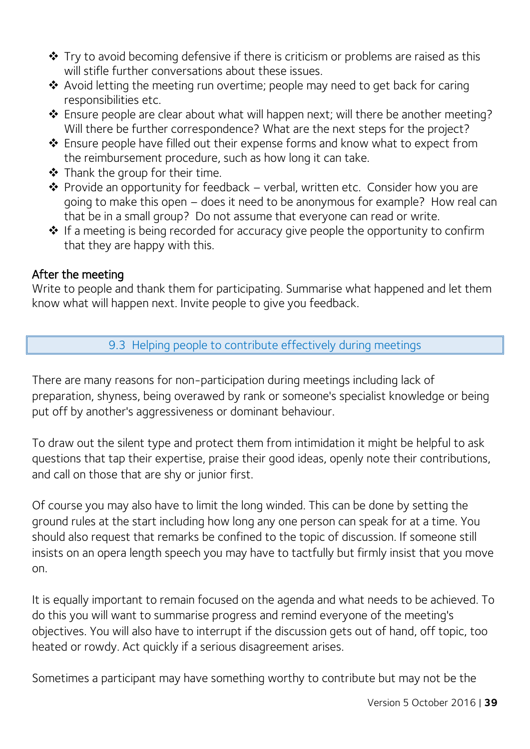- Try to avoid becoming defensive if there is criticism or problems are raised as this will stifle further conversations about these issues.
- Avoid letting the meeting run overtime; people may need to get back for caring responsibilities etc.
- Ensure people are clear about what will happen next; will there be another meeting? Will there be further correspondence? What are the next steps for the project?
- Ensure people have filled out their expense forms and know what to expect from the reimbursement procedure, such as how long it can take.
- Thank the group for their time.
- Provide an opportunity for feedback – verbal, written etc. Consider how you are going to make this open – does it need to be anonymous for example? How real can that be in a small group? Do not assume that everyone can read or write.
- If a meeting is being recorded for accuracy give people the opportunity to confirm that they are happy with this.

### After the meeting

Write to people and thank them for participating. Summarise what happened and let them know what will happen next. Invite people to give you feedback.

## 9.3 Helping people to contribute effectively during meetings

There are many reasons for non-participation during meetings including lack of preparation, shyness, being overawed by rank or someone's specialist knowledge or being put off by another's aggressiveness or dominant behaviour.

To draw out the silent type and protect them from intimidation it might be helpful to ask questions that tap their expertise, praise their good ideas, openly note their contributions, and call on those that are shy or junior first.

Of course you may also have to limit the long winded. This can be done by setting the ground rules at the start including how long any one person can speak for at a time. You should also request that remarks be confined to the topic of discussion. If someone still insists on an opera length speech you may have to tactfully but firmly insist that you move on.

It is equally important to remain focused on the agenda and what needs to be achieved. To do this you will want to summarise progress and remind everyone of the meeting's objectives. You will also have to interrupt if the discussion gets out of hand, off topic, too heated or rowdy. Act quickly if a serious disagreement arises.

Sometimes a participant may have something worthy to contribute but may not be the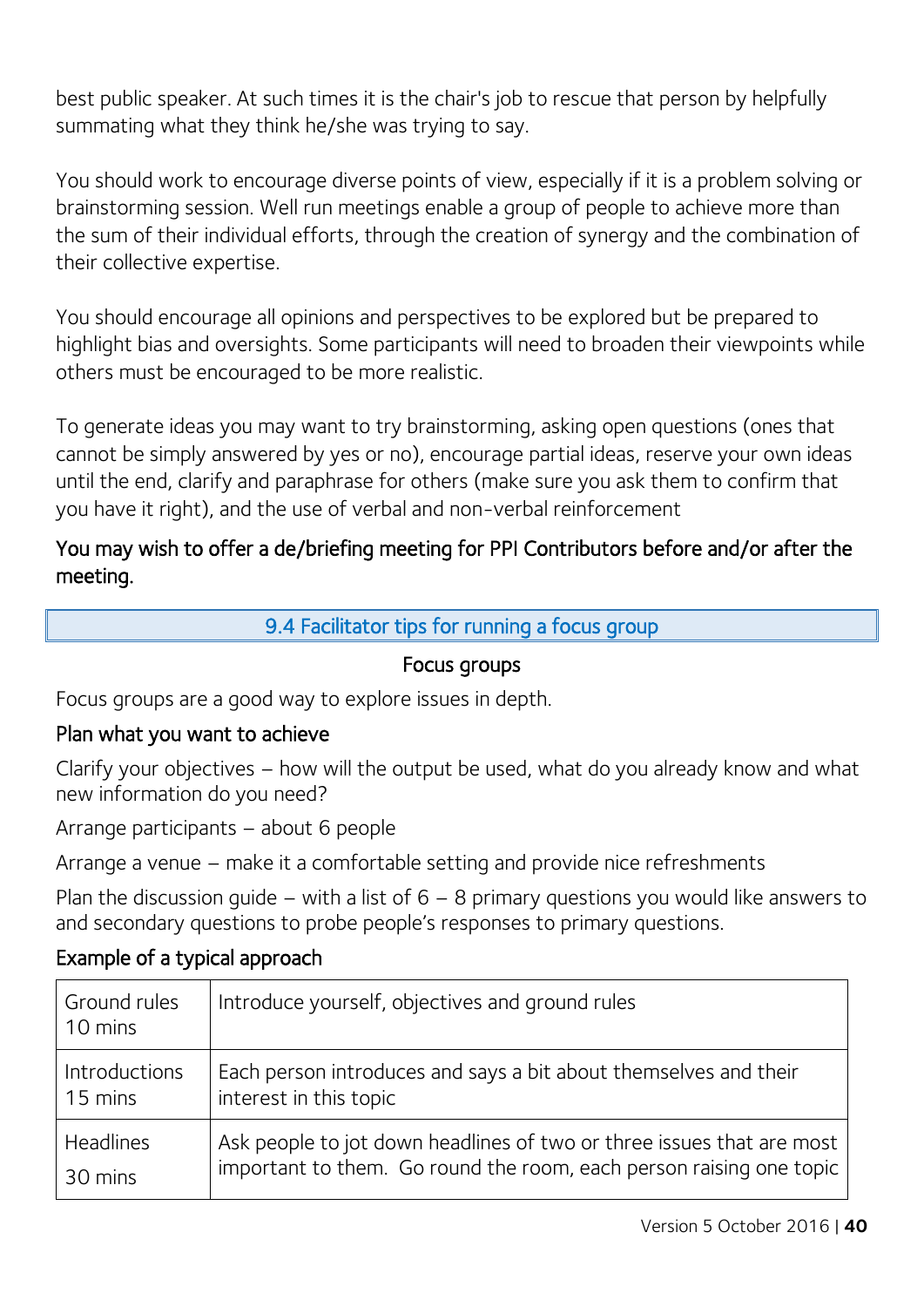best public speaker. At such times it is the chair's job to rescue that person by helpfully summating what they think he/she was trying to say.

You should work to encourage diverse points of view, especially if it is a problem solving or brainstorming session. Well run meetings enable a group of people to achieve more than the sum of their individual efforts, through the creation of synergy and the combination of their collective expertise.

You should encourage all opinions and perspectives to be explored but be prepared to highlight bias and oversights. Some participants will need to broaden their viewpoints while others must be encouraged to be more realistic.

To generate ideas you may want to try brainstorming, asking open questions (ones that cannot be simply answered by yes or no), encourage partial ideas, reserve your own ideas until the end, clarify and paraphrase for others (make sure you ask them to confirm that you have it right), and the use of verbal and non-verbal reinforcement

**You may wish to offer a de/briefing meeting for PPI Contributors before and/or after the meeting.**

## 9.4 Facilitator tips for running a focus group

### Focus groups

Focus groups are a good way to explore issues in depth.

#### Plan what you want to achieve

Clarify your objectives – how will the output be used, what do you already know and what new information do you need?

Arrange participants – about 6 people

Arrange a venue – make it a comfortable setting and provide nice refreshments

Plan the discussion guide – with a list of 6 – 8 primary questions you would like answers to and secondary questions to probe people's responses to primary questions.

#### Example of a typical approach

| | |
|---|---|
| Ground rules 10 mins | Introduce yourself, objectives and ground rules |
| Introductions 15 mins | Each person introduces and says a bit about themselves and their interest in this topic |
| Headlines 30 mins | Ask people to jot down headlines of two or three issues that are most important to them. Go round the room, each person raising one topic |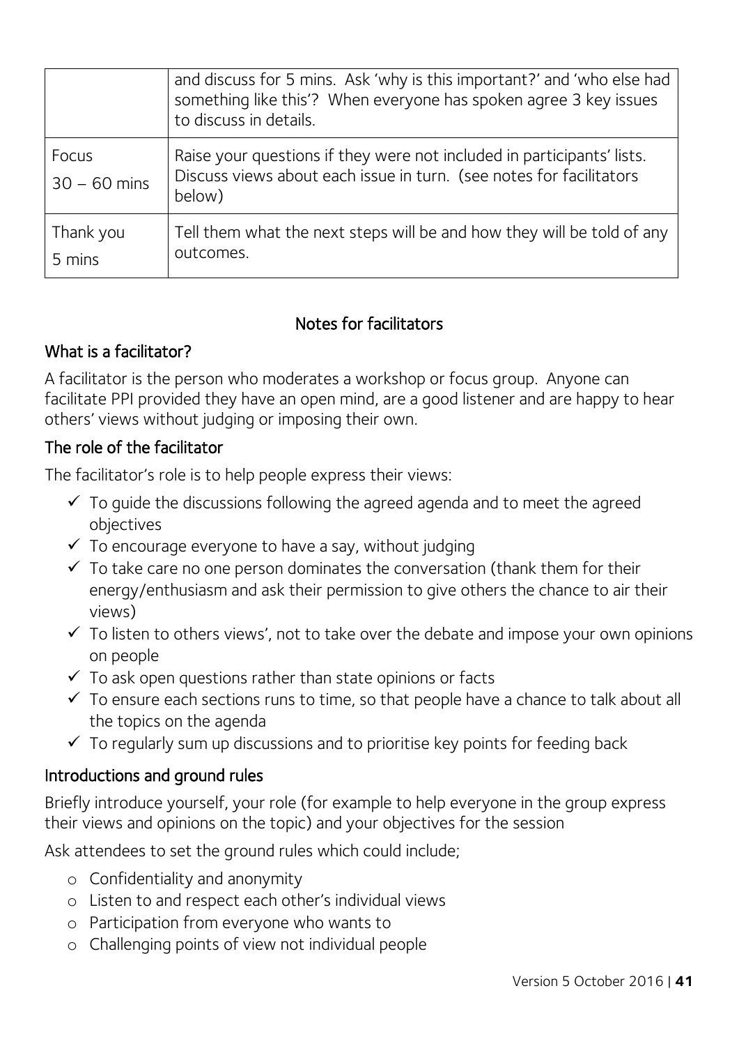|  |  |
|---|---|
|  | and discuss for 5 mins. Ask 'why is this important?' and 'who else had something like this'? When everyone has spoken agree 3 key issues to discuss in details. |
| Focus<br>30 – 60 mins | Raise your questions if they were not included in participants' lists. Discuss views about each issue in turn. (see notes for facilitators below) |
| Thank you<br>5 mins | Tell them what the next steps will be and how they will be told of any outcomes. |

## Notes for facilitators

### What is a facilitator?

A facilitator is the person who moderates a workshop or focus group. Anyone can facilitate PPI provided they have an open mind, are a good listener and are happy to hear others' views without judging or imposing their own.

### The role of the facilitator

The facilitator's role is to help people express their views:

- ✓ To guide the discussions following the agreed agenda and to meet the agreed objectives
- ✓ To encourage everyone to have a say, without judging
- ✓ To take care no one person dominates the conversation (thank them for their energy/enthusiasm and ask their permission to give others the chance to air their views)
- ✓ To listen to others views', not to take over the debate and impose your own opinions on people
- ✓ To ask open questions rather than state opinions or facts
- ✓ To ensure each sections runs to time, so that people have a chance to talk about all the topics on the agenda
- ✓ To regularly sum up discussions and to prioritise key points for feeding back

### Introductions and ground rules

Briefly introduce yourself, your role (for example to help everyone in the group express their views and opinions on the topic) and your objectives for the session

Ask attendees to set the ground rules which could include;

- o Confidentiality and anonymity
- o Listen to and respect each other's individual views
- o Participation from everyone who wants to
- o Challenging points of view not individual people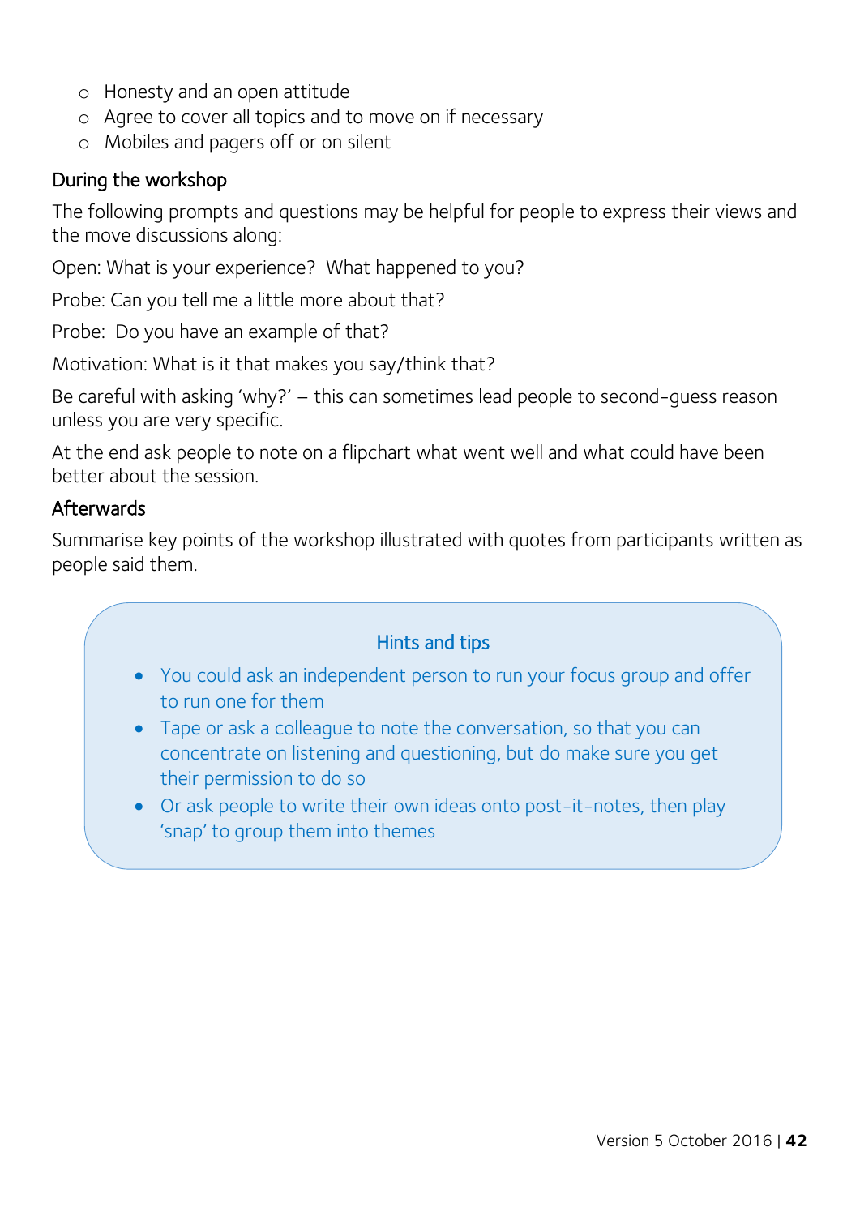- Honesty and an open attitude
- Agree to cover all topics and to move on if necessary
- Mobiles and pagers off or on silent

### During the workshop

The following prompts and questions may be helpful for people to express their views and the move discussions along:

Open: What is your experience? What happened to you?

Probe: Can you tell me a little more about that?

Probe: Do you have an example of that?

Motivation: What is it that makes you say/think that?

Be careful with asking 'why?' – this can sometimes lead people to second-guess reason unless you are very specific.

At the end ask people to note on a flipchart what went well and what could have been better about the session.

### Afterwards

Summarise key points of the workshop illustrated with quotes from participants written as people said them.

> **Hints and tips**
>
> - You could ask an independent person to run your focus group and offer to run one for them
> - Tape or ask a colleague to note the conversation, so that you can concentrate on listening and questioning, but do make sure you get their permission to do so
> - Or ask people to write their own ideas onto post-it-notes, then play 'snap' to group them into themes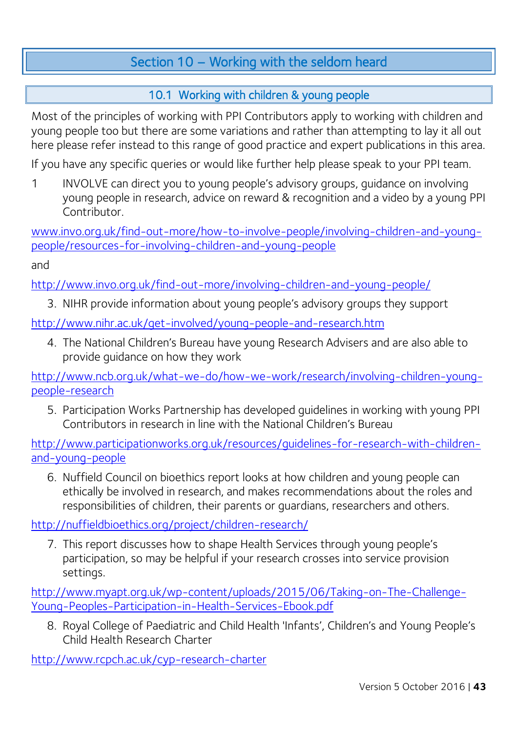# Section 10 – Working with the seldom heard

## 10.1 Working with children & young people

Most of the principles of working with PPI Contributors apply to working with children and young people too but there are some variations and rather than attempting to lay it all out here please refer instead to this range of good practice and expert publications in this area.

If you have any specific queries or would like further help please speak to your PPI team.

1 INVOLVE can direct you to young people's advisory groups, guidance on involving young people in research, advice on reward & recognition and a video by a young PPI Contributor.

www.invo.org.uk/find-out-more/how-to-involve-people/involving-children-and-young-people/resources-for-involving-children-and-young-people

and

http://www.invo.org.uk/find-out-more/involving-children-and-young-people/

3. NIHR provide information about young people's advisory groups they support

http://www.nihr.ac.uk/get-involved/young-people-and-research.htm

4. The National Children's Bureau have young Research Advisers and are also able to provide guidance on how they work

http://www.ncb.org.uk/what-we-do/how-we-work/research/involving-children-young-people-research

5. Participation Works Partnership has developed guidelines in working with young PPI Contributors in research in line with the National Children's Bureau

http://www.participationworks.org.uk/resources/guidelines-for-research-with-children-and-young-people

6. Nuffield Council on bioethics report looks at how children and young people can ethically be involved in research, and makes recommendations about the roles and responsibilities of children, their parents or guardians, researchers and others.

http://nuffieldbioethics.org/project/children-research/

7. This report discusses how to shape Health Services through young people's participation, so may be helpful if your research crosses into service provision settings.

http://www.myapt.org.uk/wp-content/uploads/2015/06/Taking-on-The-Challenge-Young-Peoples-Participation-in-Health-Services-Ebook.pdf

8. Royal College of Paediatric and Child Health 'Infants', Children's and Young People's Child Health Research Charter

http://www.rcpch.ac.uk/cyp-research-charter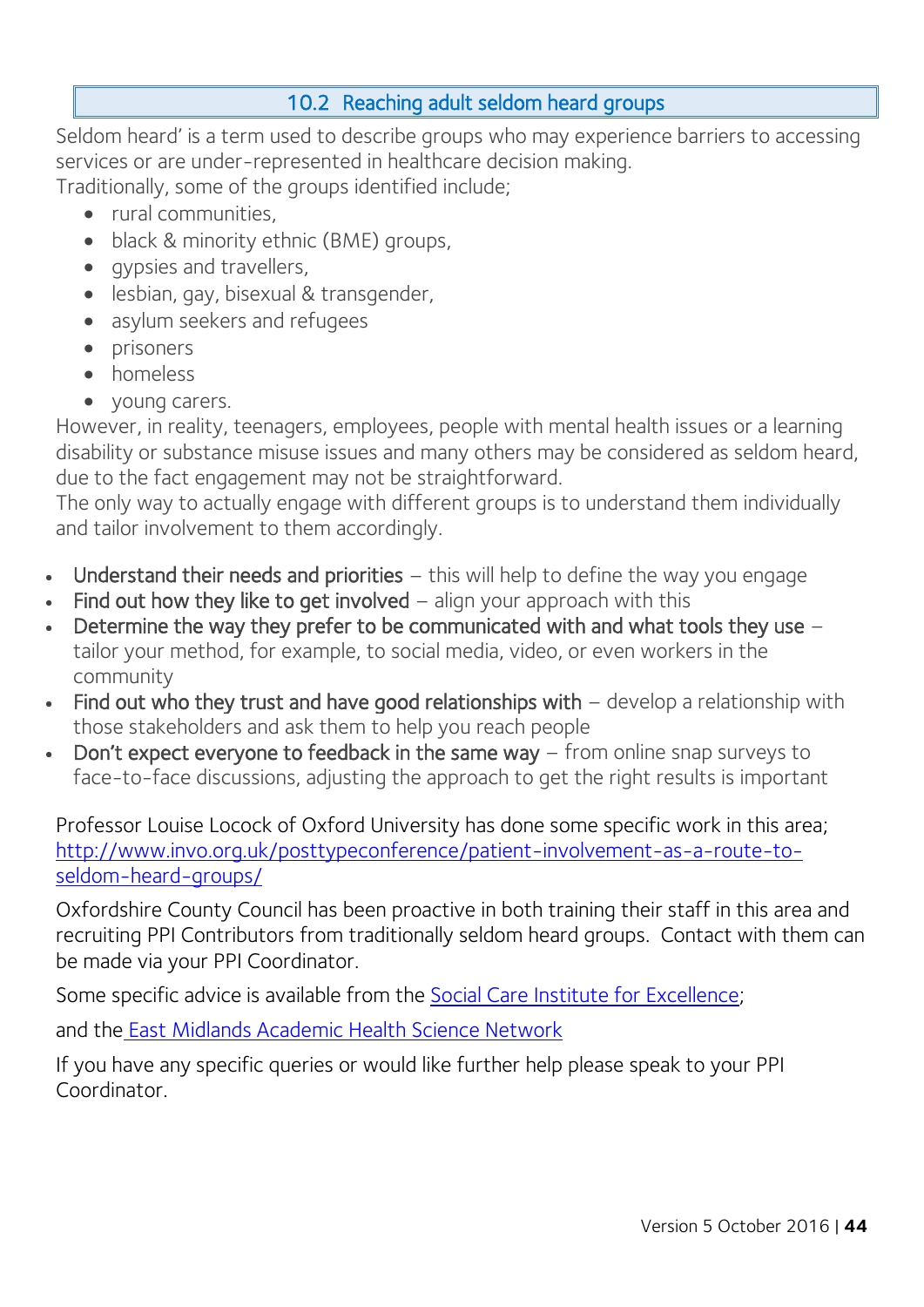## 10.2 Reaching adult seldom heard groups

Seldom heard' is a term used to describe groups who may experience barriers to accessing services or are under-represented in healthcare decision making.
Traditionally, some of the groups identified include;

- rural communities,
- black & minority ethnic (BME) groups,
- gypsies and travellers,
- lesbian, gay, bisexual & transgender,
- asylum seekers and refugees
- prisoners
- homeless
- young carers.

However, in reality, teenagers, employees, people with mental health issues or a learning disability or substance misuse issues and many others may be considered as seldom heard, due to the fact engagement may not be straightforward.
The only way to actually engage with different groups is to understand them individually and tailor involvement to them accordingly.

- **Understand their needs and priorities** – this will help to define the way you engage
- **Find out how they like to get involved** – align your approach with this
- **Determine the way they prefer to be communicated with and what tools they use** – tailor your method, for example, to social media, video, or even workers in the community
- **Find out who they trust and have good relationships with** – develop a relationship with those stakeholders and ask them to help you reach people
- **Don't expect everyone to feedback in the same way** – from online snap surveys to face-to-face discussions, adjusting the approach to get the right results is important

Professor Louise Locock of Oxford University has done some specific work in this area; http://www.invo.org.uk/posttypeconference/patient-involvement-as-a-route-to-seldom-heard-groups/

Oxfordshire County Council has been proactive in both training their staff in this area and recruiting PPI Contributors from traditionally seldom heard groups. Contact with them can be made via your PPI Coordinator.

Some specific advice is available from the Social Care Institute for Excellence;

and the East Midlands Academic Health Science Network

If you have any specific queries or would like further help please speak to your PPI Coordinator.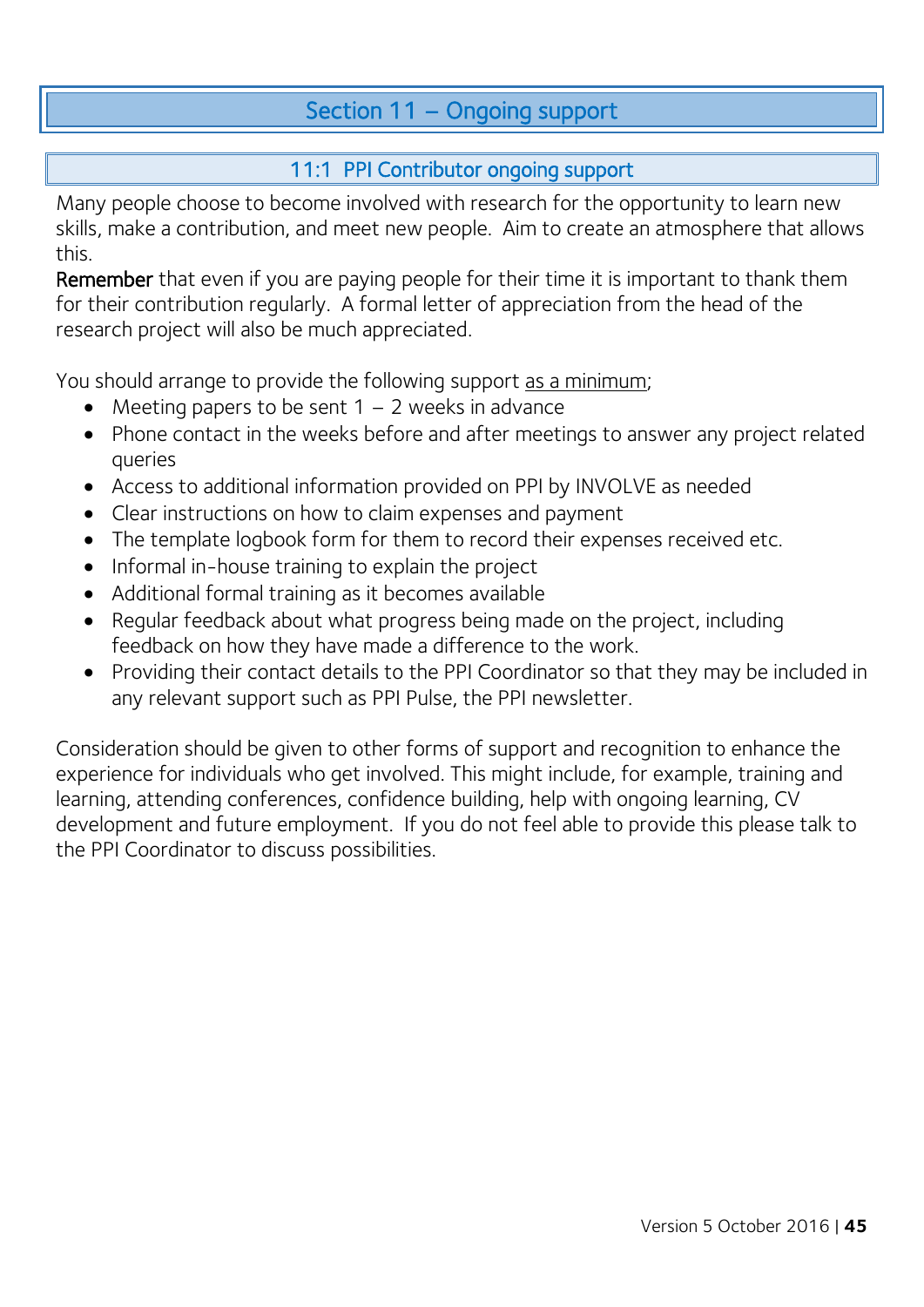# Section 11 – Ongoing support

## 11:1 PPI Contributor ongoing support

Many people choose to become involved with research for the opportunity to learn new skills, make a contribution, and meet new people. Aim to create an atmosphere that allows this.

Remember that even if you are paying people for their time it is important to thank them for their contribution regularly. A formal letter of appreciation from the head of the research project will also be much appreciated.

You should arrange to provide the following support as a minimum;

- Meeting papers to be sent 1 – 2 weeks in advance
- Phone contact in the weeks before and after meetings to answer any project related queries
- Access to additional information provided on PPI by INVOLVE as needed
- Clear instructions on how to claim expenses and payment
- The template logbook form for them to record their expenses received etc.
- Informal in-house training to explain the project
- Additional formal training as it becomes available
- Regular feedback about what progress being made on the project, including feedback on how they have made a difference to the work.
- Providing their contact details to the PPI Coordinator so that they may be included in any relevant support such as PPI Pulse, the PPI newsletter.

Consideration should be given to other forms of support and recognition to enhance the experience for individuals who get involved. This might include, for example, training and learning, attending conferences, confidence building, help with ongoing learning, CV development and future employment. If you do not feel able to provide this please talk to the PPI Coordinator to discuss possibilities.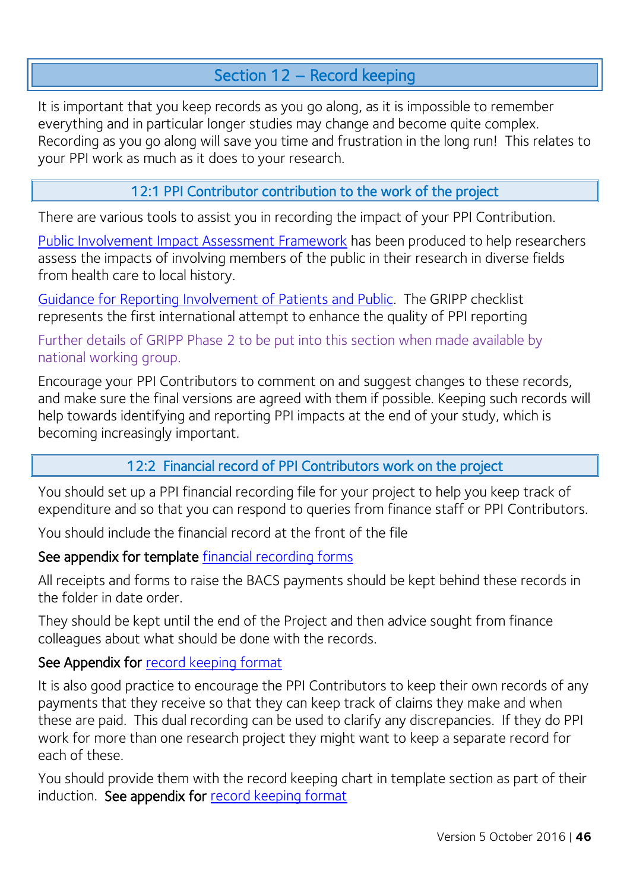# Section 12 – Record keeping

It is important that you keep records as you go along, as it is impossible to remember everything and in particular longer studies may change and become quite complex. Recording as you go along will save you time and frustration in the long run! This relates to your PPI work as much as it does to your research.

## 12:1 PPI Contributor contribution to the work of the project

There are various tools to assist you in recording the impact of your PPI Contribution.

Public Involvement Impact Assessment Framework has been produced to help researchers assess the impacts of involving members of the public in their research in diverse fields from health care to local history.

Guidance for Reporting Involvement of Patients and Public. The GRIPP checklist represents the first international attempt to enhance the quality of PPI reporting

Further details of GRIPP Phase 2 to be put into this section when made available by national working group.

Encourage your PPI Contributors to comment on and suggest changes to these records, and make sure the final versions are agreed with them if possible. Keeping such records will help towards identifying and reporting PPI impacts at the end of your study, which is becoming increasingly important.

## 12:2 Financial record of PPI Contributors work on the project

You should set up a PPI financial recording file for your project to help you keep track of expenditure and so that you can respond to queries from finance staff or PPI Contributors.

You should include the financial record at the front of the file

**See appendix for template** financial recording forms

All receipts and forms to raise the BACS payments should be kept behind these records in the folder in date order.

They should be kept until the end of the Project and then advice sought from finance colleagues about what should be done with the records.

**See Appendix for** record keeping format

It is also good practice to encourage the PPI Contributors to keep their own records of any payments that they receive so that they can keep track of claims they make and when these are paid. This dual recording can be used to clarify any discrepancies. If they do PPI work for more than one research project they might want to keep a separate record for each of these.

You should provide them with the record keeping chart in template section as part of their induction. **See appendix for** record keeping format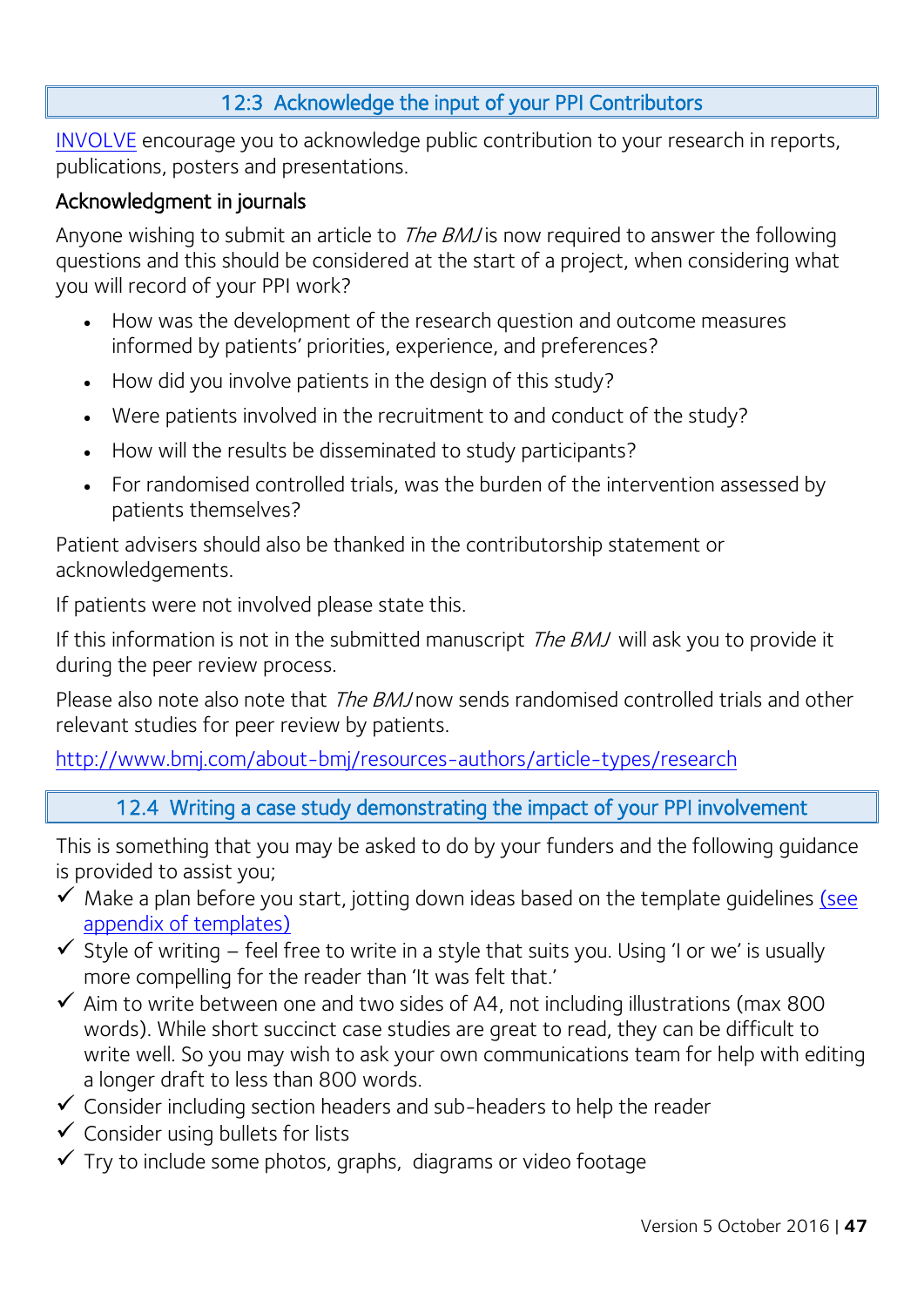## 12:3 Acknowledge the input of your PPI Contributors

[INVOLVE](#) encourage you to acknowledge public contribution to your research in reports, publications, posters and presentations.

### Acknowledgment in journals

Anyone wishing to submit an article to *The BMJ* is now required to answer the following questions and this should be considered at the start of a project, when considering what you will record of your PPI work?

- How was the development of the research question and outcome measures informed by patients' priorities, experience, and preferences?
- How did you involve patients in the design of this study?
- Were patients involved in the recruitment to and conduct of the study?
- How will the results be disseminated to study participants?
- For randomised controlled trials, was the burden of the intervention assessed by patients themselves?

Patient advisers should also be thanked in the contributorship statement or acknowledgements.

If patients were not involved please state this.

If this information is not in the submitted manuscript *The BMJ* will ask you to provide it during the peer review process.

Please also note also note that *The BMJ* now sends randomised controlled trials and other relevant studies for peer review by patients.

http://www.bmj.com/about-bmj/resources-authors/article-types/research

## 12.4 Writing a case study demonstrating the impact of your PPI involvement

This is something that you may be asked to do by your funders and the following guidance is provided to assist you;

- ✓ Make a plan before you start, jotting down ideas based on the template guidelines (see appendix of templates)
- ✓ Style of writing – feel free to write in a style that suits you. Using 'I or we' is usually more compelling for the reader than 'It was felt that.'
- ✓ Aim to write between one and two sides of A4, not including illustrations (max 800 words). While short succinct case studies are great to read, they can be difficult to write well. So you may wish to ask your own communications team for help with editing a longer draft to less than 800 words.
- ✓ Consider including section headers and sub-headers to help the reader
- ✓ Consider using bullets for lists
- ✓ Try to include some photos, graphs, diagrams or video footage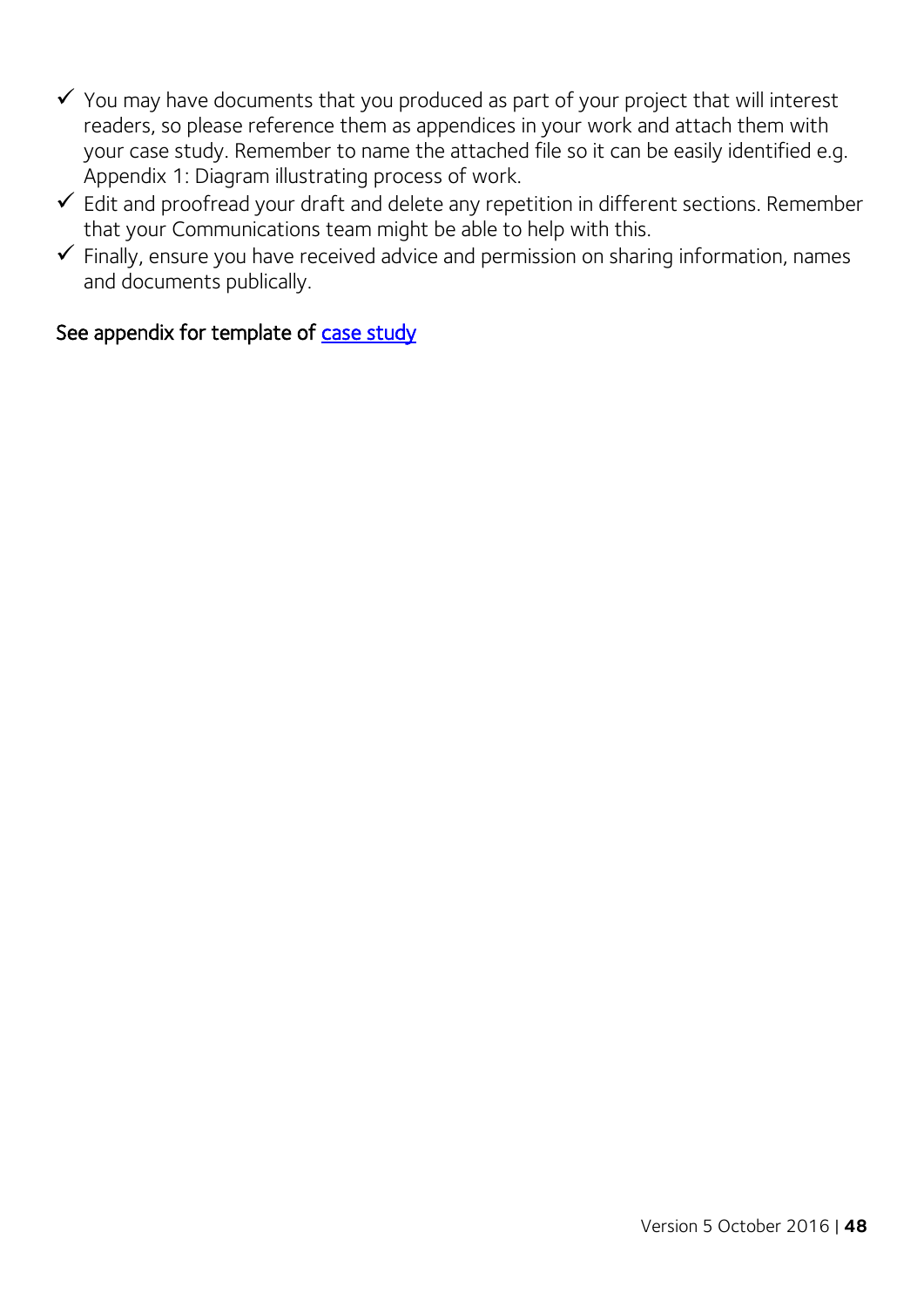- ✓ You may have documents that you produced as part of your project that will interest readers, so please reference them as appendices in your work and attach them with your case study. Remember to name the attached file so it can be easily identified e.g. Appendix 1: Diagram illustrating process of work.
- ✓ Edit and proofread your draft and delete any repetition in different sections. Remember that your Communications team might be able to help with this.
- ✓ Finally, ensure you have received advice and permission on sharing information, names and documents publically.

See appendix for template of [case study](#)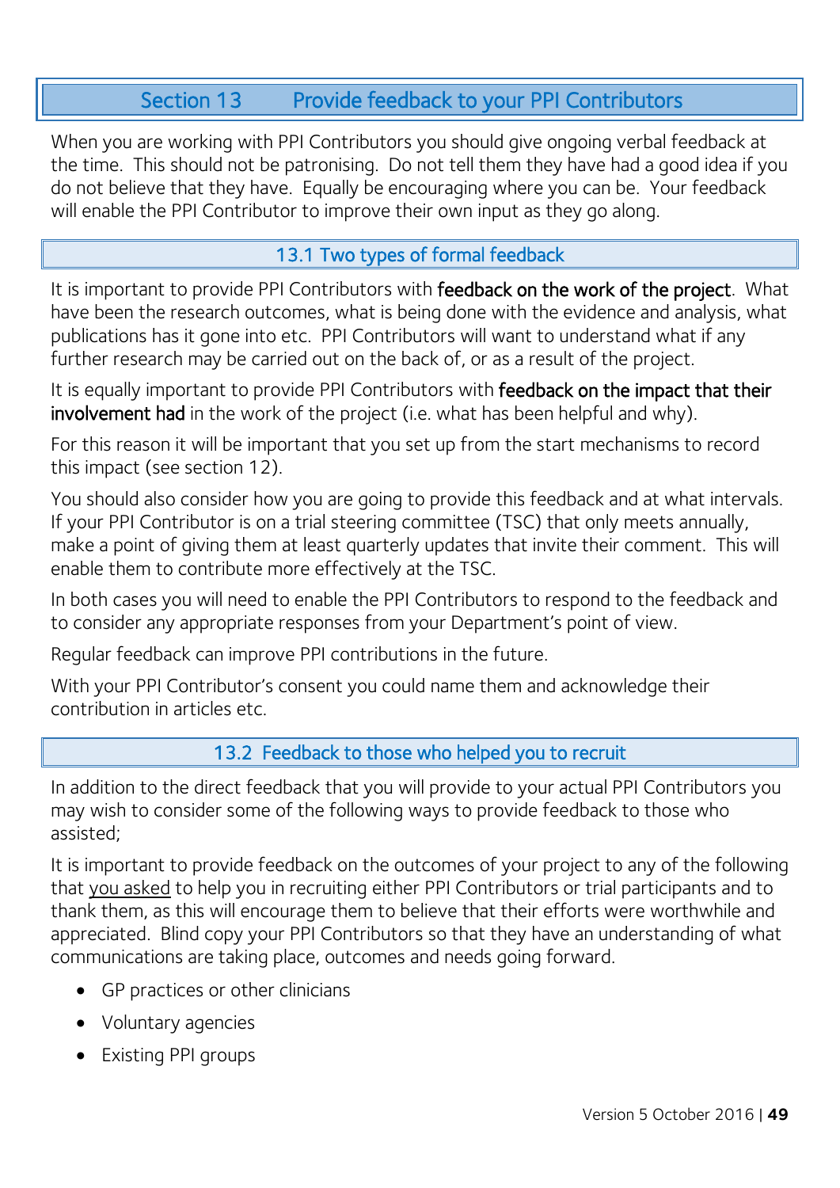## Section 13 Provide feedback to your PPI Contributors

When you are working with PPI Contributors you should give ongoing verbal feedback at the time. This should not be patronising. Do not tell them they have had a good idea if you do not believe that they have. Equally be encouraging where you can be. Your feedback will enable the PPI Contributor to improve their own input as they go along.

### 13.1 Two types of formal feedback

It is important to provide PPI Contributors with **feedback on the work of the project**. What have been the research outcomes, what is being done with the evidence and analysis, what publications has it gone into etc. PPI Contributors will want to understand what if any further research may be carried out on the back of, or as a result of the project.

It is equally important to provide PPI Contributors with **feedback on the impact that their involvement had** in the work of the project (i.e. what has been helpful and why).

For this reason it will be important that you set up from the start mechanisms to record this impact (see section 12).

You should also consider how you are going to provide this feedback and at what intervals. If your PPI Contributor is on a trial steering committee (TSC) that only meets annually, make a point of giving them at least quarterly updates that invite their comment. This will enable them to contribute more effectively at the TSC.

In both cases you will need to enable the PPI Contributors to respond to the feedback and to consider any appropriate responses from your Department's point of view.

Regular feedback can improve PPI contributions in the future.

With your PPI Contributor's consent you could name them and acknowledge their contribution in articles etc.

### 13.2 Feedback to those who helped you to recruit

In addition to the direct feedback that you will provide to your actual PPI Contributors you may wish to consider some of the following ways to provide feedback to those who assisted;

It is important to provide feedback on the outcomes of your project to any of the following that <u>you asked</u> to help you in recruiting either PPI Contributors or trial participants and to thank them, as this will encourage them to believe that their efforts were worthwhile and appreciated. Blind copy your PPI Contributors so that they have an understanding of what communications are taking place, outcomes and needs going forward.

- GP practices or other clinicians
- Voluntary agencies
- Existing PPI groups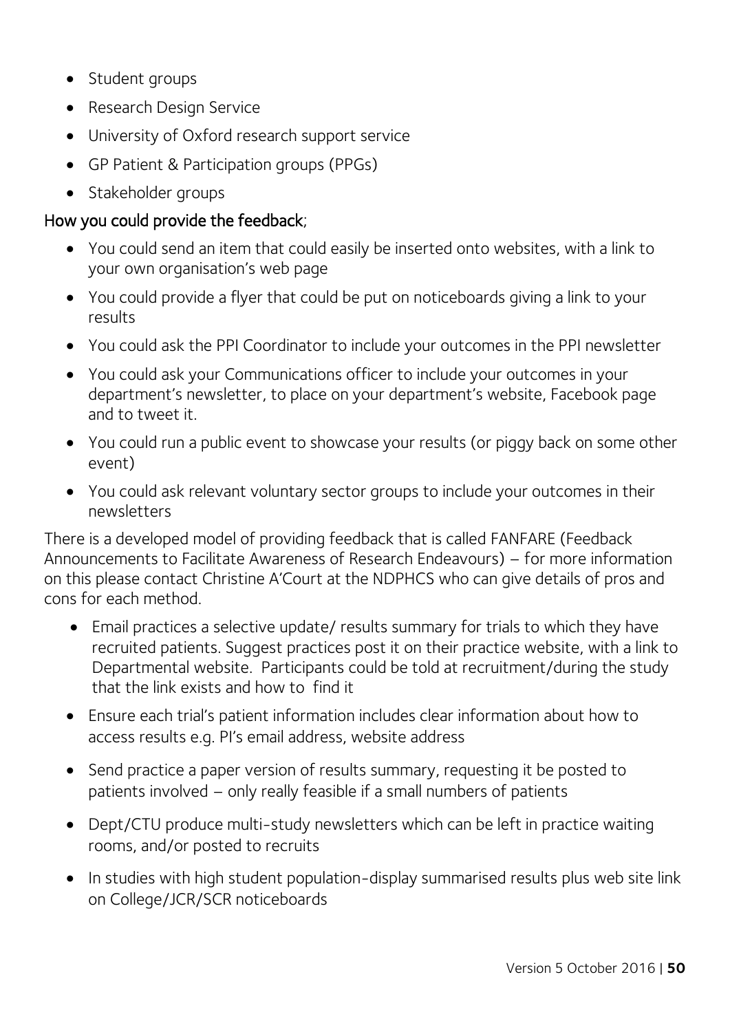- Student groups
- Research Design Service
- University of Oxford research support service
- GP Patient & Participation groups (PPGs)
- Stakeholder groups

How you could provide the feedback;

- You could send an item that could easily be inserted onto websites, with a link to your own organisation's web page
- You could provide a flyer that could be put on noticeboards giving a link to your results
- You could ask the PPI Coordinator to include your outcomes in the PPI newsletter
- You could ask your Communications officer to include your outcomes in your department's newsletter, to place on your department's website, Facebook page and to tweet it.
- You could run a public event to showcase your results (or piggy back on some other event)
- You could ask relevant voluntary sector groups to include your outcomes in their newsletters

There is a developed model of providing feedback that is called FANFARE (Feedback Announcements to Facilitate Awareness of Research Endeavours) – for more information on this please contact Christine A'Court at the NDPHCS who can give details of pros and cons for each method.

- Email practices a selective update/ results summary for trials to which they have recruited patients. Suggest practices post it on their practice website, with a link to Departmental website. Participants could be told at recruitment/during the study that the link exists and how to find it
- Ensure each trial's patient information includes clear information about how to access results e.g. PI's email address, website address
- Send practice a paper version of results summary, requesting it be posted to patients involved – only really feasible if a small numbers of patients
- Dept/CTU produce multi-study newsletters which can be left in practice waiting rooms, and/or posted to recruits
- In studies with high student population-display summarised results plus web site link on College/JCR/SCR noticeboards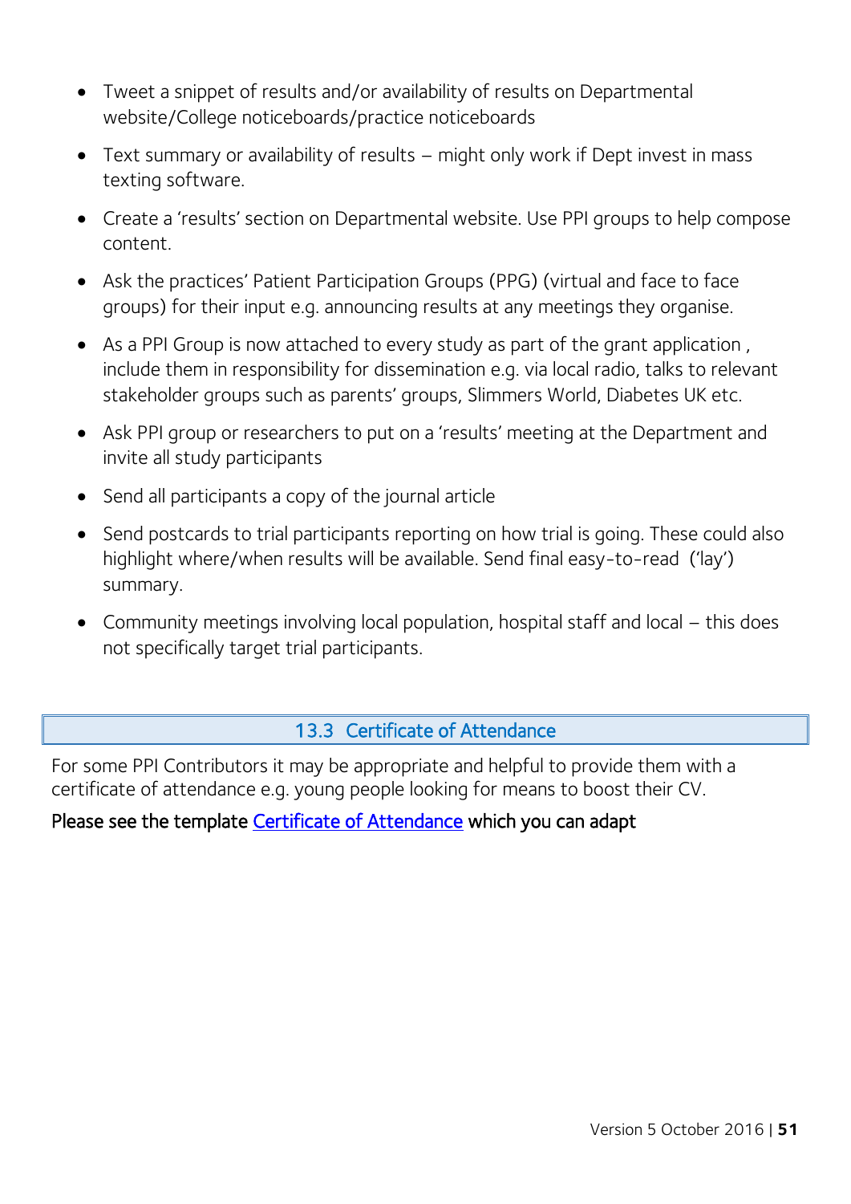- Tweet a snippet of results and/or availability of results on Departmental website/College noticeboards/practice noticeboards
- Text summary or availability of results – might only work if Dept invest in mass texting software.
- Create a 'results' section on Departmental website. Use PPI groups to help compose content.
- Ask the practices' Patient Participation Groups (PPG) (virtual and face to face groups) for their input e.g. announcing results at any meetings they organise.
- As a PPI Group is now attached to every study as part of the grant application , include them in responsibility for dissemination e.g. via local radio, talks to relevant stakeholder groups such as parents' groups, Slimmers World, Diabetes UK etc.
- Ask PPI group or researchers to put on a 'results' meeting at the Department and invite all study participants
- Send all participants a copy of the journal article
- Send postcards to trial participants reporting on how trial is going. These could also highlight where/when results will be available. Send final easy-to-read ('lay') summary.
- Community meetings involving local population, hospital staff and local – this does not specifically target trial participants.

## 13.3 Certificate of Attendance

For some PPI Contributors it may be appropriate and helpful to provide them with a certificate of attendance e.g. young people looking for means to boost their CV.

Please see the template Certificate of Attendance which you can adapt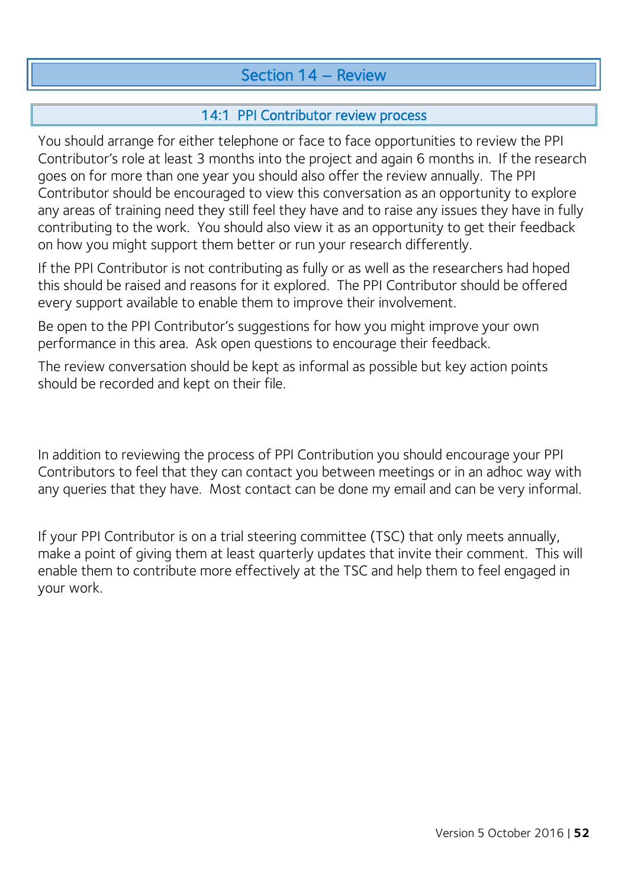# Section 14 – Review

## 14:1 PPI Contributor review process

You should arrange for either telephone or face to face opportunities to review the PPI Contributor's role at least 3 months into the project and again 6 months in. If the research goes on for more than one year you should also offer the review annually. The PPI Contributor should be encouraged to view this conversation as an opportunity to explore any areas of training need they still feel they have and to raise any issues they have in fully contributing to the work. You should also view it as an opportunity to get their feedback on how you might support them better or run your research differently.

If the PPI Contributor is not contributing as fully or as well as the researchers had hoped this should be raised and reasons for it explored. The PPI Contributor should be offered every support available to enable them to improve their involvement.

Be open to the PPI Contributor's suggestions for how you might improve your own performance in this area. Ask open questions to encourage their feedback.

The review conversation should be kept as informal as possible but key action points should be recorded and kept on their file.

In addition to reviewing the process of PPI Contribution you should encourage your PPI Contributors to feel that they can contact you between meetings or in an adhoc way with any queries that they have. Most contact can be done my email and can be very informal.

If your PPI Contributor is on a trial steering committee (TSC) that only meets annually, make a point of giving them at least quarterly updates that invite their comment. This will enable them to contribute more effectively at the TSC and help them to feel engaged in your work.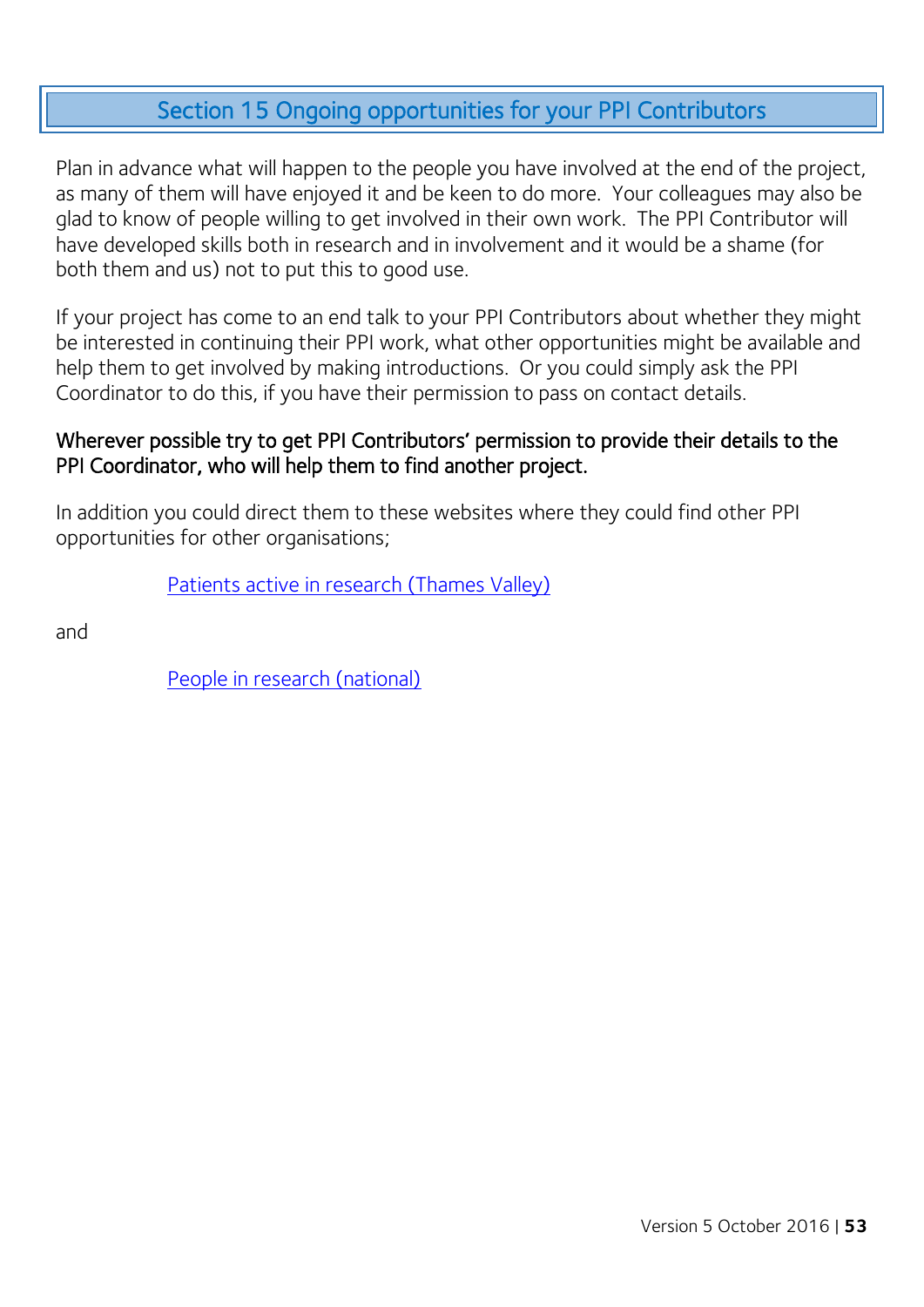# Section 15 Ongoing opportunities for your PPI Contributors

Plan in advance what will happen to the people you have involved at the end of the project, as many of them will have enjoyed it and be keen to do more. Your colleagues may also be glad to know of people willing to get involved in their own work. The PPI Contributor will have developed skills both in research and in involvement and it would be a shame (for both them and us) not to put this to good use.

If your project has come to an end talk to your PPI Contributors about whether they might be interested in continuing their PPI work, what other opportunities might be available and help them to get involved by making introductions. Or you could simply ask the PPI Coordinator to do this, if you have their permission to pass on contact details.

**Wherever possible try to get PPI Contributors' permission to provide their details to the PPI Coordinator, who will help them to find another project.**

In addition you could direct them to these websites where they could find other PPI opportunities for other organisations;

Patients active in research (Thames Valley)

and

People in research (national)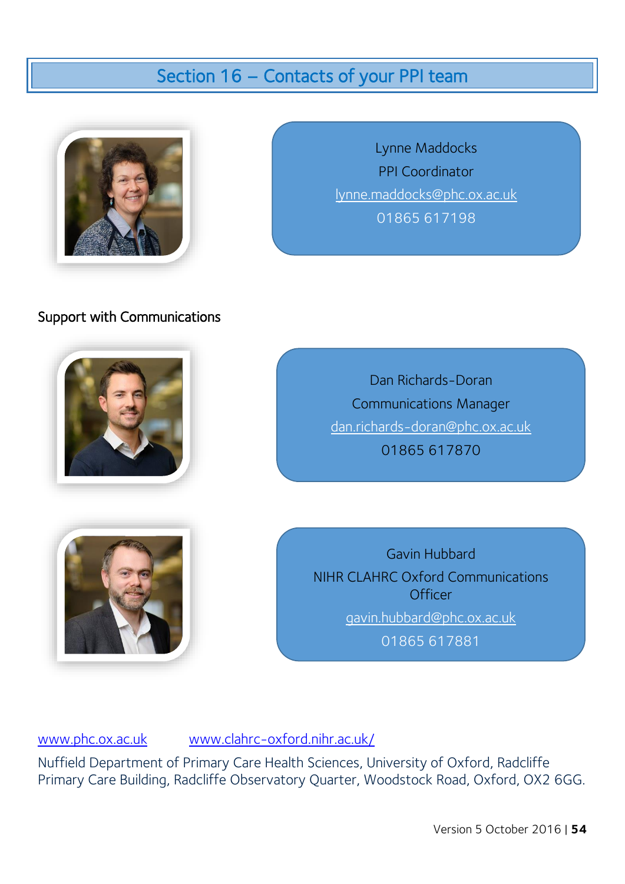# Section 16 – Contacts of your PPI team

Lynne Maddocks
PPI Coordinator
lynne.maddocks@phc.ox.ac.uk
01865 617198

Support with Communications

Dan Richards-Doran
Communications Manager
dan.richards-doran@phc.ox.ac.uk
01865 617870

Gavin Hubbard
NIHR CLAHRC Oxford Communications Officer
gavin.hubbard@phc.ox.ac.uk
01865 617881

www.phc.ox.ac.uk www.clahrc-oxford.nihr.ac.uk/

Nuffield Department of Primary Care Health Sciences, University of Oxford, Radcliffe Primary Care Building, Radcliffe Observatory Quarter, Woodstock Road, Oxford, OX2 6GG.

Version 5 October 2016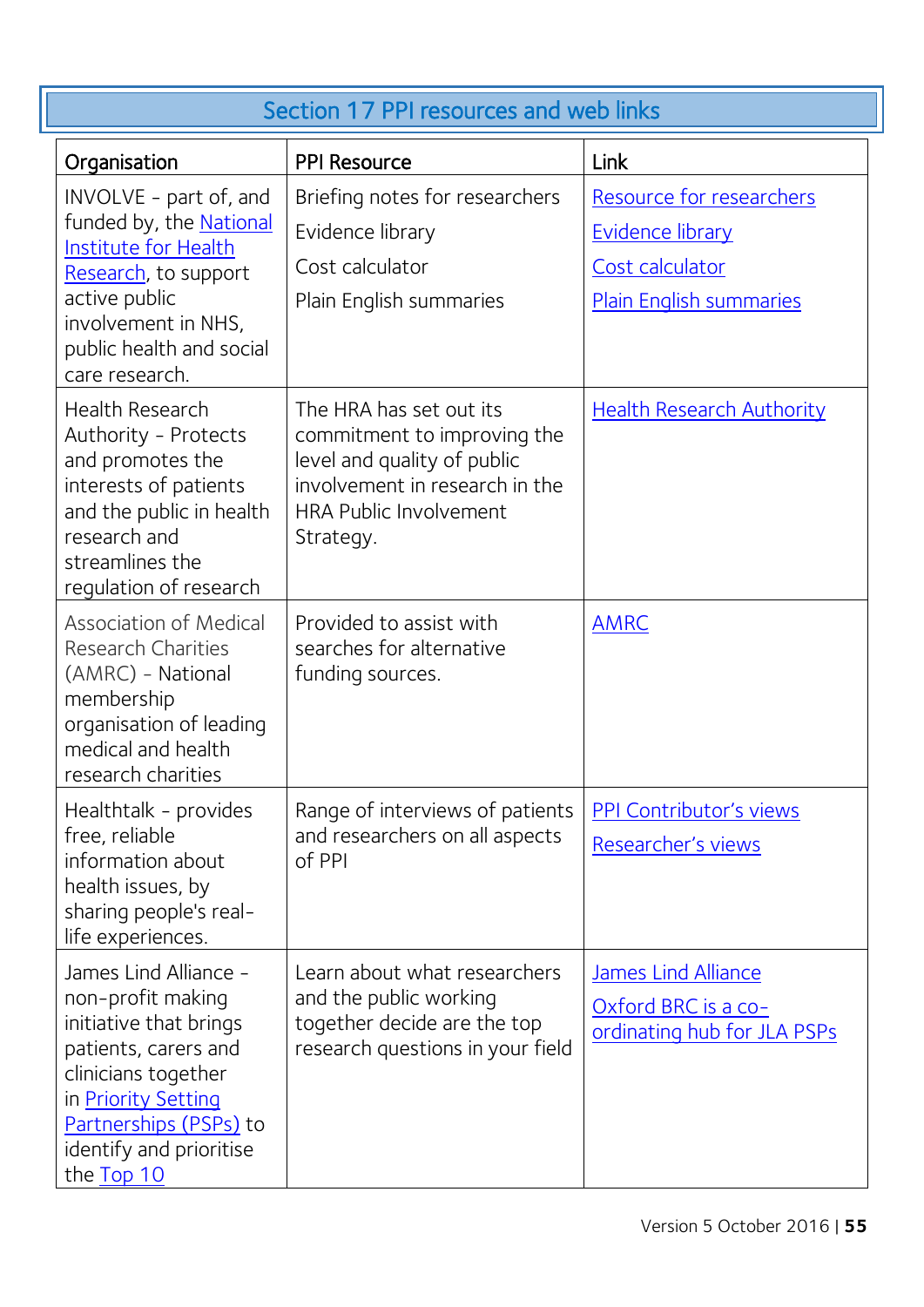## Section 17 PPI resources and web links

| Organisation | PPI Resource | Link |
|---|---|---|
| INVOLVE - part of, and funded by, the National Institute for Health Research, to support active public involvement in NHS, public health and social care research. | Briefing notes for researchers<br>Evidence library<br>Cost calculator<br>Plain English summaries | Resource for researchers<br>Evidence library<br>Cost calculator<br>Plain English summaries |
| Health Research Authority - Protects and promotes the interests of patients and the public in health research and streamlines the regulation of research | The HRA has set out its commitment to improving the level and quality of public involvement in research in the HRA Public Involvement Strategy. | Health Research Authority |
| Association of Medical Research Charities (AMRC) - National membership organisation of leading medical and health research charities | Provided to assist with searches for alternative funding sources. | AMRC |
| Healthtalk - provides free, reliable information about health issues, by sharing people's real-life experiences. | Range of interviews of patients and researchers on all aspects of PPI | PPI Contributor's views<br>Researcher's views |
| James Lind Alliance - non-profit making initiative that brings patients, carers and clinicians together in Priority Setting Partnerships (PSPs) to identify and prioritise the Top 10 | Learn about what researchers and the public working together decide are the top research questions in your field | James Lind Alliance<br>Oxford BRC is a co-ordinating hub for JLA PSPs |

Version 5 October 2016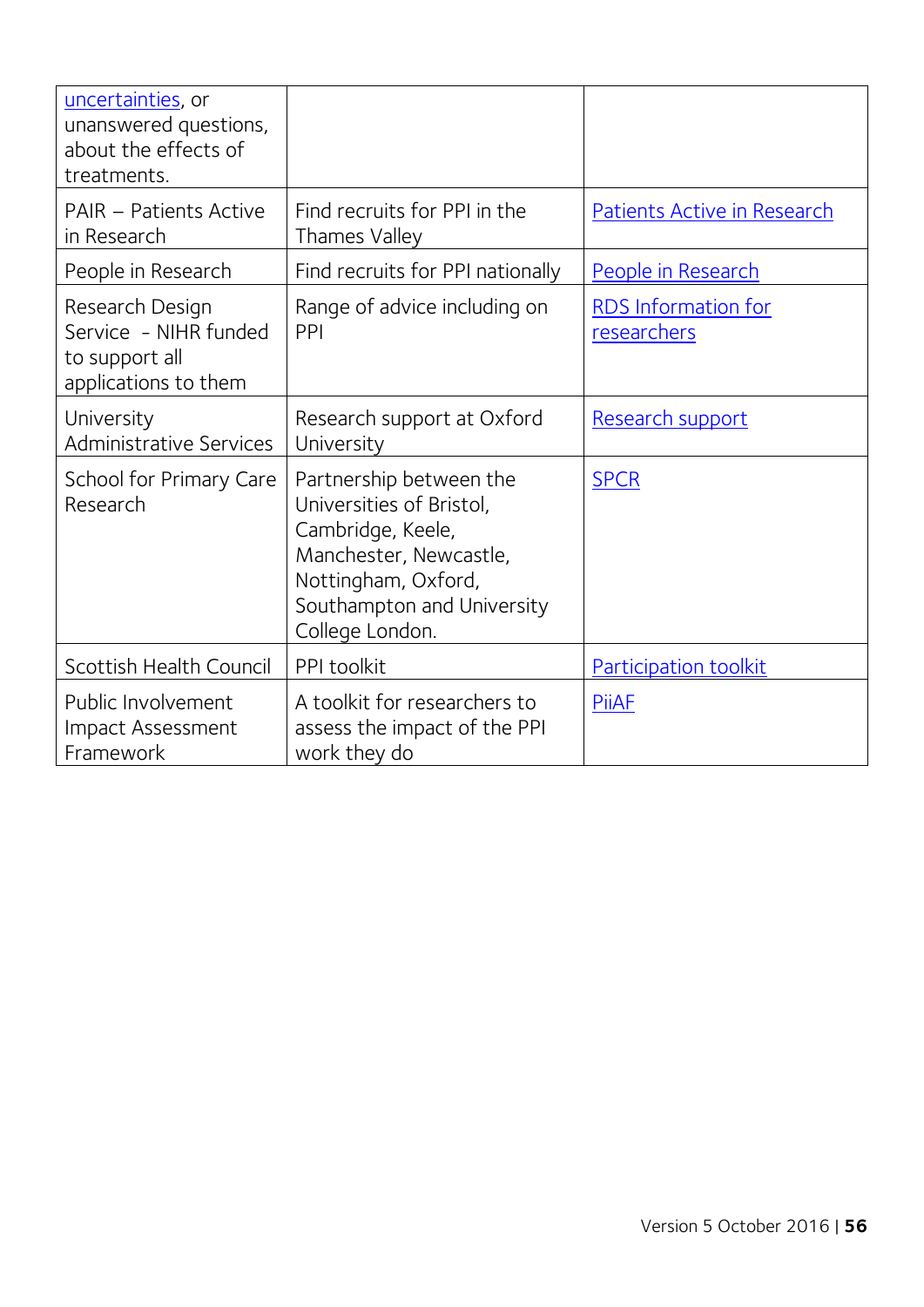| | | |
|---|---|---|
| uncertainties, or unanswered questions, about the effects of treatments. | | |
| PAIR – Patients Active in Research | Find recruits for PPI in the Thames Valley | Patients Active in Research |
| People in Research | Find recruits for PPI nationally | People in Research |
| Research Design Service - NIHR funded to support all applications to them | Range of advice including on PPI | RDS Information for researchers |
| University Administrative Services | Research support at Oxford University | Research support |
| School for Primary Care Research | Partnership between the Universities of Bristol, Cambridge, Keele, Manchester, Newcastle, Nottingham, Oxford, Southampton and University College London. | SPCR |
| Scottish Health Council | PPI toolkit | Participation toolkit |
| Public Involvement Impact Assessment Framework | A toolkit for researchers to assess the impact of the PPI work they do | PiiAF |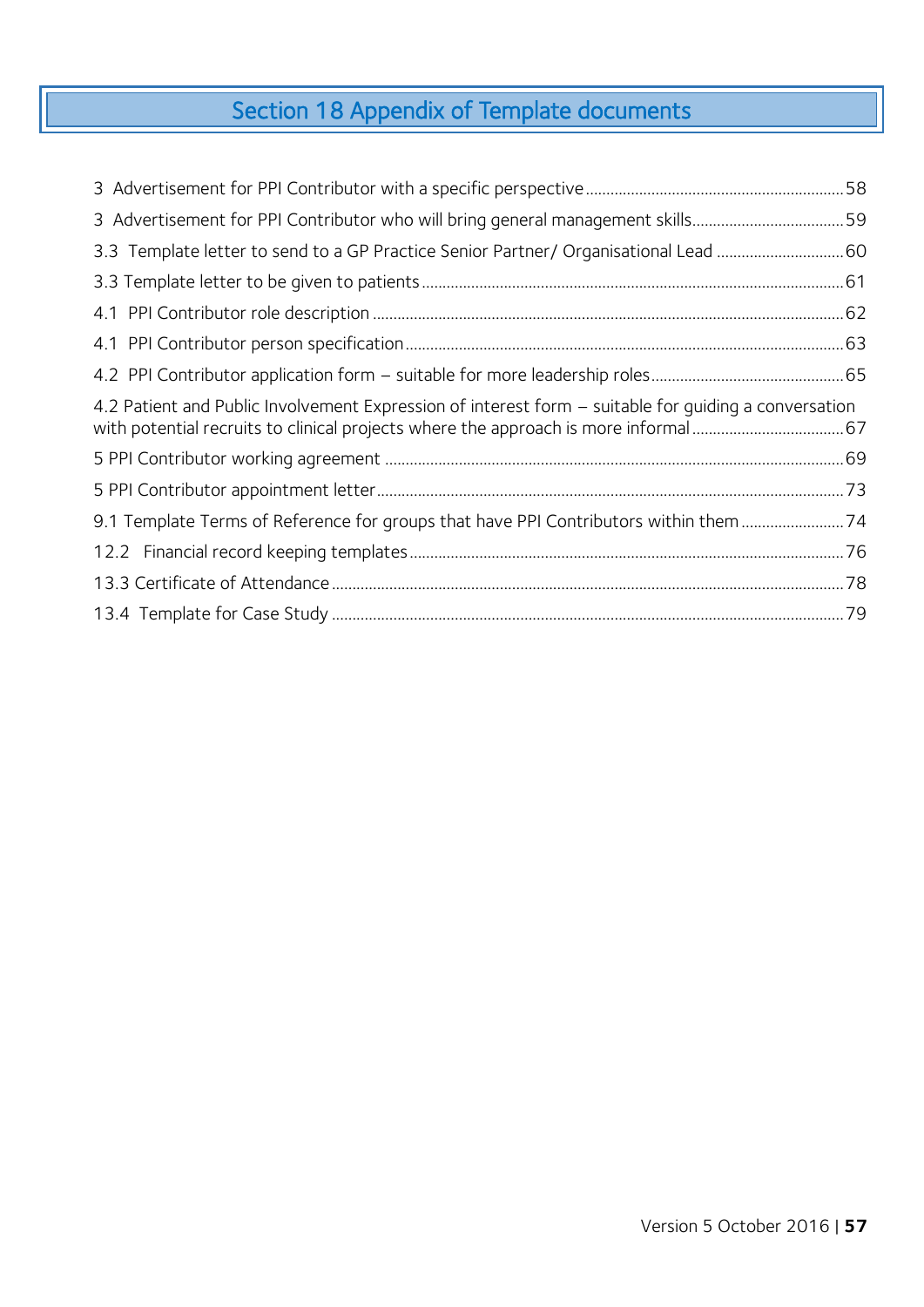# Section 18 Appendix of Template documents

3 Advertisement for PPI Contributor with a specific perspective ........ 58

3 Advertisement for PPI Contributor who will bring general management skills ........ 59

3.3 Template letter to send to a GP Practice Senior Partner/ Organisational Lead ........ 60

3.3 Template letter to be given to patients ........ 61

4.1 PPI Contributor role description ........ 62

4.1 PPI Contributor person specification ........ 63

4.2 PPI Contributor application form – suitable for more leadership roles ........ 65

4.2 Patient and Public Involvement Expression of interest form – suitable for guiding a conversation with potential recruits to clinical projects where the approach is more informal ........ 67

5 PPI Contributor working agreement ........ 69

5 PPI Contributor appointment letter ........ 73

9.1 Template Terms of Reference for groups that have PPI Contributors within them ........ 74

12.2 Financial record keeping templates ........ 76

13.3 Certificate of Attendance ........ 78

13.4 Template for Case Study ........ 79

Version 5 October 2016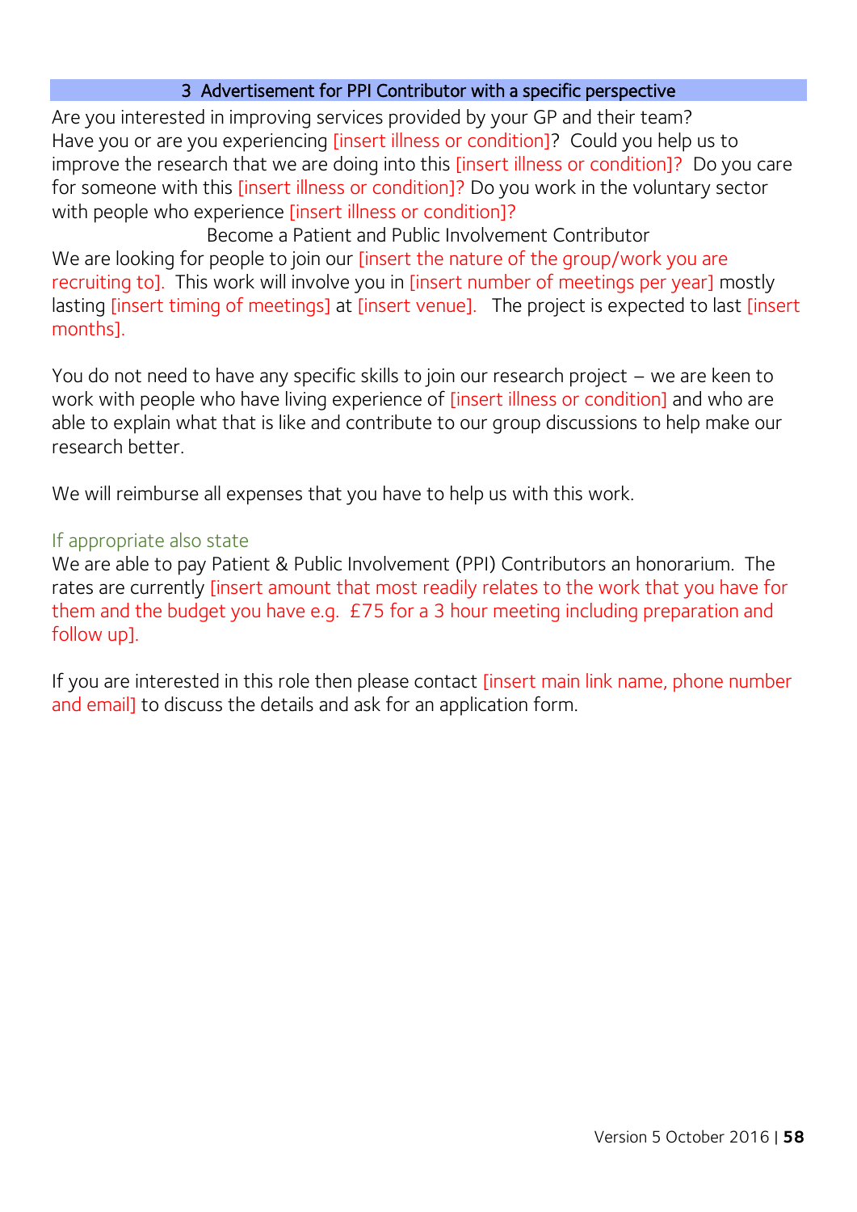## 3 Advertisement for PPI Contributor with a specific perspective

Are you interested in improving services provided by your GP and their team? Have you or are you experiencing [insert illness or condition]? Could you help us to improve the research that we are doing into this [insert illness or condition]? Do you care for someone with this [insert illness or condition]? Do you work in the voluntary sector with people who experience [insert illness or condition]?

Become a Patient and Public Involvement Contributor

We are looking for people to join our [insert the nature of the group/work you are recruiting to]. This work will involve you in [insert number of meetings per year] mostly lasting [insert timing of meetings] at [insert venue]. The project is expected to last [insert months].

You do not need to have any specific skills to join our research project – we are keen to work with people who have living experience of [insert illness or condition] and who are able to explain what that is like and contribute to our group discussions to help make our research better.

We will reimburse all expenses that you have to help us with this work.

If appropriate also state

We are able to pay Patient & Public Involvement (PPI) Contributors an honorarium. The rates are currently [insert amount that most readily relates to the work that you have for them and the budget you have e.g. £75 for a 3 hour meeting including preparation and follow up].

If you are interested in this role then please contact [insert main link name, phone number and email] to discuss the details and ask for an application form.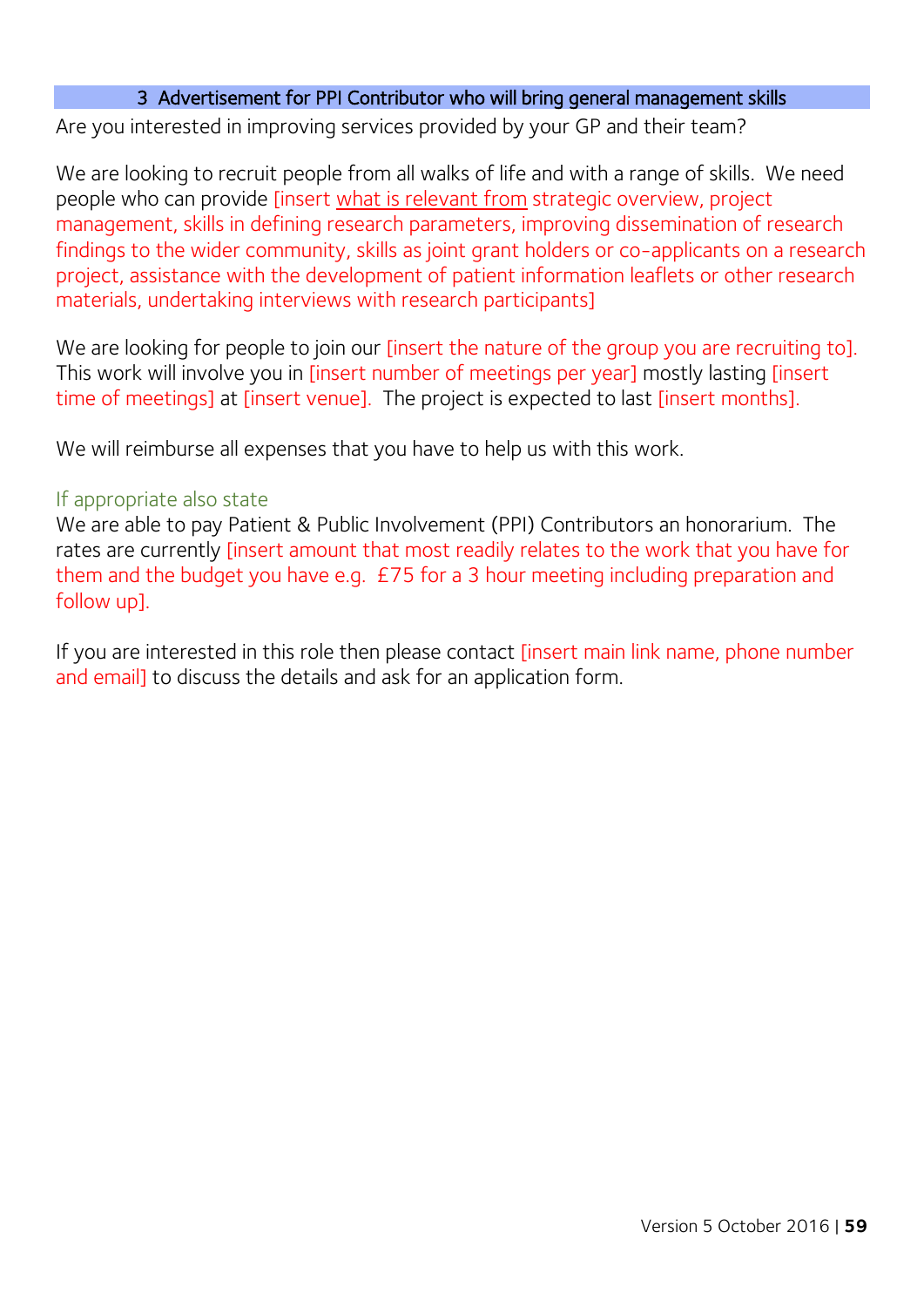## 3 Advertisement for PPI Contributor who will bring general management skills

Are you interested in improving services provided by your GP and their team?

We are looking to recruit people from all walks of life and with a range of skills. We need people who can provide [insert what is relevant from strategic overview, project management, skills in defining research parameters, improving dissemination of research findings to the wider community, skills as joint grant holders or co-applicants on a research project, assistance with the development of patient information leaflets or other research materials, undertaking interviews with research participants]

We are looking for people to join our [insert the nature of the group you are recruiting to]. This work will involve you in [insert number of meetings per year] mostly lasting [insert time of meetings] at [insert venue]. The project is expected to last [insert months].

We will reimburse all expenses that you have to help us with this work.

If appropriate also state

We are able to pay Patient & Public Involvement (PPI) Contributors an honorarium. The rates are currently [insert amount that most readily relates to the work that you have for them and the budget you have e.g. £75 for a 3 hour meeting including preparation and follow up].

If you are interested in this role then please contact [insert main link name, phone number and email] to discuss the details and ask for an application form.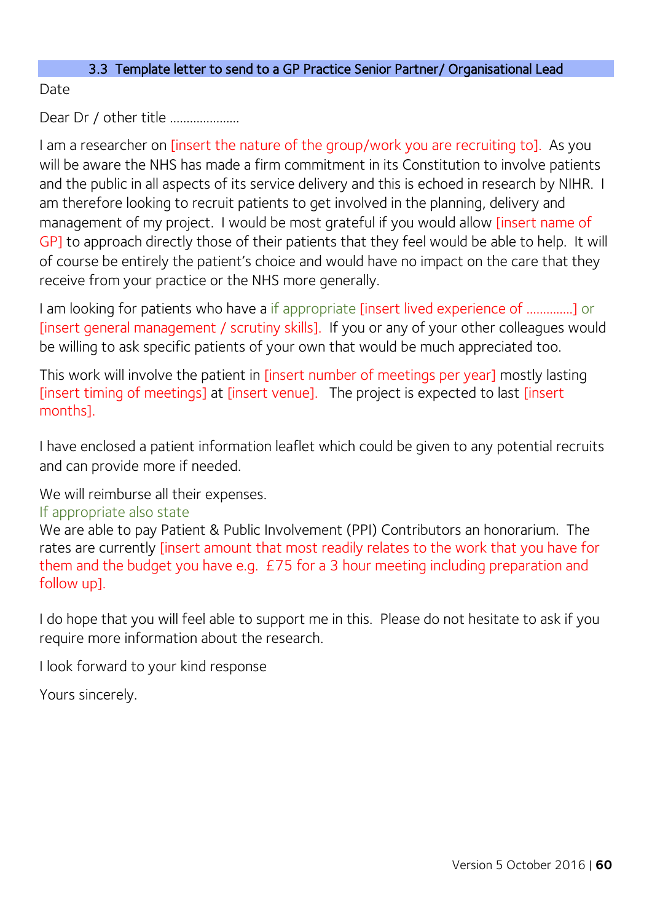### 3.3 Template letter to send to a GP Practice Senior Partner/ Organisational Lead

Date

Dear Dr / other title …………………

I am a researcher on [insert the nature of the group/work you are recruiting to]. As you will be aware the NHS has made a firm commitment in its Constitution to involve patients and the public in all aspects of its service delivery and this is echoed in research by NIHR. I am therefore looking to recruit patients to get involved in the planning, delivery and management of my project. I would be most grateful if you would allow [insert name of GP] to approach directly those of their patients that they feel would be able to help. It will of course be entirely the patient's choice and would have no impact on the care that they receive from your practice or the NHS more generally.

I am looking for patients who have a if appropriate [insert lived experience of ………….] or [insert general management / scrutiny skills]. If you or any of your other colleagues would be willing to ask specific patients of your own that would be much appreciated too.

This work will involve the patient in [insert number of meetings per year] mostly lasting [insert timing of meetings] at [insert venue]. The project is expected to last [insert months].

I have enclosed a patient information leaflet which could be given to any potential recruits and can provide more if needed.

We will reimburse all their expenses.
If appropriate also state
We are able to pay Patient & Public Involvement (PPI) Contributors an honorarium. The rates are currently [insert amount that most readily relates to the work that you have for them and the budget you have e.g. £75 for a 3 hour meeting including preparation and follow up].

I do hope that you will feel able to support me in this. Please do not hesitate to ask if you require more information about the research.

I look forward to your kind response

Yours sincerely.

Version 5 October 2016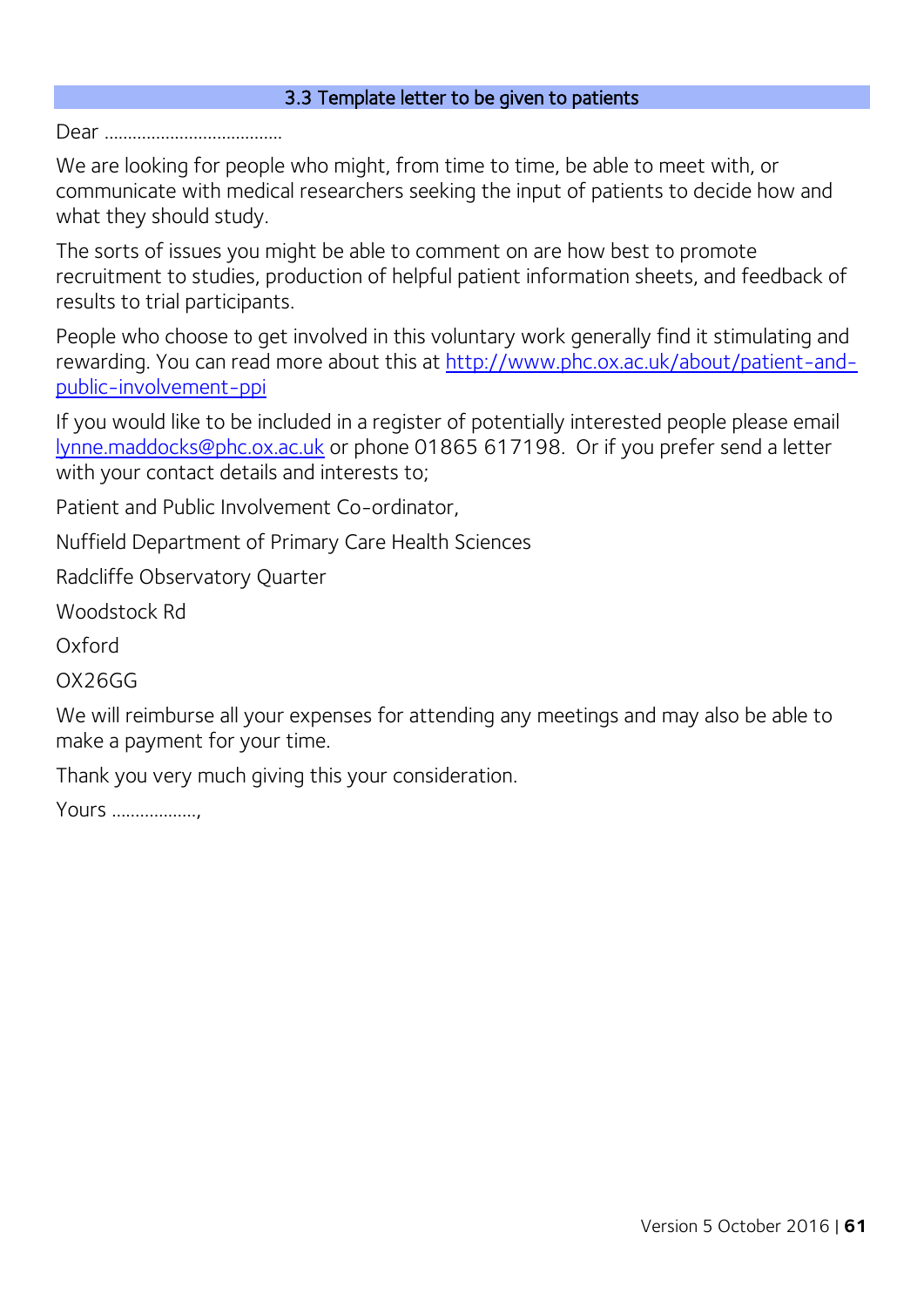### 3.3 Template letter to be given to patients

Dear ......................................

We are looking for people who might, from time to time, be able to meet with, or communicate with medical researchers seeking the input of patients to decide how and what they should study.

The sorts of issues you might be able to comment on are how best to promote recruitment to studies, production of helpful patient information sheets, and feedback of results to trial participants.

People who choose to get involved in this voluntary work generally find it stimulating and rewarding. You can read more about this at [http://www.phc.ox.ac.uk/about/patient-and-public-involvement-ppi](http://www.phc.ox.ac.uk/about/patient-and-public-involvement-ppi)

If you would like to be included in a register of potentially interested people please email [lynne.maddocks@phc.ox.ac.uk](mailto:lynne.maddocks@phc.ox.ac.uk) or phone 01865 617198. Or if you prefer send a letter with your contact details and interests to;

Patient and Public Involvement Co-ordinator,

Nuffield Department of Primary Care Health Sciences

Radcliffe Observatory Quarter

Woodstock Rd

Oxford

OX26GG

We will reimburse all your expenses for attending any meetings and may also be able to make a payment for your time.

Thank you very much giving this your consideration.

Yours ..................,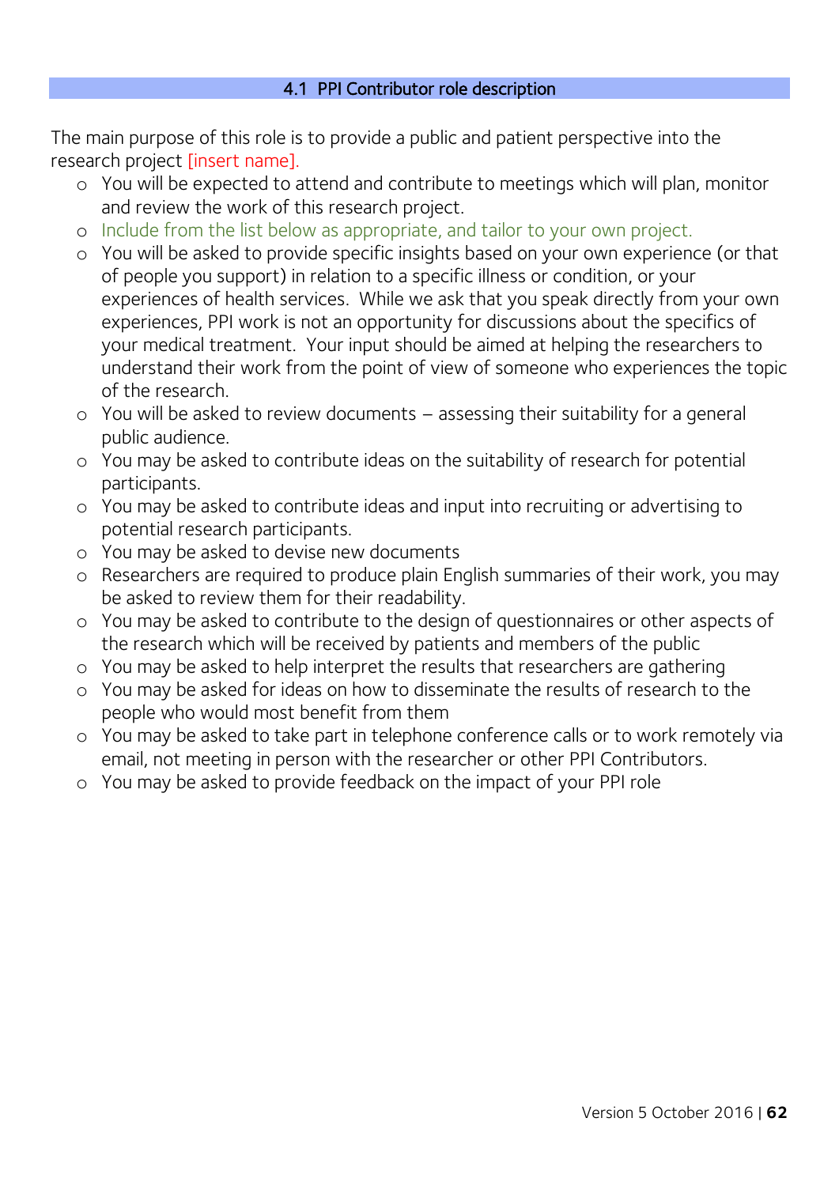## 4.1 PPI Contributor role description

The main purpose of this role is to provide a public and patient perspective into the research project [insert name].

- You will be expected to attend and contribute to meetings which will plan, monitor and review the work of this research project.
- Include from the list below as appropriate, and tailor to your own project.
- You will be asked to provide specific insights based on your own experience (or that of people you support) in relation to a specific illness or condition, or your experiences of health services. While we ask that you speak directly from your own experiences, PPI work is not an opportunity for discussions about the specifics of your medical treatment. Your input should be aimed at helping the researchers to understand their work from the point of view of someone who experiences the topic of the research.
- You will be asked to review documents – assessing their suitability for a general public audience.
- You may be asked to contribute ideas on the suitability of research for potential participants.
- You may be asked to contribute ideas and input into recruiting or advertising to potential research participants.
- You may be asked to devise new documents
- Researchers are required to produce plain English summaries of their work, you may be asked to review them for their readability.
- You may be asked to contribute to the design of questionnaires or other aspects of the research which will be received by patients and members of the public
- You may be asked to help interpret the results that researchers are gathering
- You may be asked for ideas on how to disseminate the results of research to the people who would most benefit from them
- You may be asked to take part in telephone conference calls or to work remotely via email, not meeting in person with the researcher or other PPI Contributors.
- You may be asked to provide feedback on the impact of your PPI role

Version 5 October 2016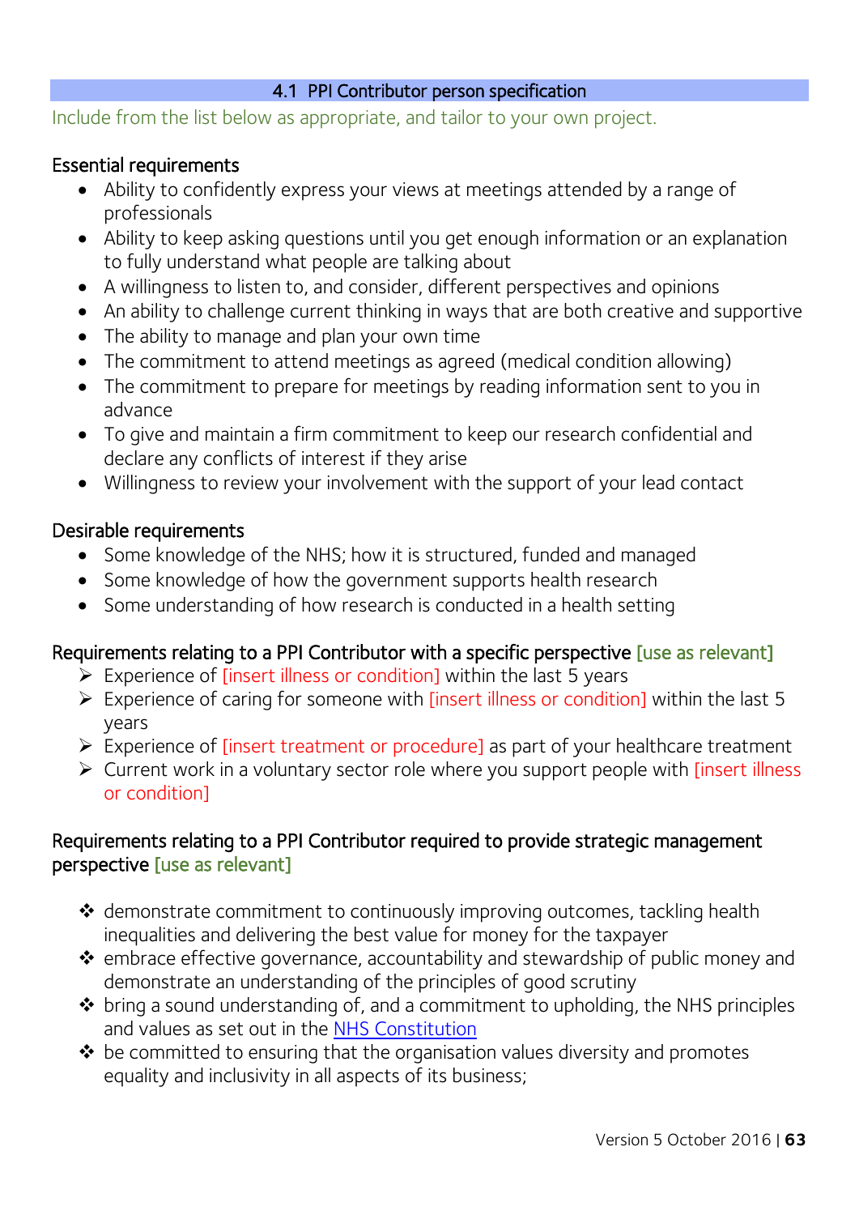## 4.1 PPI Contributor person specification

Include from the list below as appropriate, and tailor to your own project.

### Essential requirements

- Ability to confidently express your views at meetings attended by a range of professionals
- Ability to keep asking questions until you get enough information or an explanation to fully understand what people are talking about
- A willingness to listen to, and consider, different perspectives and opinions
- An ability to challenge current thinking in ways that are both creative and supportive
- The ability to manage and plan your own time
- The commitment to attend meetings as agreed (medical condition allowing)
- The commitment to prepare for meetings by reading information sent to you in advance
- To give and maintain a firm commitment to keep our research confidential and declare any conflicts of interest if they arise
- Willingness to review your involvement with the support of your lead contact

### Desirable requirements

- Some knowledge of the NHS; how it is structured, funded and managed
- Some knowledge of how the government supports health research
- Some understanding of how research is conducted in a health setting

### Requirements relating to a PPI Contributor with a specific perspective [use as relevant]

- Experience of [insert illness or condition] within the last 5 years
- Experience of caring for someone with [insert illness or condition] within the last 5 years
- Experience of [insert treatment or procedure] as part of your healthcare treatment
- Current work in a voluntary sector role where you support people with [insert illness or condition]

### Requirements relating to a PPI Contributor required to provide strategic management perspective [use as relevant]

- demonstrate commitment to continuously improving outcomes, tackling health inequalities and delivering the best value for money for the taxpayer
- embrace effective governance, accountability and stewardship of public money and demonstrate an understanding of the principles of good scrutiny
- bring a sound understanding of, and a commitment to upholding, the NHS principles and values as set out in the NHS Constitution
- be committed to ensuring that the organisation values diversity and promotes equality and inclusivity in all aspects of its business;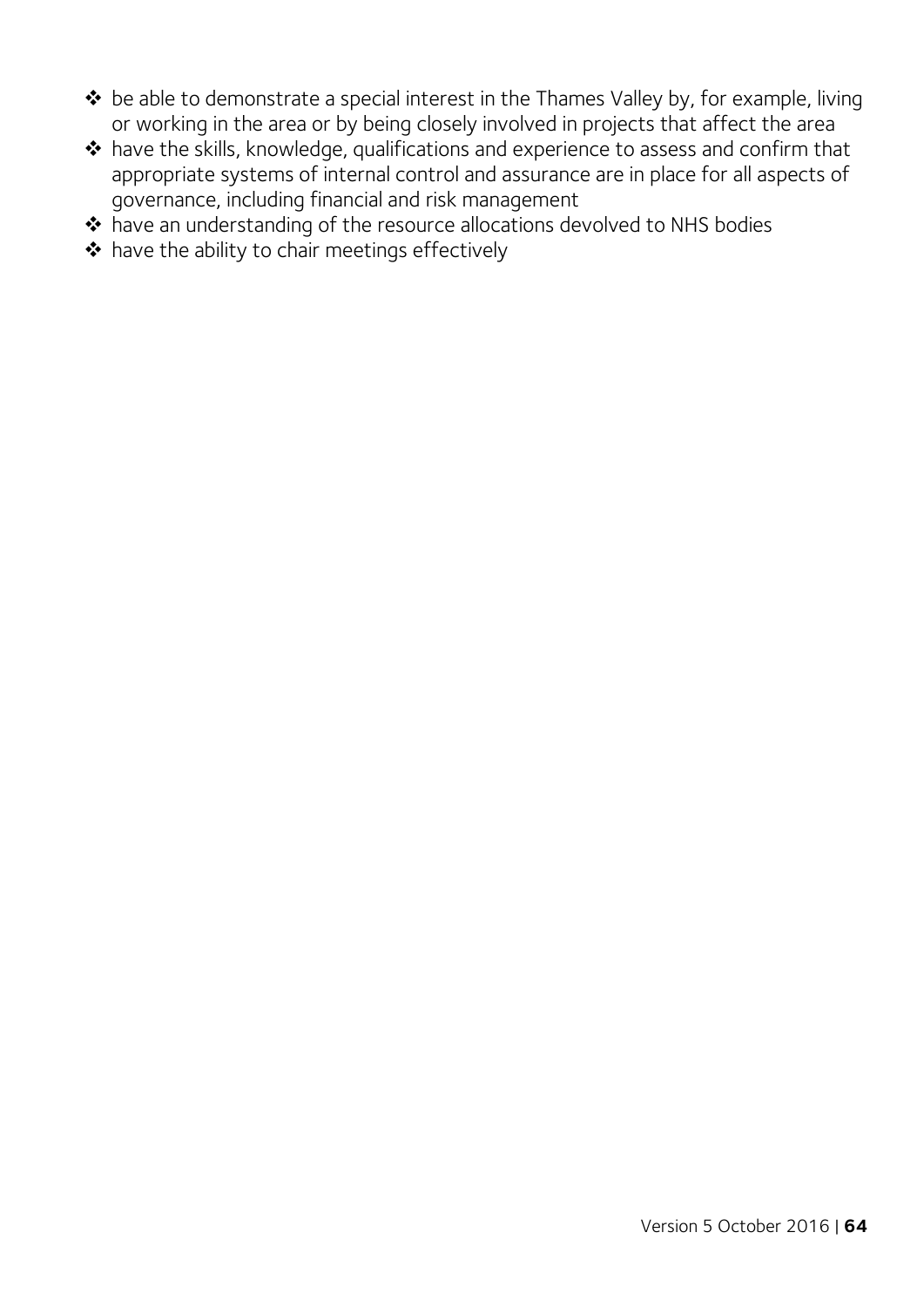- be able to demonstrate a special interest in the Thames Valley by, for example, living or working in the area or by being closely involved in projects that affect the area
- have the skills, knowledge, qualifications and experience to assess and confirm that appropriate systems of internal control and assurance are in place for all aspects of governance, including financial and risk management
- have an understanding of the resource allocations devolved to NHS bodies
- have the ability to chair meetings effectively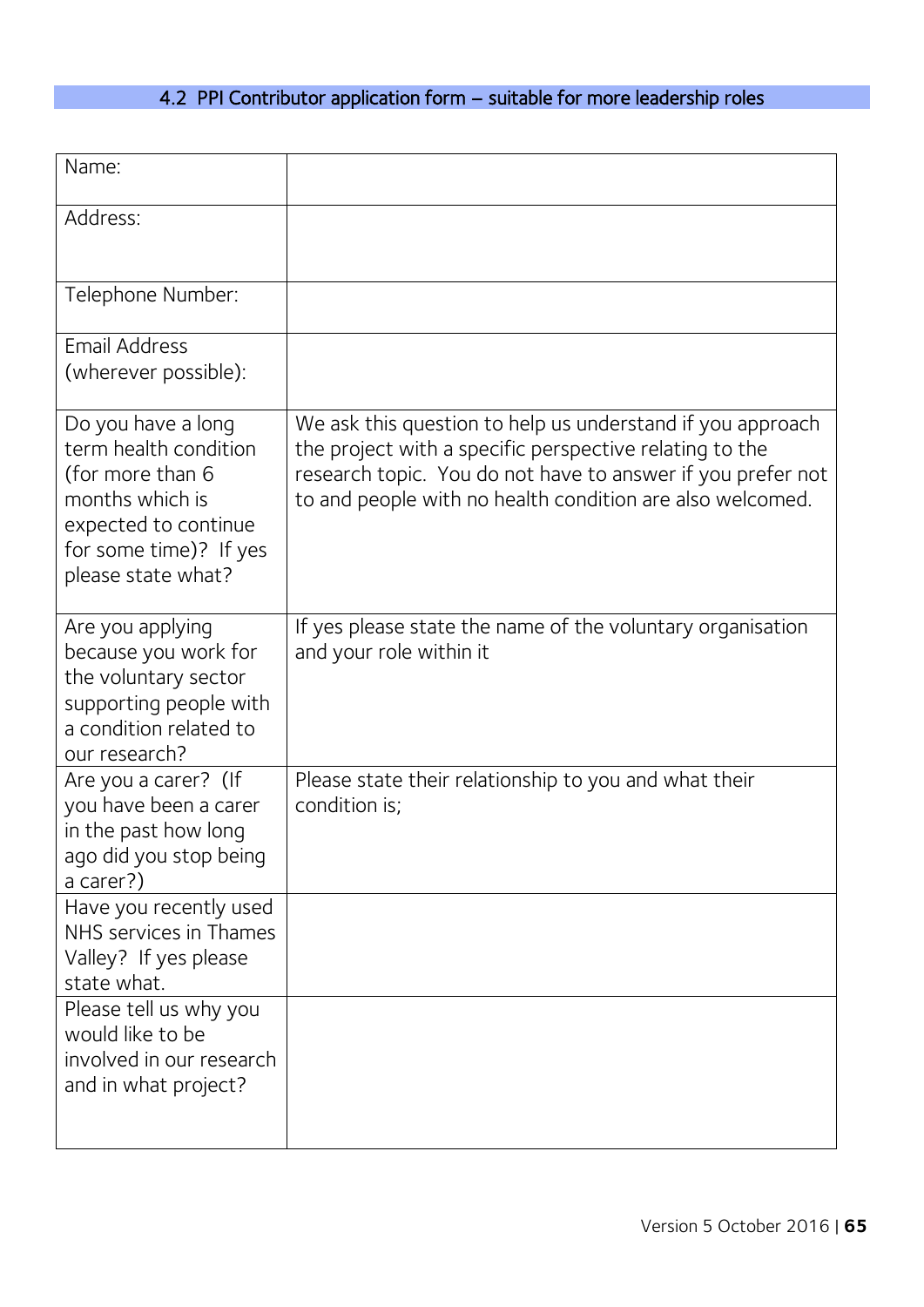## 4.2 PPI Contributor application form – suitable for more leadership roles

| | |
|---|---|
| Name: | |
| Address: | |
| Telephone Number: | |
| Email Address (wherever possible): | |
| Do you have a long term health condition (for more than 6 months which is expected to continue for some time)? If yes please state what? | We ask this question to help us understand if you approach the project with a specific perspective relating to the research topic. You do not have to answer if you prefer not to and people with no health condition are also welcomed. |
| Are you applying because you work for the voluntary sector supporting people with a condition related to our research? | If yes please state the name of the voluntary organisation and your role within it |
| Are you a carer? (If you have been a carer in the past how long ago did you stop being a carer?) | Please state their relationship to you and what their condition is; |
| Have you recently used NHS services in Thames Valley? If yes please state what. | |
| Please tell us why you would like to be involved in our research and in what project? | |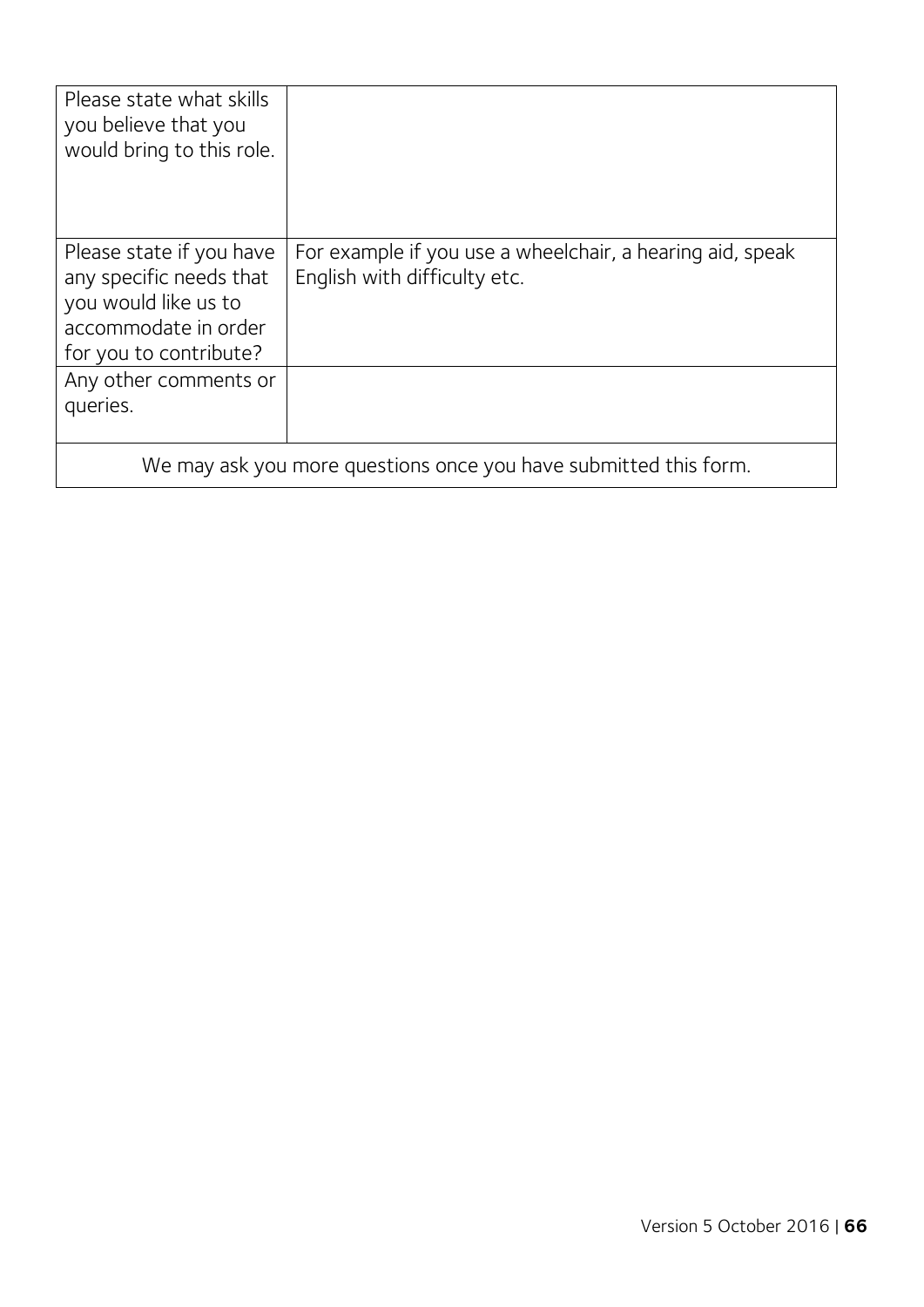| | |
|---|---|
| Please state what skills you believe that you would bring to this role. | |
| Please state if you have any specific needs that you would like us to accommodate in order for you to contribute? | For example if you use a wheelchair, a hearing aid, speak English with difficulty etc. |
| Any other comments or queries. | |
| We may ask you more questions once you have submitted this form. | |

Version 5 October 2016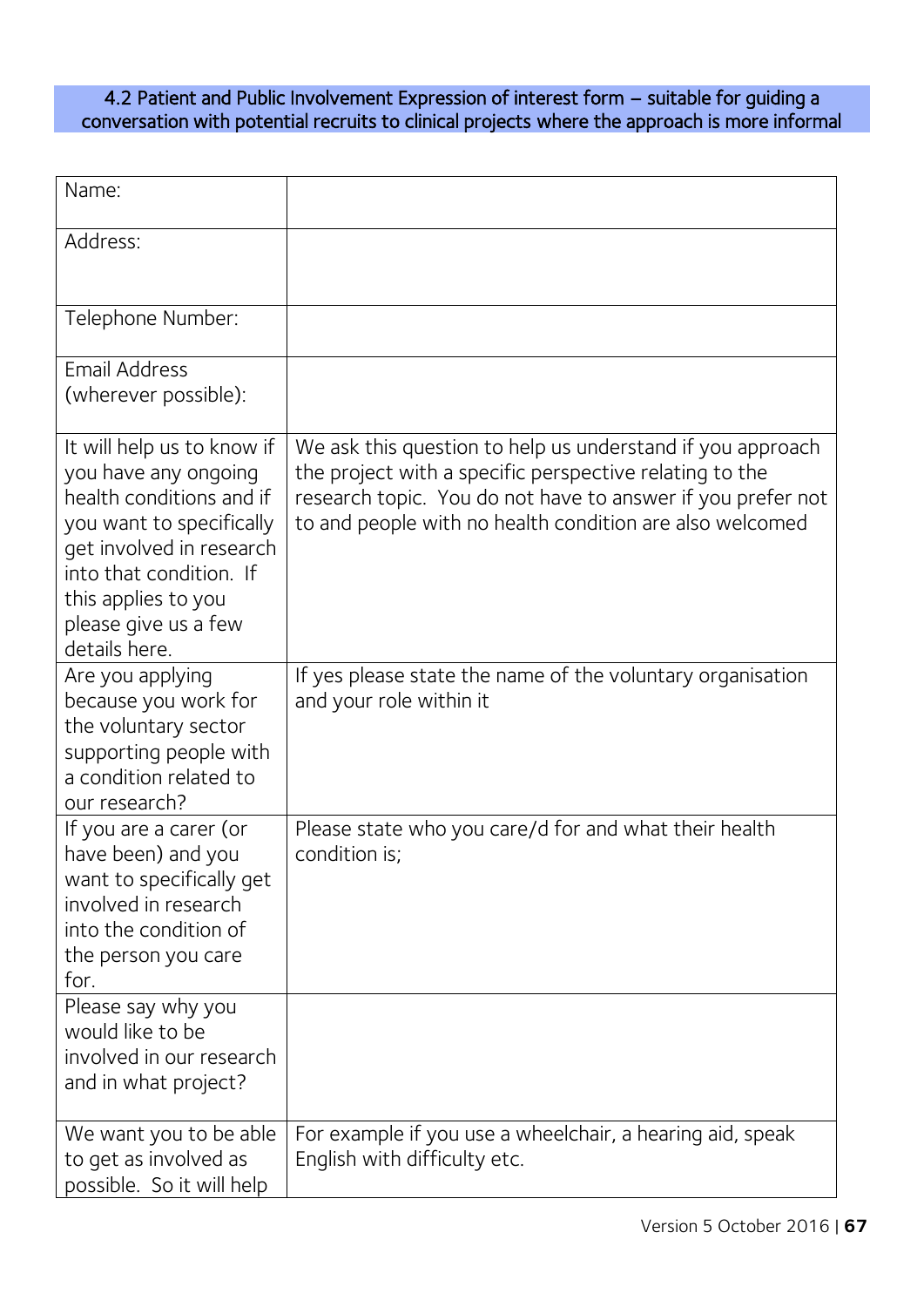### 4.2 Patient and Public Involvement Expression of interest form – suitable for guiding a conversation with potential recruits to clinical projects where the approach is more informal

| | |
|---|---|
| Name: | |
| Address: | |
| Telephone Number: | |
| Email Address (wherever possible): | |
| It will help us to know if you have any ongoing health conditions and if you want to specifically get involved in research into that condition. If this applies to you please give us a few details here. | We ask this question to help us understand if you approach the project with a specific perspective relating to the research topic. You do not have to answer if you prefer not to and people with no health condition are also welcomed |
| Are you applying because you work for the voluntary sector supporting people with a condition related to our research? | If yes please state the name of the voluntary organisation and your role within it |
| If you are a carer (or have been) and you want to specifically get involved in research into the condition of the person you care for. | Please state who you care/d for and what their health condition is; |
| Please say why you would like to be involved in our research and in what project? | |
| We want you to be able to get as involved as possible. So it will help | For example if you use a wheelchair, a hearing aid, speak English with difficulty etc. |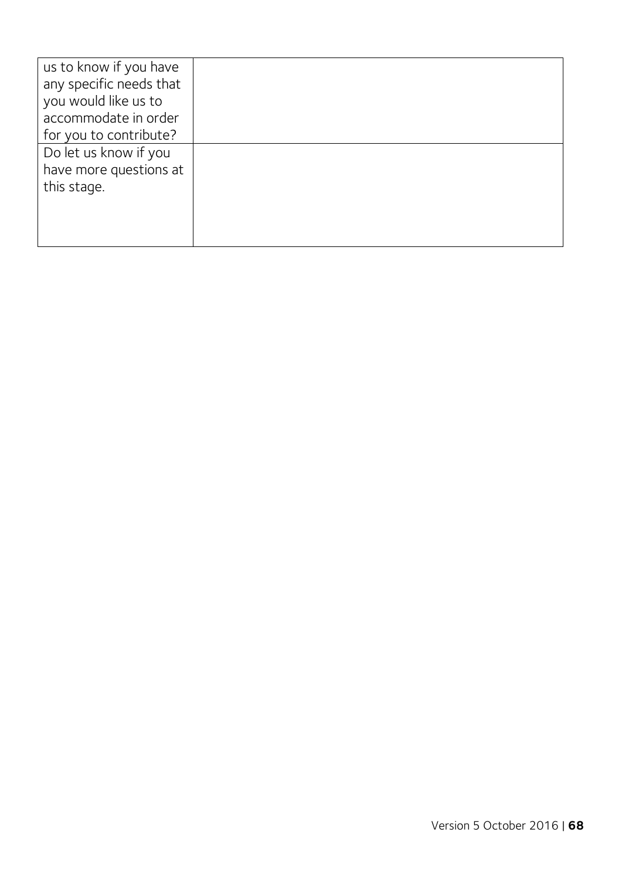| | |
|---|---|
| us to know if you have any specific needs that you would like us to accommodate in order for you to contribute? | |
| Do let us know if you have more questions at this stage. | |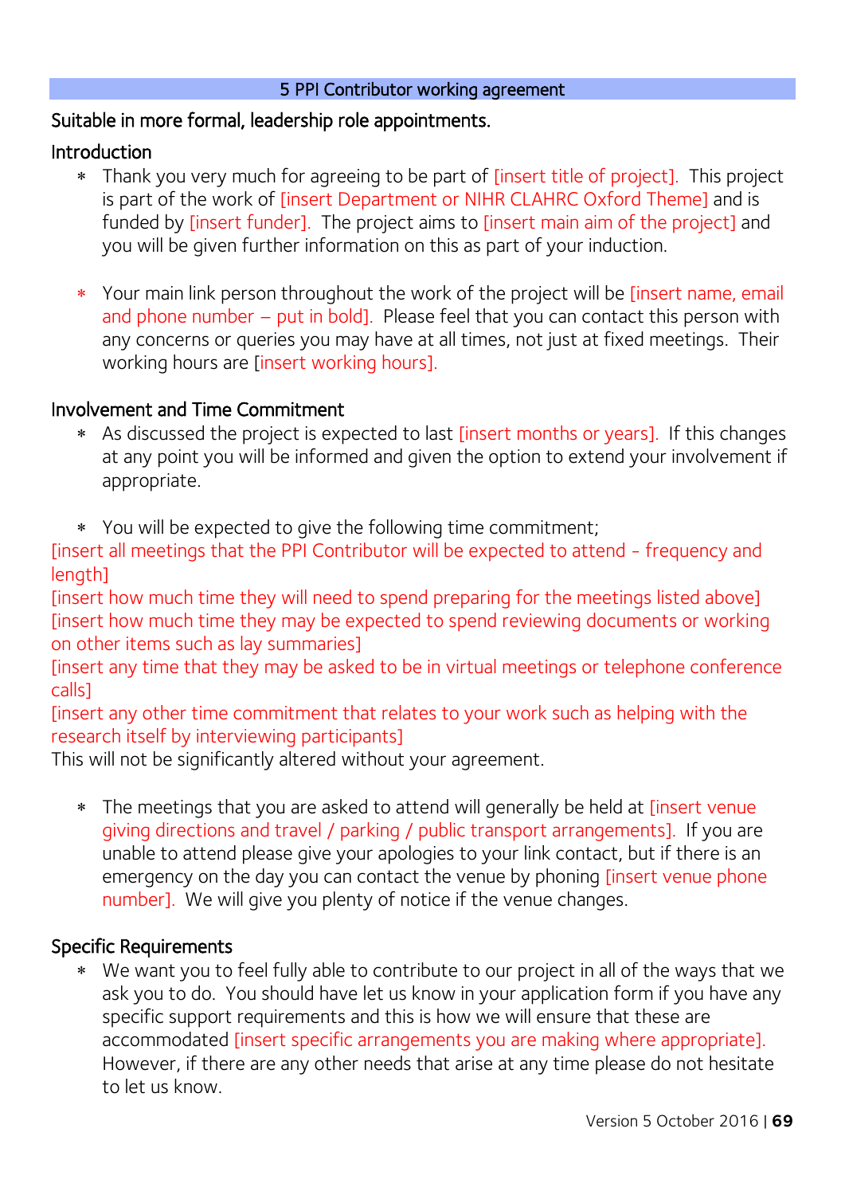## 5 PPI Contributor working agreement

Suitable in more formal, leadership role appointments.

### Introduction

* Thank you very much for agreeing to be part of [insert title of project]. This project is part of the work of [insert Department or NIHR CLAHRC Oxford Theme] and is funded by [insert funder]. The project aims to [insert main aim of the project] and you will be given further information on this as part of your induction.

* Your main link person throughout the work of the project will be [insert name, email and phone number – put in bold]. Please feel that you can contact this person with any concerns or queries you may have at all times, not just at fixed meetings. Their working hours are [insert working hours].

### Involvement and Time Commitment

* As discussed the project is expected to last [insert months or years]. If this changes at any point you will be informed and given the option to extend your involvement if appropriate.

* You will be expected to give the following time commitment;

[insert all meetings that the PPI Contributor will be expected to attend - frequency and length]
[insert how much time they will need to spend preparing for the meetings listed above]
[insert how much time they may be expected to spend reviewing documents or working on other items such as lay summaries]
[insert any time that they may be asked to be in virtual meetings or telephone conference calls]
[insert any other time commitment that relates to your work such as helping with the research itself by interviewing participants]
This will not be significantly altered without your agreement.

* The meetings that you are asked to attend will generally be held at [insert venue giving directions and travel / parking / public transport arrangements]. If you are unable to attend please give your apologies to your link contact, but if there is an emergency on the day you can contact the venue by phoning [insert venue phone number]. We will give you plenty of notice if the venue changes.

### Specific Requirements

* We want you to feel fully able to contribute to our project in all of the ways that we ask you to do. You should have let us know in your application form if you have any specific support requirements and this is how we will ensure that these are accommodated [insert specific arrangements you are making where appropriate]. However, if there are any other needs that arise at any time please do not hesitate to let us know.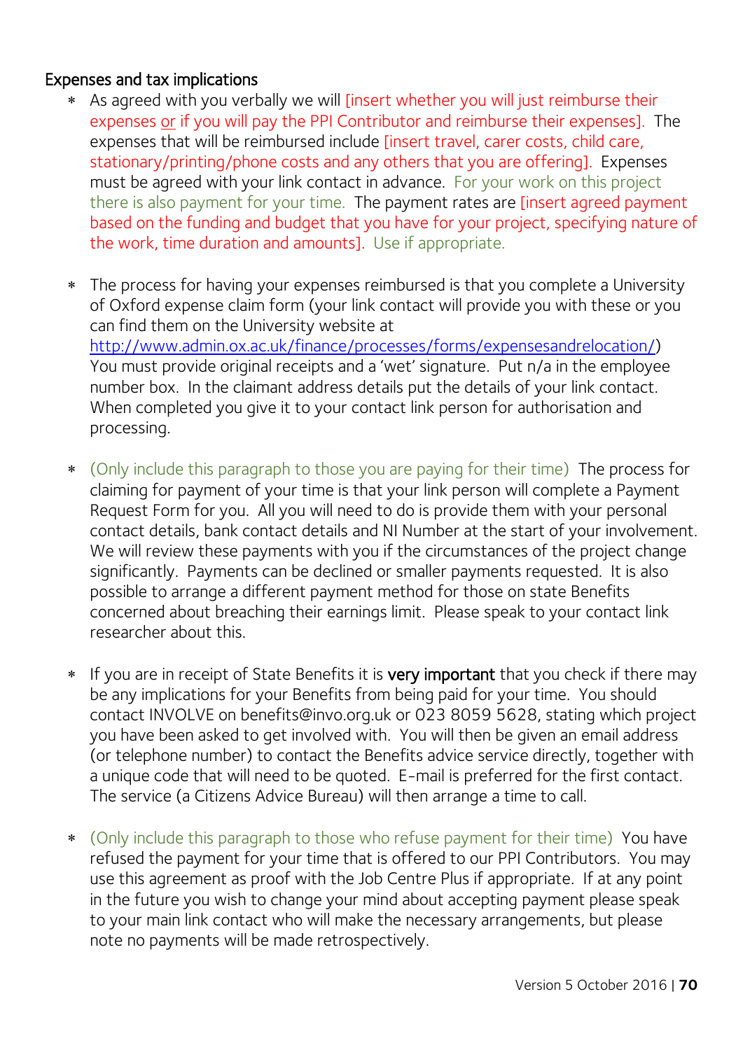## Expenses and tax implications

* As agreed with you verbally we will [insert whether you will just reimburse their expenses or if you will pay the PPI Contributor and reimburse their expenses]. The expenses that will be reimbursed include [insert travel, carer costs, child care, stationary/printing/phone costs and any others that you are offering]. Expenses must be agreed with your link contact in advance. For your work on this project there is also payment for your time. The payment rates are [insert agreed payment based on the funding and budget that you have for your project, specifying nature of the work, time duration and amounts]. Use if appropriate.

* The process for having your expenses reimbursed is that you complete a University of Oxford expense claim form (your link contact will provide you with these or you can find them on the University website at http://www.admin.ox.ac.uk/finance/processes/forms/expensesandrelocation/) You must provide original receipts and a 'wet' signature. Put n/a in the employee number box. In the claimant address details put the details of your link contact. When completed you give it to your contact link person for authorisation and processing.

* (Only include this paragraph to those you are paying for their time) The process for claiming for payment of your time is that your link person will complete a Payment Request Form for you. All you will need to do is provide them with your personal contact details, bank contact details and NI Number at the start of your involvement. We will review these payments with you if the circumstances of the project change significantly. Payments can be declined or smaller payments requested. It is also possible to arrange a different payment method for those on state Benefits concerned about breaching their earnings limit. Please speak to your contact link researcher about this.

* If you are in receipt of State Benefits it is **very important** that you check if there may be any implications for your Benefits from being paid for your time. You should contact INVOLVE on benefits@invo.org.uk or 023 8059 5628, stating which project you have been asked to get involved with. You will then be given an email address (or telephone number) to contact the Benefits advice service directly, together with a unique code that will need to be quoted. E-mail is preferred for the first contact. The service (a Citizens Advice Bureau) will then arrange a time to call.

* (Only include this paragraph to those who refuse payment for their time) You have refused the payment for your time that is offered to our PPI Contributors. You may use this agreement as proof with the Job Centre Plus if appropriate. If at any point in the future you wish to change your mind about accepting payment please speak to your main link contact who will make the necessary arrangements, but please note no payments will be made retrospectively.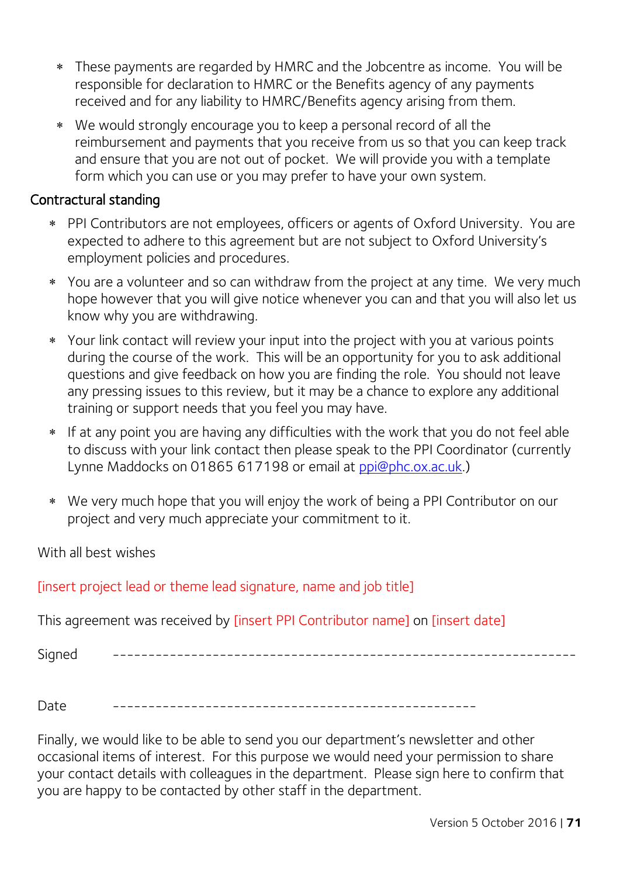- These payments are regarded by HMRC and the Jobcentre as income. You will be responsible for declaration to HMRC or the Benefits agency of any payments received and for any liability to HMRC/Benefits agency arising from them.
- We would strongly encourage you to keep a personal record of all the reimbursement and payments that you receive from us so that you can keep track and ensure that you are not out of pocket. We will provide you with a template form which you can use or you may prefer to have your own system.

## Contractual standing

- PPI Contributors are not employees, officers or agents of Oxford University. You are expected to adhere to this agreement but are not subject to Oxford University's employment policies and procedures.
- You are a volunteer and so can withdraw from the project at any time. We very much hope however that you will give notice whenever you can and that you will also let us know why you are withdrawing.
- Your link contact will review your input into the project with you at various points during the course of the work. This will be an opportunity for you to ask additional questions and give feedback on how you are finding the role. You should not leave any pressing issues to this review, but it may be a chance to explore any additional training or support needs that you feel you may have.
- If at any point you are having any difficulties with the work that you do not feel able to discuss with your link contact then please speak to the PPI Coordinator (currently Lynne Maddocks on 01865 617198 or email at ppi@phc.ox.ac.uk.)
- We very much hope that you will enjoy the work of being a PPI Contributor on our project and very much appreciate your commitment to it.

With all best wishes

[insert project lead or theme lead signature, name and job title]

This agreement was received by [insert PPI Contributor name] on [insert date]

Signed ---------------------------------------------------------------

Date ------------------------------------------------

Finally, we would like to be able to send you our department's newsletter and other occasional items of interest. For this purpose we would need your permission to share your contact details with colleagues in the department. Please sign here to confirm that you are happy to be contacted by other staff in the department.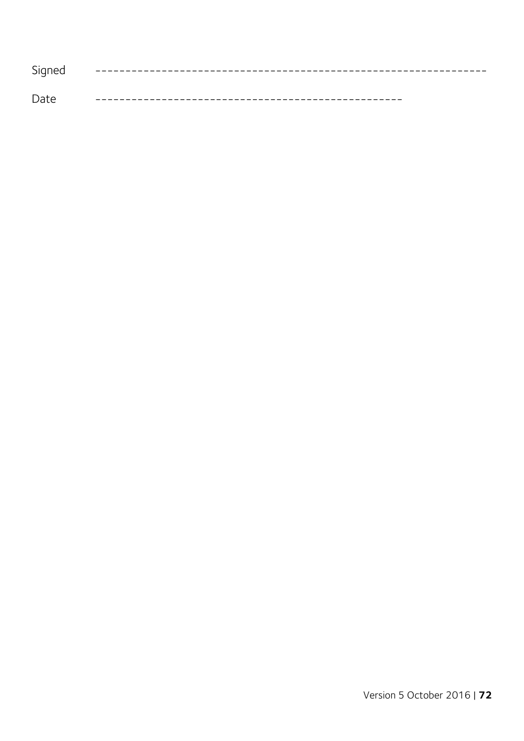Signed ---------------------------------------------------------------

Date -------------------------------------------------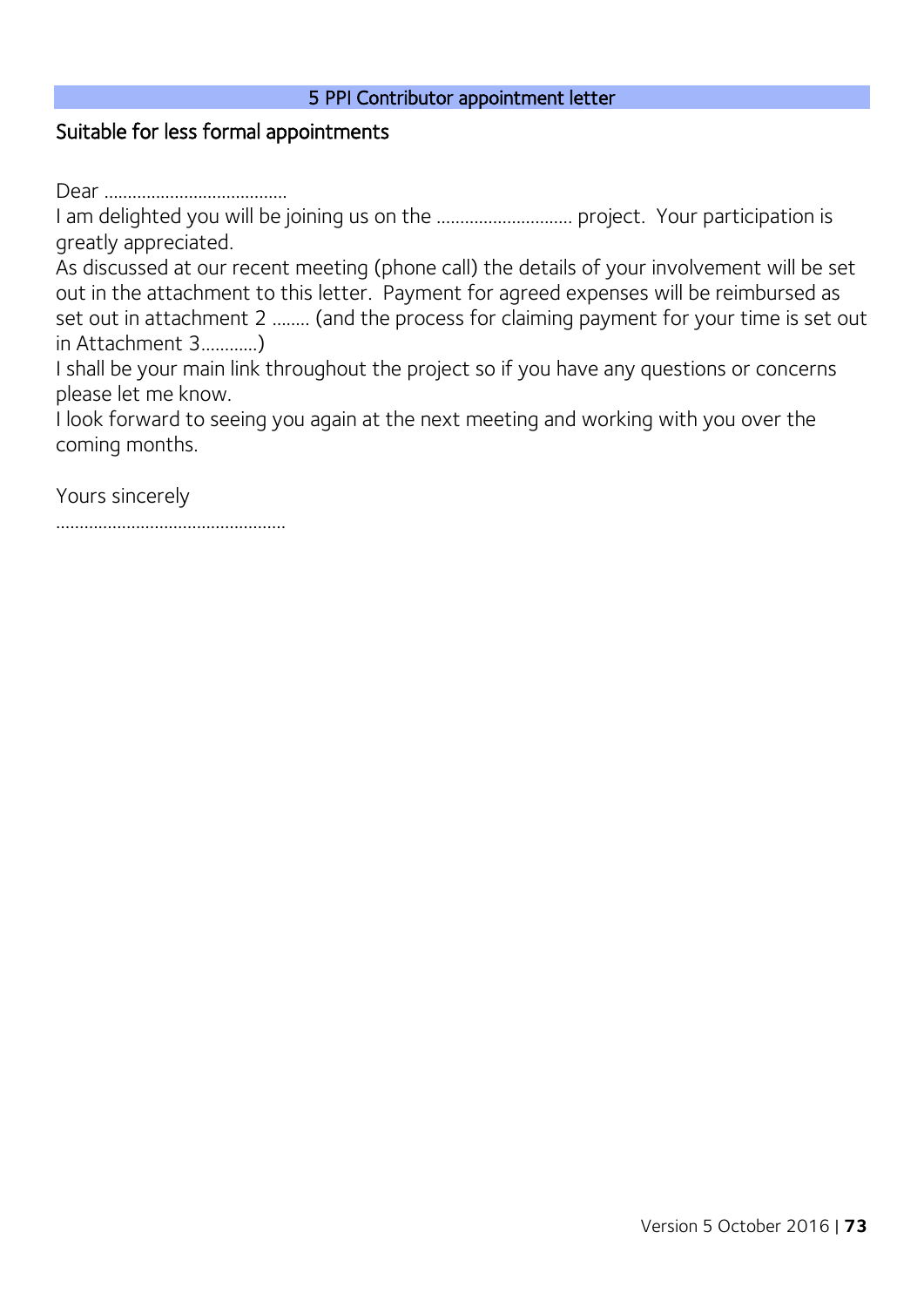## 5 PPI Contributor appointment letter

### Suitable for less formal appointments

Dear …………………………………

I am delighted you will be joining us on the ………………………… project. Your participation is greatly appreciated.

As discussed at our recent meeting (phone call) the details of your involvement will be set out in the attachment to this letter. Payment for agreed expenses will be reimbursed as set out in attachment 2 …….. (and the process for claiming payment for your time is set out in Attachment 3…………)

I shall be your main link throughout the project so if you have any questions or concerns please let me know.

I look forward to seeing you again at the next meeting and working with you over the coming months.

Yours sincerely

……………………………………………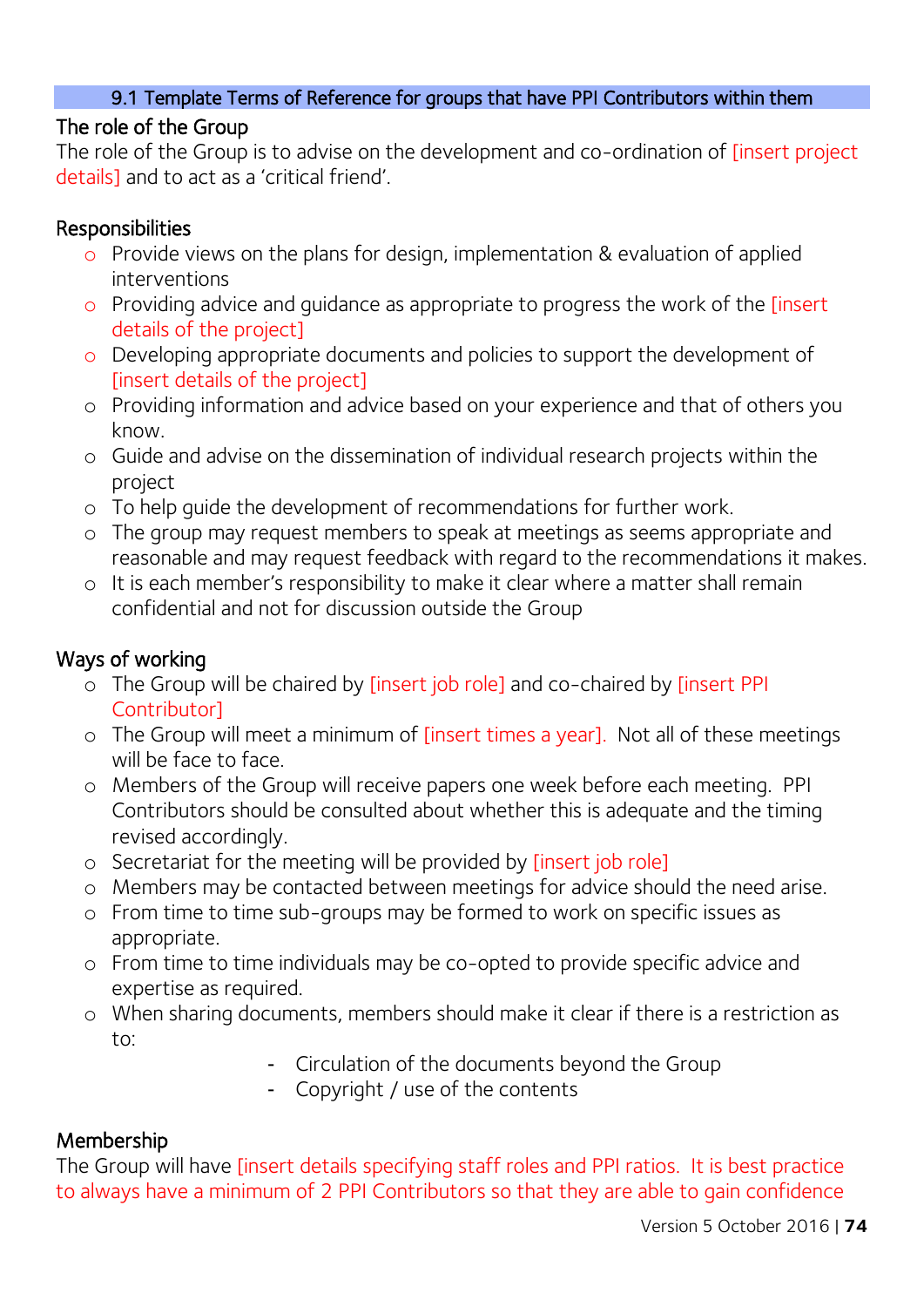## 9.1 Template Terms of Reference for groups that have PPI Contributors within them

### The role of the Group

The role of the Group is to advise on the development and co-ordination of [insert project details] and to act as a 'critical friend'.

### Responsibilities

- Provide views on the plans for design, implementation & evaluation of applied interventions
- Providing advice and guidance as appropriate to progress the work of the [insert details of the project]
- Developing appropriate documents and policies to support the development of [insert details of the project]
- Providing information and advice based on your experience and that of others you know.
- Guide and advise on the dissemination of individual research projects within the project
- To help guide the development of recommendations for further work.
- The group may request members to speak at meetings as seems appropriate and reasonable and may request feedback with regard to the recommendations it makes.
- It is each member's responsibility to make it clear where a matter shall remain confidential and not for discussion outside the Group

### Ways of working

- The Group will be chaired by [insert job role] and co-chaired by [insert PPI Contributor]
- The Group will meet a minimum of [insert times a year]. Not all of these meetings will be face to face.
- Members of the Group will receive papers one week before each meeting. PPI Contributors should be consulted about whether this is adequate and the timing revised accordingly.
- Secretariat for the meeting will be provided by [insert job role]
- Members may be contacted between meetings for advice should the need arise.
- From time to time sub-groups may be formed to work on specific issues as appropriate.
- From time to time individuals may be co-opted to provide specific advice and expertise as required.
- When sharing documents, members should make it clear if there is a restriction as to:
    - Circulation of the documents beyond the Group
    - Copyright / use of the contents

### Membership

The Group will have [insert details specifying staff roles and PPI ratios. It is best practice to always have a minimum of 2 PPI Contributors so that they are able to gain confidence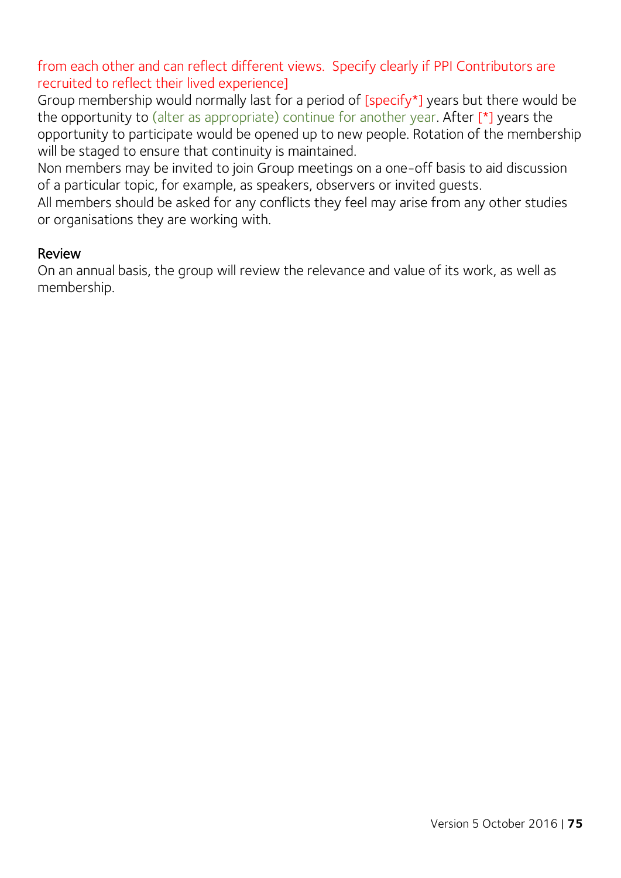from each other and can reflect different views. Specify clearly if PPI Contributors are recruited to reflect their lived experience]

Group membership would normally last for a period of [specify*] years but there would be the opportunity to (alter as appropriate) continue for another year. After [*] years the opportunity to participate would be opened up to new people. Rotation of the membership will be staged to ensure that continuity is maintained.

Non members may be invited to join Group meetings on a one-off basis to aid discussion of a particular topic, for example, as speakers, observers or invited guests.

All members should be asked for any conflicts they feel may arise from any other studies or organisations they are working with.

## Review

On an annual basis, the group will review the relevance and value of its work, as well as membership.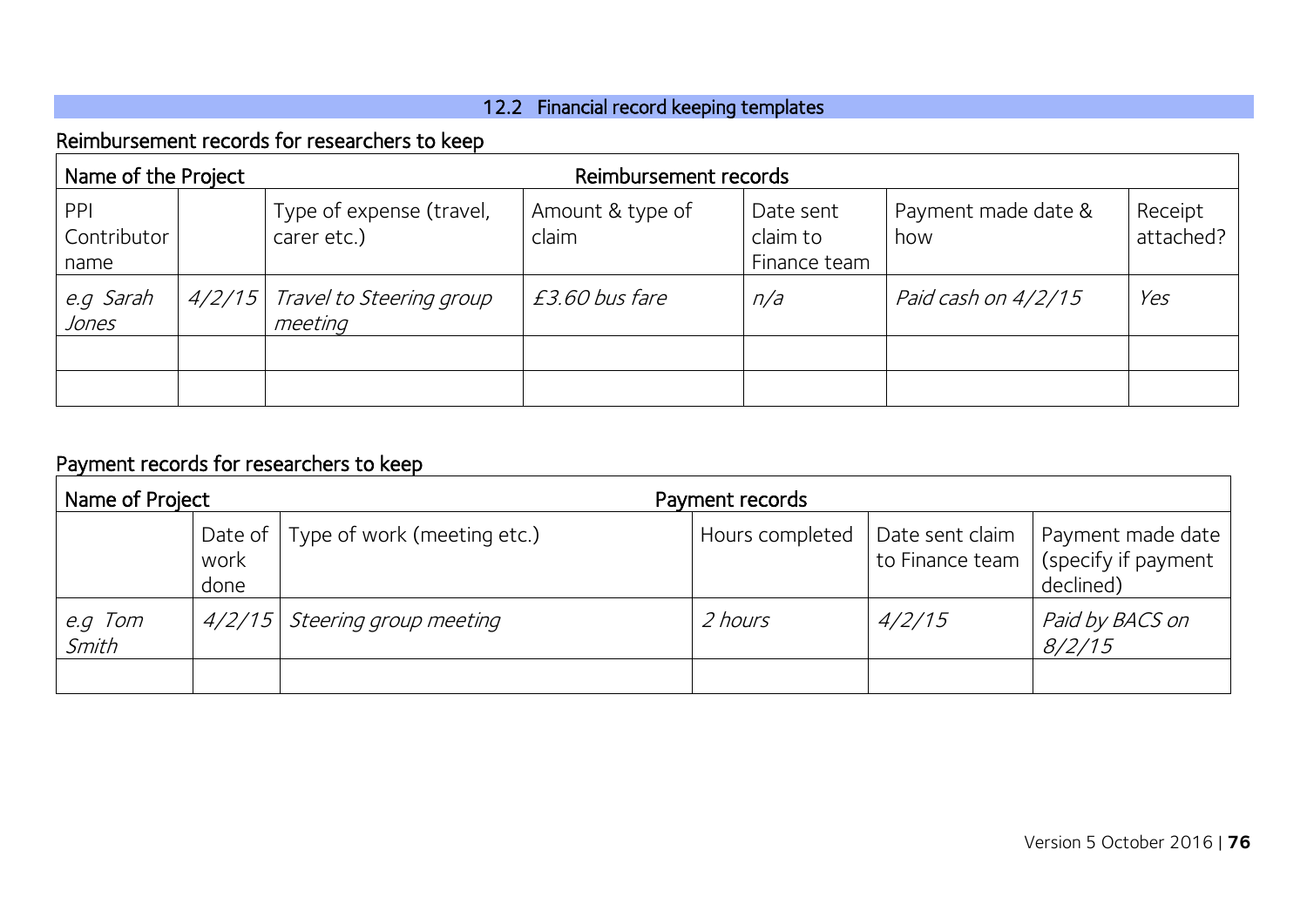## 12.2 Financial record keeping templates

### Reimbursement records for researchers to keep

| Name of the Project | | Reimbursement records | | | | |
|---|---|---|---|---|---|---|
| PPI Contributor name | | Type of expense (travel, carer etc.) | Amount & type of claim | Date sent claim to Finance team | Payment made date & how | Receipt attached? |
| *e.g Sarah Jones* | *4/2/15* | *Travel to Steering group meeting* | *£3.60 bus fare* | *n/a* | *Paid cash on 4/2/15* | *Yes* |
| | | | | | | |
| | | | | | | |

### Payment records for researchers to keep

| Name of Project | | Payment records | | | |
|---|---|---|---|---|---|
| | Date of work done | Type of work (meeting etc.) | Hours completed | Date sent claim to Finance team | Payment made date (specify if payment declined) |
| *e.g Tom Smith* | *4/2/15* | *Steering group meeting* | *2 hours* | *4/2/15* | *Paid by BACS on 8/2/15* |
| | | | | | |

Version 5 October 2016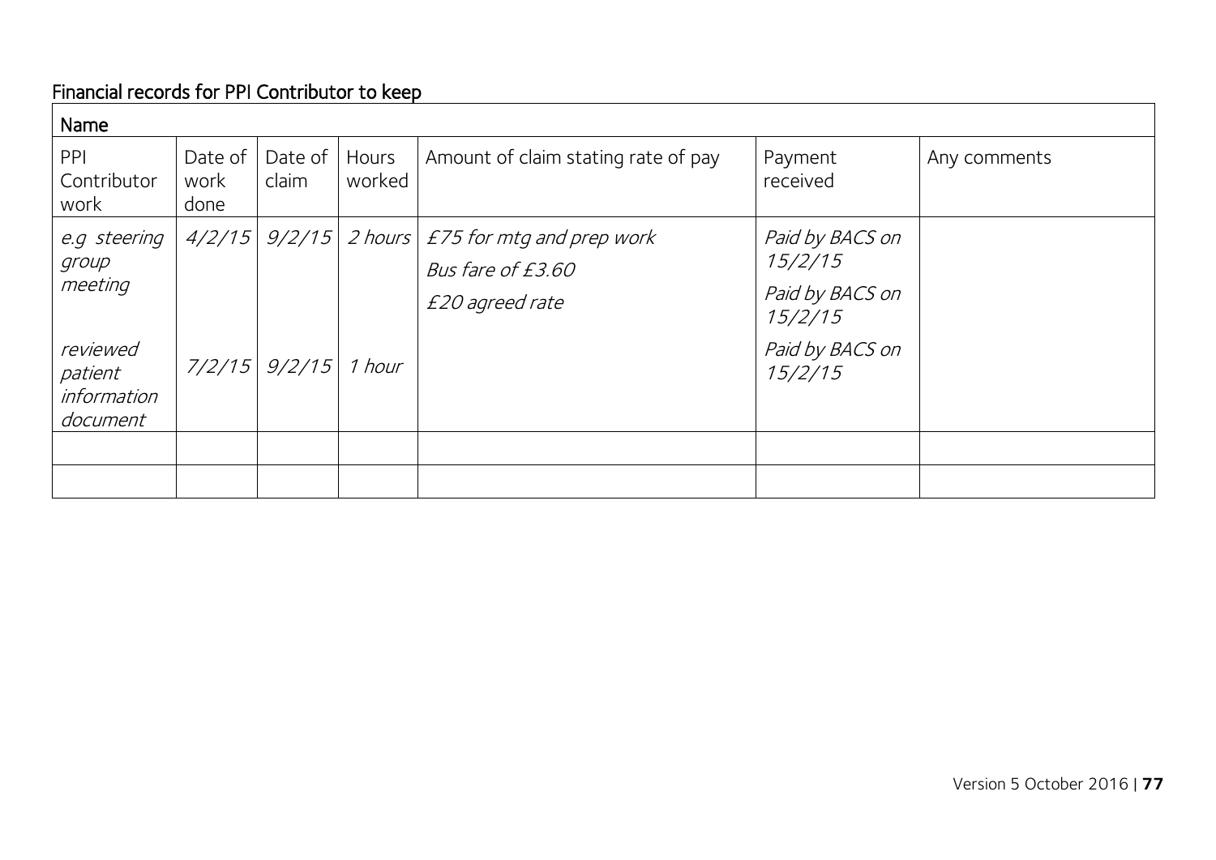## Financial records for PPI Contributor to keep

| Name | | | | | | |
|---|---|---|---|---|---|---|
| PPI Contributor work | Date of work done | Date of claim | Hours worked | Amount of claim stating rate of pay | Payment received | Any comments |
| *e.g steering group meeting* | *4/2/15* | *9/2/15* | *2 hours* | *£75 for mtg and prep work* | *Paid by BACS on 15/2/15* | |
| | | | | *Bus fare of £3.60* | *Paid by BACS on 15/2/15* | |
| *reviewed patient information document* | *7/2/15* | *9/2/15* | *1 hour* | *£20 agreed rate* | *Paid by BACS on 15/2/15* | |
| | | | | | | |
| | | | | | | |

Version 5 October 2016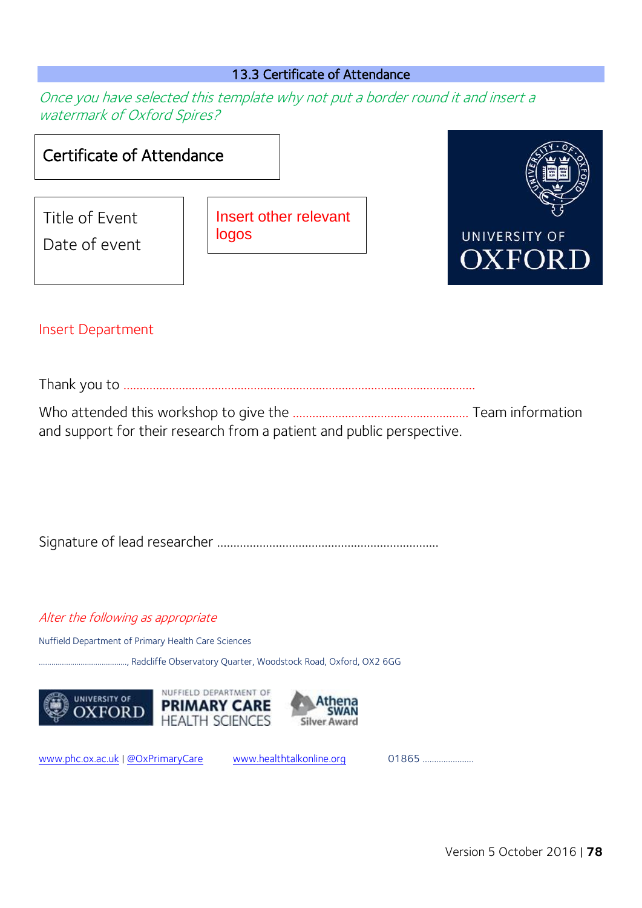## 13.3 Certificate of Attendance

*Once you have selected this template why not put a border round it and insert a watermark of Oxford Spires?*

Certificate of Attendance

Title of Event

Date of event

Insert other relevant logos

UNIVERSITY OF OXFORD

Insert Department

Thank you to ..........................................................................................................

Who attended this workshop to give the ..................................................... Team information and support for their research from a patient and public perspective.

Signature of lead researcher ...................................................................

*Alter the following as appropriate*

Nuffield Department of Primary Health Care Sciences

........................................, Radcliffe Observatory Quarter, Woodstock Road, Oxford, OX2 6GG

UNIVERSITY OF OXFORD | NUFFIELD DEPARTMENT OF PRIMARY CARE HEALTH SCIENCES | Athena SWAN Silver Award

www.phc.ox.ac.uk | @OxPrimaryCare    www.healthtalkonline.org    01865 ......................

Version 5 October 2016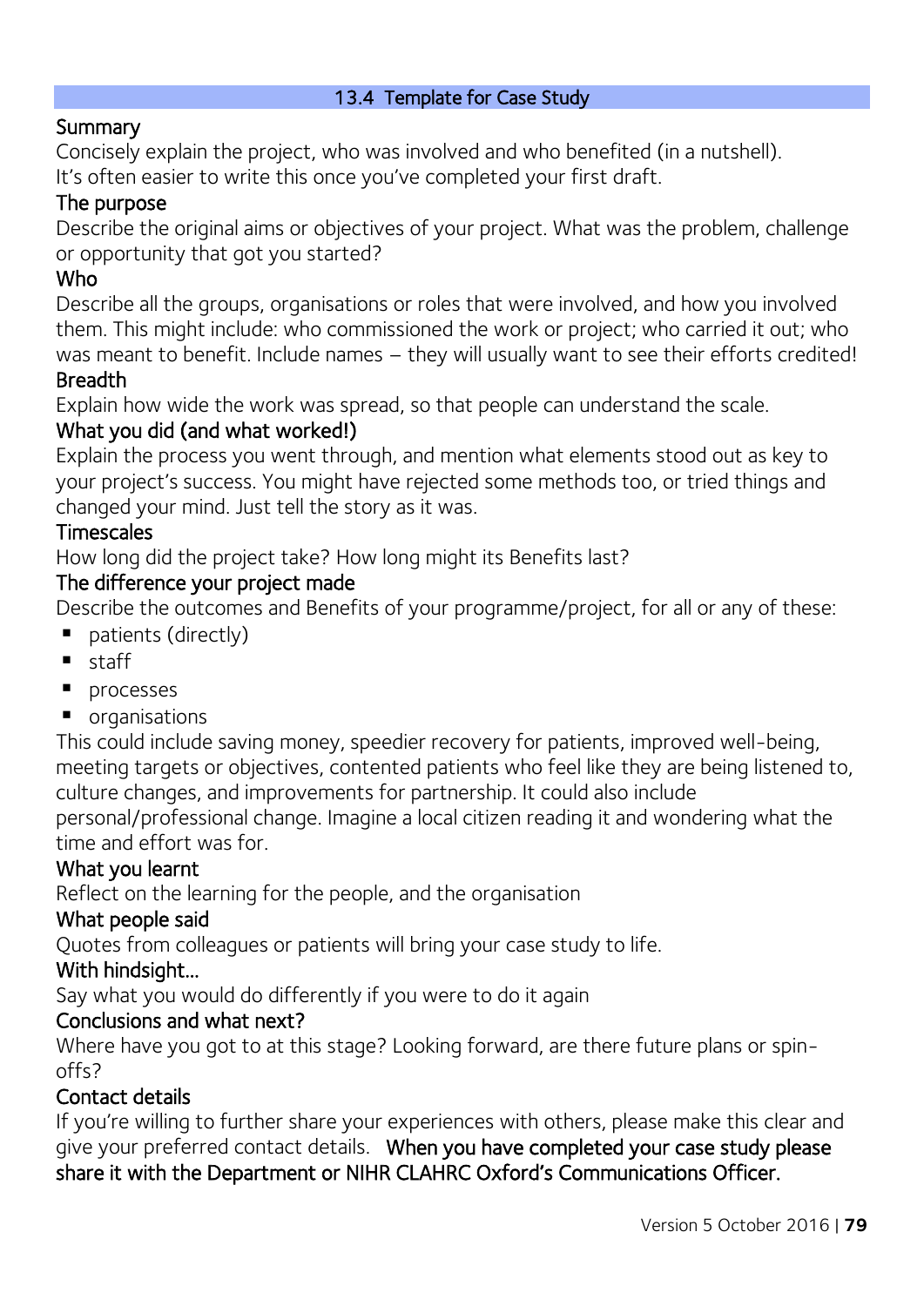## 13.4 Template for Case Study

### Summary

Concisely explain the project, who was involved and who benefited (in a nutshell). It's often easier to write this once you've completed your first draft.

### The purpose

Describe the original aims or objectives of your project. What was the problem, challenge or opportunity that got you started?

### Who

Describe all the groups, organisations or roles that were involved, and how you involved them. This might include: who commissioned the work or project; who carried it out; who was meant to benefit. Include names – they will usually want to see their efforts credited!

### Breadth

Explain how wide the work was spread, so that people can understand the scale.

### What you did (and what worked!)

Explain the process you went through, and mention what elements stood out as key to your project's success. You might have rejected some methods too, or tried things and changed your mind. Just tell the story as it was.

### Timescales

How long did the project take? How long might its Benefits last?

### The difference your project made

Describe the outcomes and Benefits of your programme/project, for all or any of these:

- patients (directly)
- staff
- processes
- organisations

This could include saving money, speedier recovery for patients, improved well-being, meeting targets or objectives, contented patients who feel like they are being listened to, culture changes, and improvements for partnership. It could also include personal/professional change. Imagine a local citizen reading it and wondering what the time and effort was for.

### What you learnt

Reflect on the learning for the people, and the organisation

### What people said

Quotes from colleagues or patients will bring your case study to life.

### With hindsight…

Say what you would do differently if you were to do it again

### Conclusions and what next?

Where have you got to at this stage? Looking forward, are there future plans or spin-offs?

### Contact details

If you're willing to further share your experiences with others, please make this clear and give your preferred contact details. **When you have completed your case study please share it with the Department or NIHR CLAHRC Oxford's Communications Officer.**